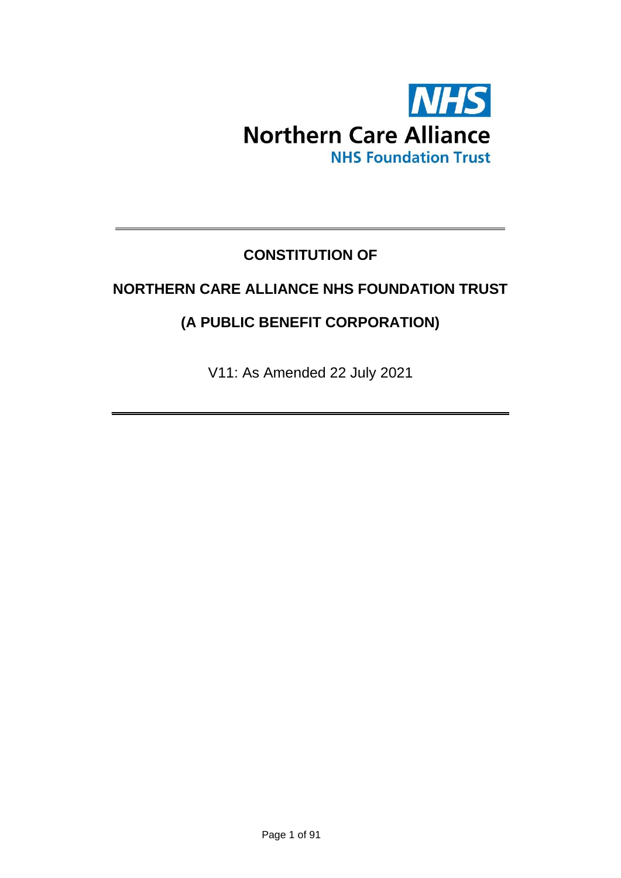NHS

Northern Care Alliance

NHS Foundation Trust

# CONSTITUTION OF

# NORTHERN CARE ALLIANCE NHS FOUNDATION TRUST

# (A PUBLIC BENEFIT CORPORATION)

V11: As Amended 22 July 2021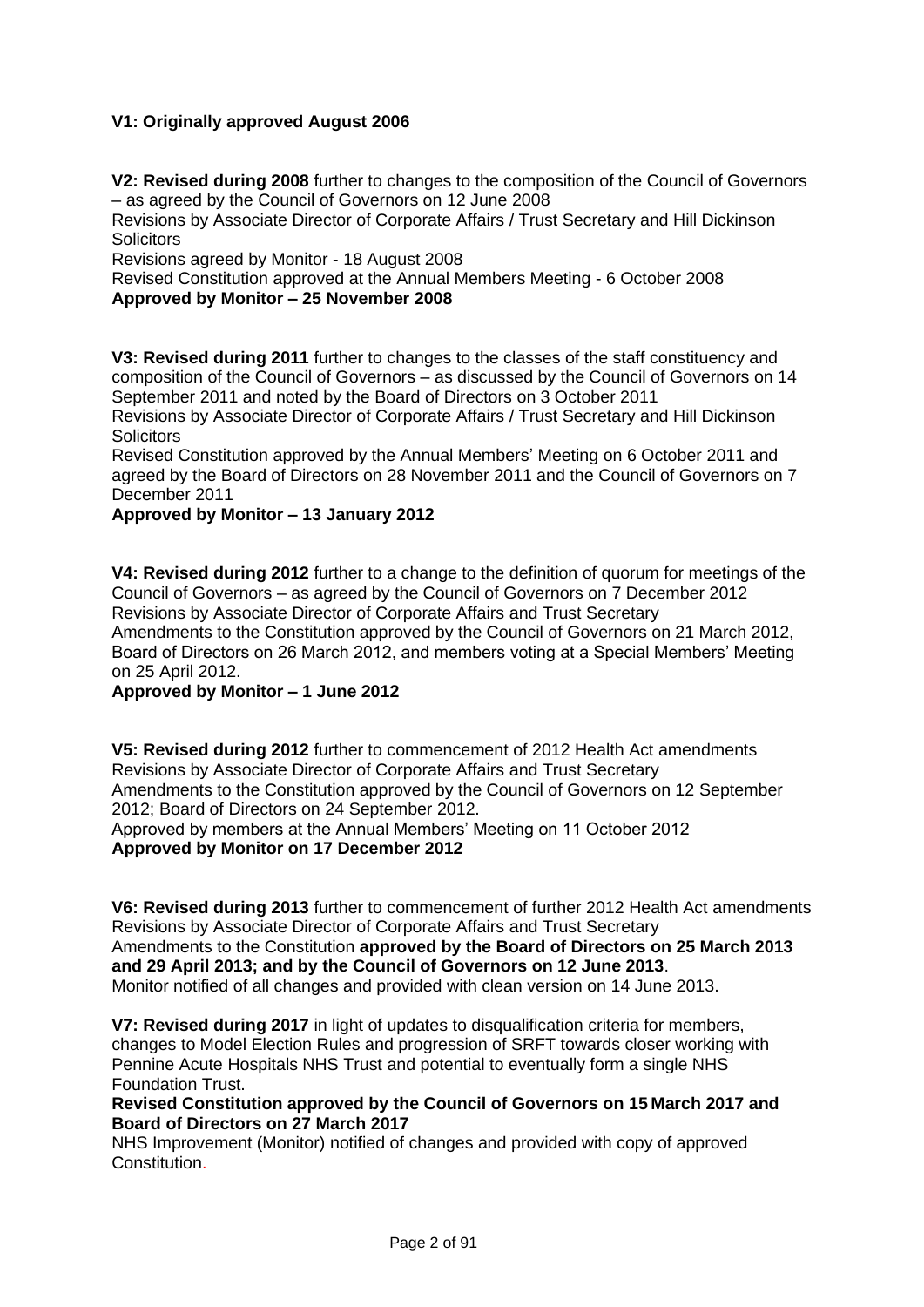**V1: Originally approved August 2006**

**V2: Revised during 2008** further to changes to the composition of the Council of Governors – as agreed by the Council of Governors on 12 June 2008
Revisions by Associate Director of Corporate Affairs / Trust Secretary and Hill Dickinson Solicitors
Revisions agreed by Monitor - 18 August 2008
Revised Constitution approved at the Annual Members Meeting - 6 October 2008
**Approved by Monitor – 25 November 2008**

**V3: Revised during 2011** further to changes to the classes of the staff constituency and composition of the Council of Governors – as discussed by the Council of Governors on 14 September 2011 and noted by the Board of Directors on 3 October 2011
Revisions by Associate Director of Corporate Affairs / Trust Secretary and Hill Dickinson Solicitors
Revised Constitution approved by the Annual Members' Meeting on 6 October 2011 and agreed by the Board of Directors on 28 November 2011 and the Council of Governors on 7 December 2011
**Approved by Monitor – 13 January 2012**

**V4: Revised during 2012** further to a change to the definition of quorum for meetings of the Council of Governors – as agreed by the Council of Governors on 7 December 2012
Revisions by Associate Director of Corporate Affairs and Trust Secretary
Amendments to the Constitution approved by the Council of Governors on 21 March 2012, Board of Directors on 26 March 2012, and members voting at a Special Members' Meeting on 25 April 2012.
**Approved by Monitor – 1 June 2012**

**V5: Revised during 2012** further to commencement of 2012 Health Act amendments
Revisions by Associate Director of Corporate Affairs and Trust Secretary
Amendments to the Constitution approved by the Council of Governors on 12 September 2012; Board of Directors on 24 September 2012.
Approved by members at the Annual Members' Meeting on 11 October 2012
**Approved by Monitor on 17 December 2012**

**V6: Revised during 2013** further to commencement of further 2012 Health Act amendments
Revisions by Associate Director of Corporate Affairs and Trust Secretary
Amendments to the Constitution **approved by the Board of Directors on 25 March 2013 and 29 April 2013; and by the Council of Governors on 12 June 2013**.
Monitor notified of all changes and provided with clean version on 14 June 2013.

**V7: Revised during 2017** in light of updates to disqualification criteria for members, changes to Model Election Rules and progression of SRFT towards closer working with Pennine Acute Hospitals NHS Trust and potential to eventually form a single NHS Foundation Trust.
**Revised Constitution approved by the Council of Governors on 15 March 2017 and Board of Directors on 27 March 2017**
NHS Improvement (Monitor) notified of changes and provided with copy of approved Constitution.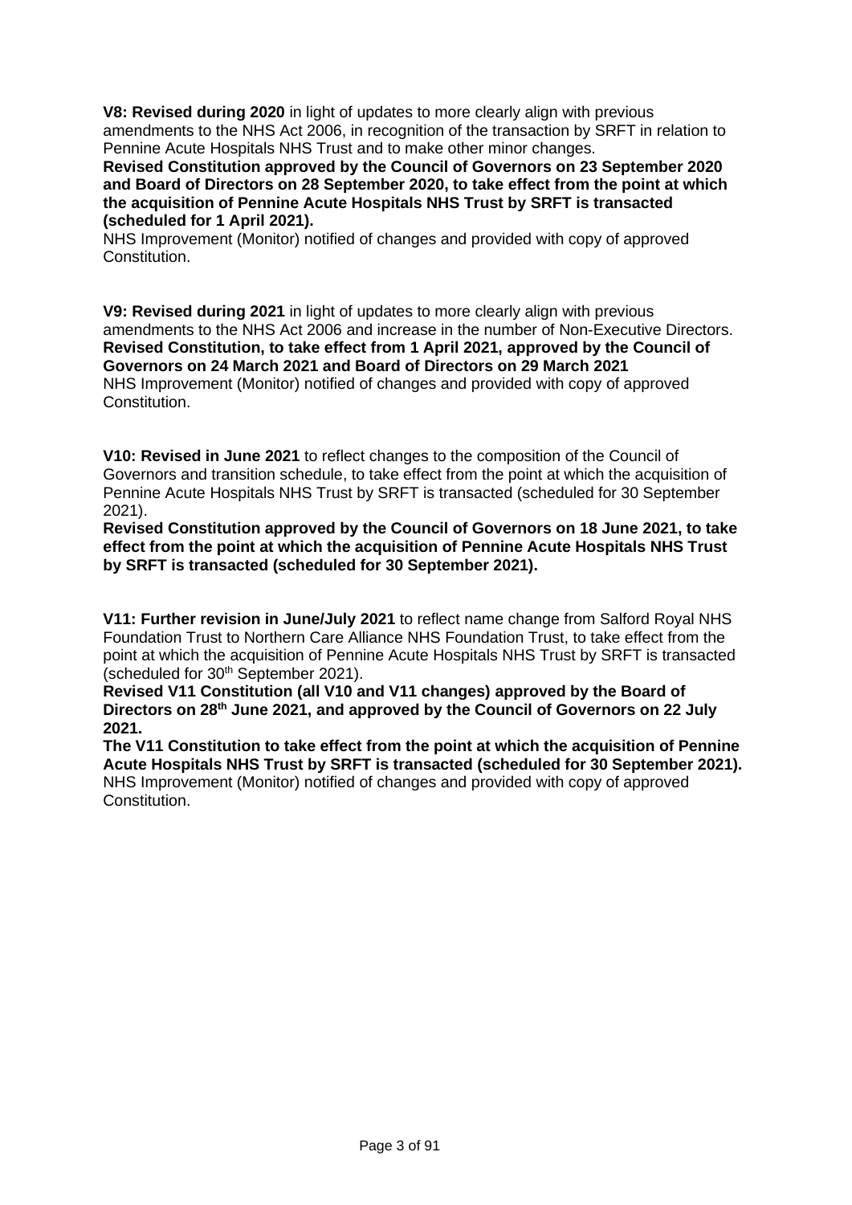**V8: Revised during 2020** in light of updates to more clearly align with previous amendments to the NHS Act 2006, in recognition of the transaction by SRFT in relation to Pennine Acute Hospitals NHS Trust and to make other minor changes.
**Revised Constitution approved by the Council of Governors on 23 September 2020 and Board of Directors on 28 September 2020, to take effect from the point at which the acquisition of Pennine Acute Hospitals NHS Trust by SRFT is transacted (scheduled for 1 April 2021).**
NHS Improvement (Monitor) notified of changes and provided with copy of approved Constitution.

**V9: Revised during 2021** in light of updates to more clearly align with previous amendments to the NHS Act 2006 and increase in the number of Non-Executive Directors.
**Revised Constitution, to take effect from 1 April 2021, approved by the Council of Governors on 24 March 2021 and Board of Directors on 29 March 2021**
NHS Improvement (Monitor) notified of changes and provided with copy of approved Constitution.

**V10: Revised in June 2021** to reflect changes to the composition of the Council of Governors and transition schedule, to take effect from the point at which the acquisition of Pennine Acute Hospitals NHS Trust by SRFT is transacted (scheduled for 30 September 2021).
**Revised Constitution approved by the Council of Governors on 18 June 2021, to take effect from the point at which the acquisition of Pennine Acute Hospitals NHS Trust by SRFT is transacted (scheduled for 30 September 2021).**

**V11: Further revision in June/July 2021** to reflect name change from Salford Royal NHS Foundation Trust to Northern Care Alliance NHS Foundation Trust, to take effect from the point at which the acquisition of Pennine Acute Hospitals NHS Trust by SRFT is transacted (scheduled for 30th September 2021).
**Revised V11 Constitution (all V10 and V11 changes) approved by the Board of Directors on 28th June 2021, and approved by the Council of Governors on 22 July 2021.**
**The V11 Constitution to take effect from the point at which the acquisition of Pennine Acute Hospitals NHS Trust by SRFT is transacted (scheduled for 30 September 2021).**
NHS Improvement (Monitor) notified of changes and provided with copy of approved Constitution.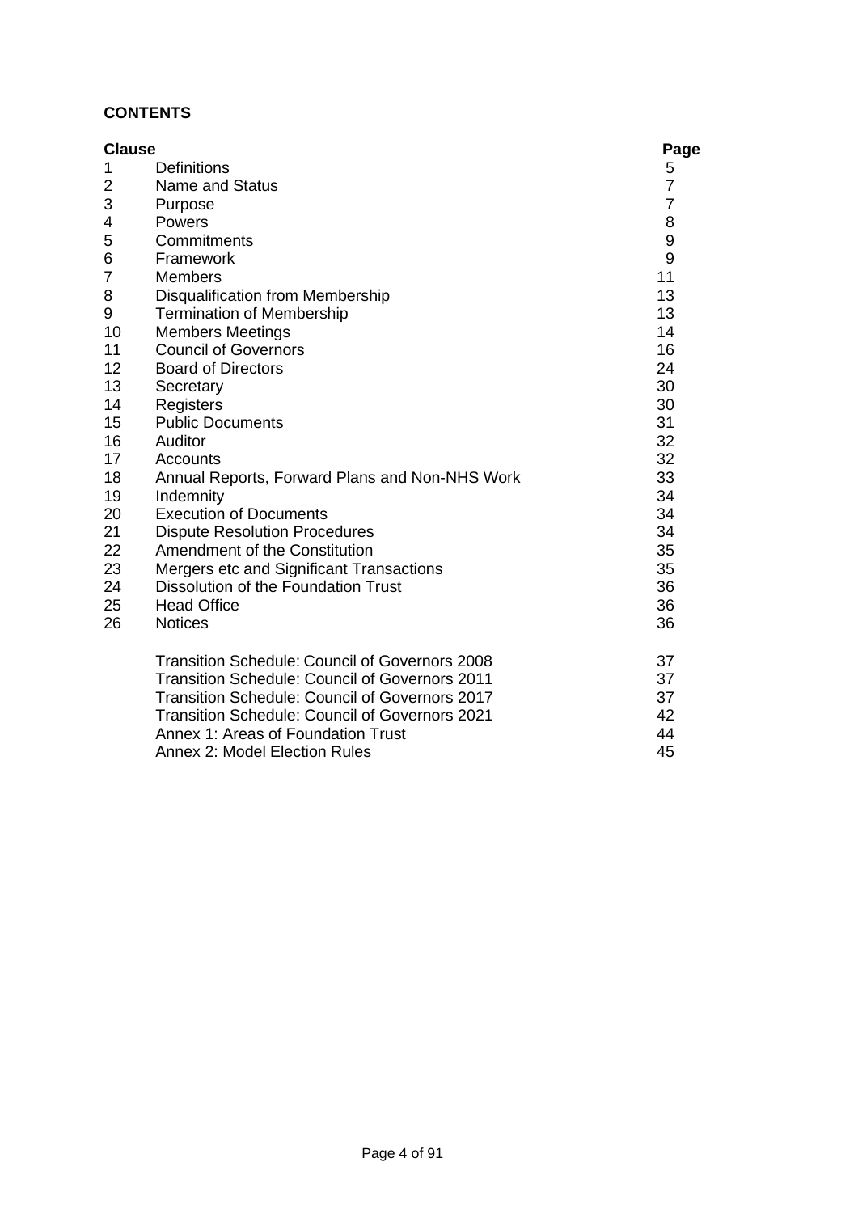**CONTENTS**

| Clause | | Page |
|---|---|---|
| 1 | Definitions | 5 |
| 2 | Name and Status | 7 |
| 3 | Purpose | 7 |
| 4 | Powers | 8 |
| 5 | Commitments | 9 |
| 6 | Framework | 9 |
| 7 | Members | 11 |
| 8 | Disqualification from Membership | 13 |
| 9 | Termination of Membership | 13 |
| 10 | Members Meetings | 14 |
| 11 | Council of Governors | 16 |
| 12 | Board of Directors | 24 |
| 13 | Secretary | 30 |
| 14 | Registers | 30 |
| 15 | Public Documents | 31 |
| 16 | Auditor | 32 |
| 17 | Accounts | 32 |
| 18 | Annual Reports, Forward Plans and Non-NHS Work | 33 |
| 19 | Indemnity | 34 |
| 20 | Execution of Documents | 34 |
| 21 | Dispute Resolution Procedures | 34 |
| 22 | Amendment of the Constitution | 35 |
| 23 | Mergers etc and Significant Transactions | 35 |
| 24 | Dissolution of the Foundation Trust | 36 |
| 25 | Head Office | 36 |
| 26 | Notices | 36 |
| | Transition Schedule: Council of Governors 2008 | 37 |
| | Transition Schedule: Council of Governors 2011 | 37 |
| | Transition Schedule: Council of Governors 2017 | 37 |
| | Transition Schedule: Council of Governors 2021 | 42 |
| | Annex 1: Areas of Foundation Trust | 44 |
| | Annex 2: Model Election Rules | 45 |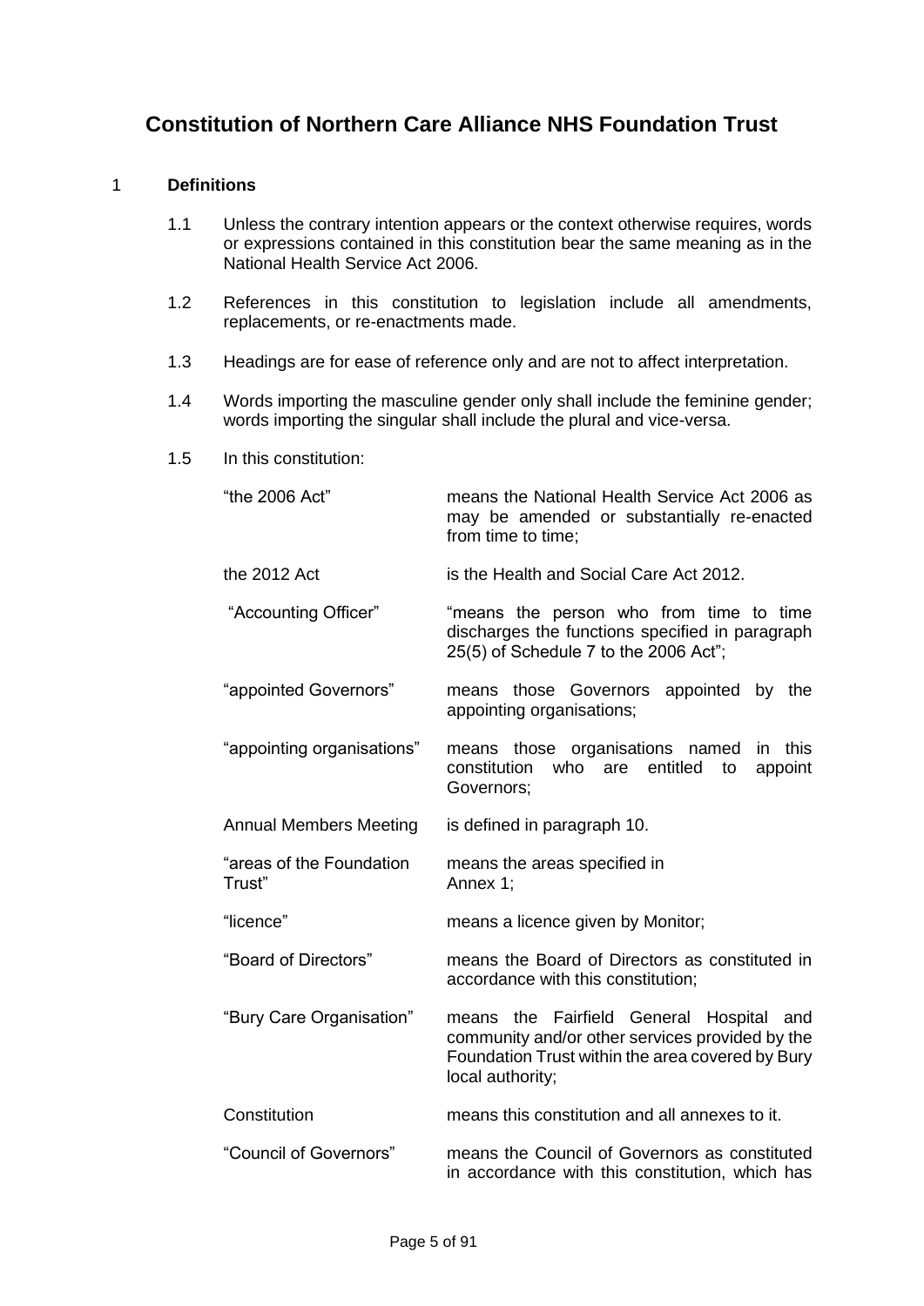# Constitution of Northern Care Alliance NHS Foundation Trust

## 1 Definitions

1.1 Unless the contrary intention appears or the context otherwise requires, words or expressions contained in this constitution bear the same meaning as in the National Health Service Act 2006.

1.2 References in this constitution to legislation include all amendments, replacements, or re-enactments made.

1.3 Headings are for ease of reference only and are not to affect interpretation.

1.4 Words importing the masculine gender only shall include the feminine gender; words importing the singular shall include the plural and vice-versa.

1.5 In this constitution:

| | |
|---|---|
| "the 2006 Act" | means the National Health Service Act 2006 as may be amended or substantially re-enacted from time to time; |
| the 2012 Act | is the Health and Social Care Act 2012. |
| "Accounting Officer" | "means the person who from time to time discharges the functions specified in paragraph 25(5) of Schedule 7 to the 2006 Act"; |
| "appointed Governors" | means those Governors appointed by the appointing organisations; |
| "appointing organisations" | means those organisations named in this constitution who are entitled to appoint Governors; |
| Annual Members Meeting | is defined in paragraph 10. |
| "areas of the Foundation Trust" | means the areas specified in Annex 1; |
| "licence" | means a licence given by Monitor; |
| "Board of Directors" | means the Board of Directors as constituted in accordance with this constitution; |
| "Bury Care Organisation" | means the Fairfield General Hospital and community and/or other services provided by the Foundation Trust within the area covered by Bury local authority; |
| Constitution | means this constitution and all annexes to it. |
| "Council of Governors" | means the Council of Governors as constituted in accordance with this constitution, which has |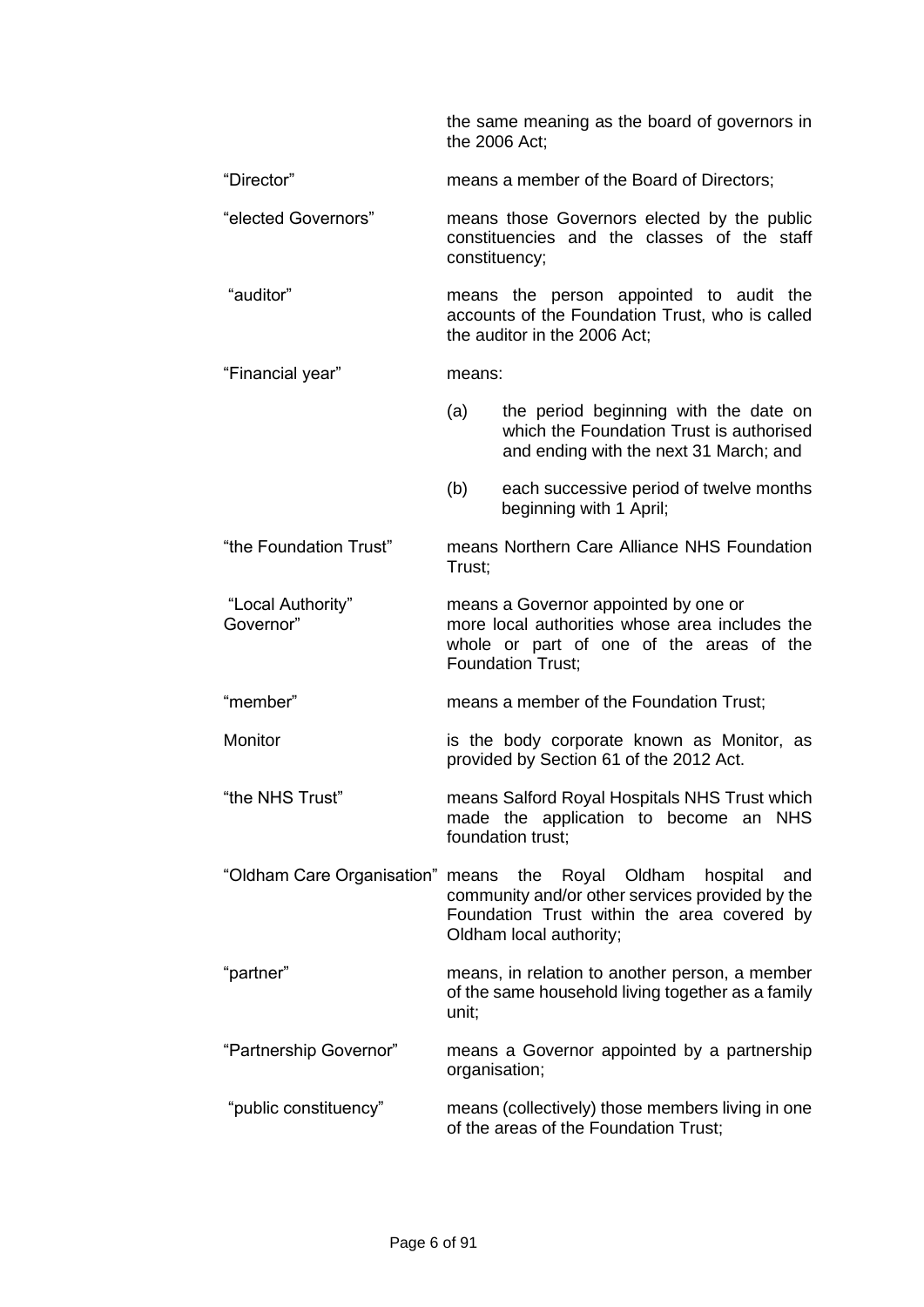the same meaning as the board of governors in the 2006 Act;

| | |
|---|---|
| "Director" | means a member of the Board of Directors; |
| "elected Governors" | means those Governors elected by the public constituencies and the classes of the staff constituency; |
| "auditor" | means the person appointed to audit the accounts of the Foundation Trust, who is called the auditor in the 2006 Act; |
| "Financial year" | means: (a) the period beginning with the date on which the Foundation Trust is authorised and ending with the next 31 March; and (b) each successive period of twelve months beginning with 1 April; |
| "the Foundation Trust" | means Northern Care Alliance NHS Foundation Trust; |
| "Local Authority" Governor" | means a Governor appointed by one or more local authorities whose area includes the whole or part of one of the areas of the Foundation Trust; |
| "member" | means a member of the Foundation Trust; |
| Monitor | is the body corporate known as Monitor, as provided by Section 61 of the 2012 Act. |
| "the NHS Trust" | means Salford Royal Hospitals NHS Trust which made the application to become an NHS foundation trust; |
| "Oldham Care Organisation" | means the Royal Oldham hospital and community and/or other services provided by the Foundation Trust within the area covered by Oldham local authority; |
| "partner" | means, in relation to another person, a member of the same household living together as a family unit; |
| "Partnership Governor" | means a Governor appointed by a partnership organisation; |
| "public constituency" | means (collectively) those members living in one of the areas of the Foundation Trust; |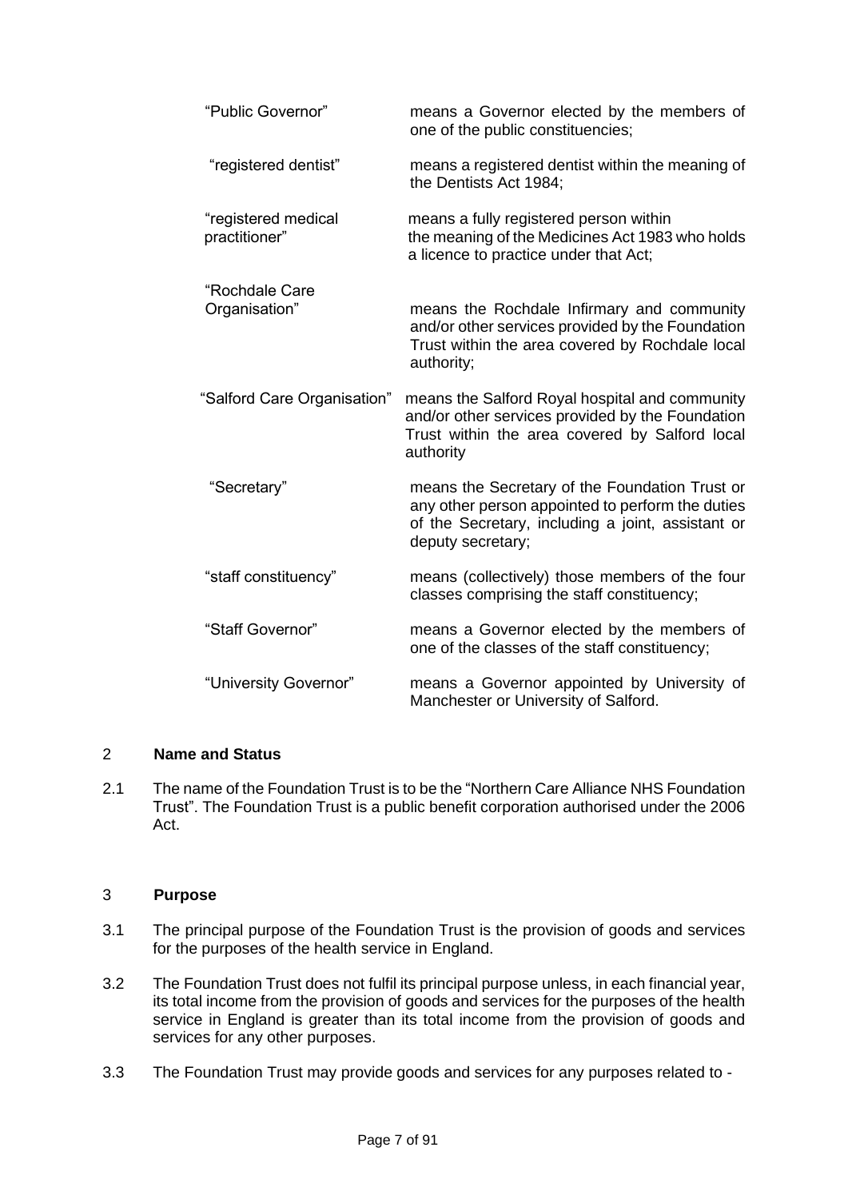| | |
|---|---|
| "Public Governor" | means a Governor elected by the members of one of the public constituencies; |
| "registered dentist" | means a registered dentist within the meaning of the Dentists Act 1984; |
| "registered medical practitioner" | means a fully registered person within the meaning of the Medicines Act 1983 who holds a licence to practice under that Act; |
| "Rochdale Care Organisation" | means the Rochdale Infirmary and community and/or other services provided by the Foundation Trust within the area covered by Rochdale local authority; |
| "Salford Care Organisation" | means the Salford Royal hospital and community and/or other services provided by the Foundation Trust within the area covered by Salford local authority |
| "Secretary" | means the Secretary of the Foundation Trust or any other person appointed to perform the duties of the Secretary, including a joint, assistant or deputy secretary; |
| "staff constituency" | means (collectively) those members of the four classes comprising the staff constituency; |
| "Staff Governor" | means a Governor elected by the members of one of the classes of the staff constituency; |
| "University Governor" | means a Governor appointed by University of Manchester or University of Salford. |

## 2 Name and Status

2.1 The name of the Foundation Trust is to be the "Northern Care Alliance NHS Foundation Trust". The Foundation Trust is a public benefit corporation authorised under the 2006 Act.

## 3 Purpose

3.1 The principal purpose of the Foundation Trust is the provision of goods and services for the purposes of the health service in England.

3.2 The Foundation Trust does not fulfil its principal purpose unless, in each financial year, its total income from the provision of goods and services for the purposes of the health service in England is greater than its total income from the provision of goods and services for any other purposes.

3.3 The Foundation Trust may provide goods and services for any purposes related to -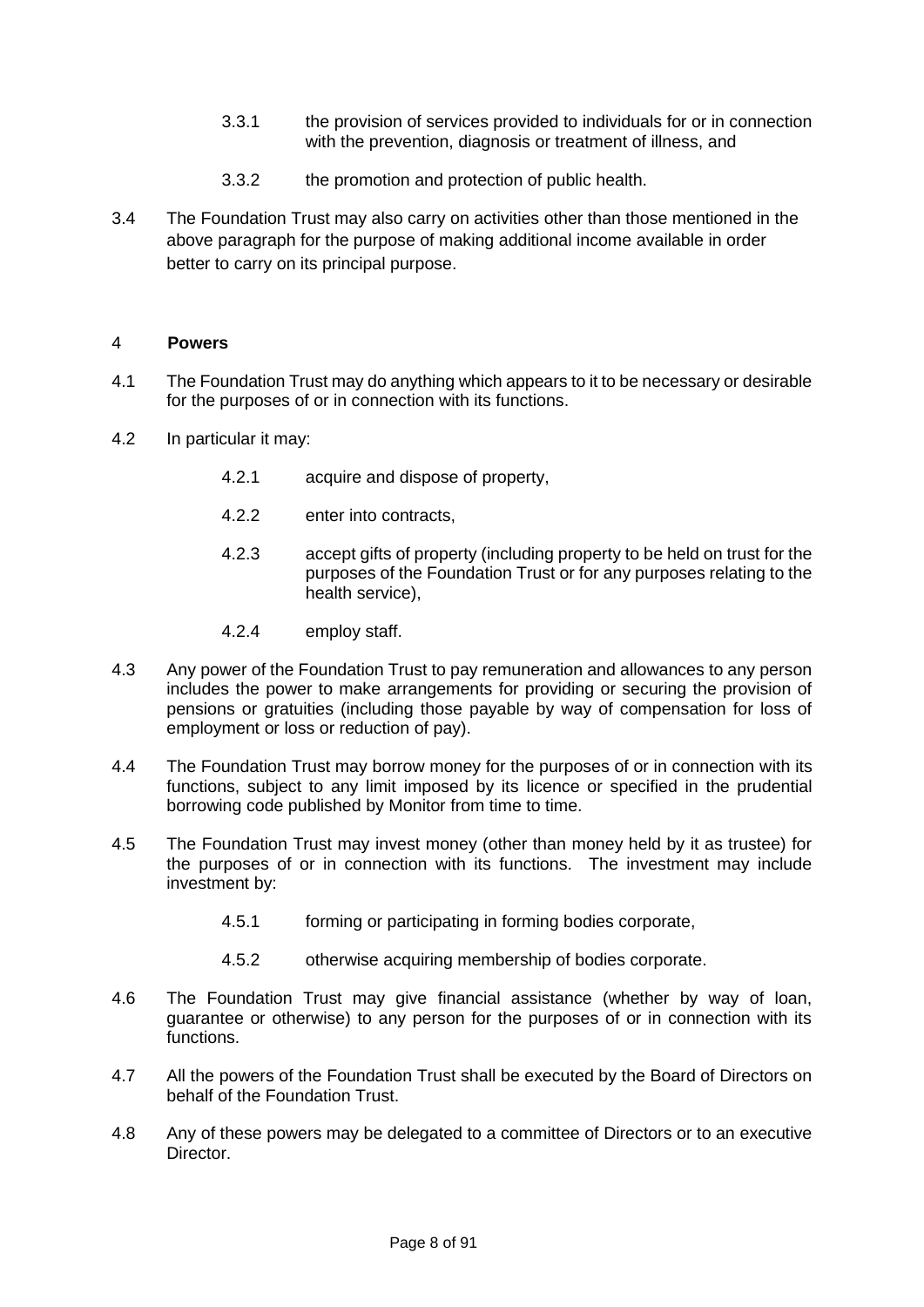3.3.1 the provision of services provided to individuals for or in connection with the prevention, diagnosis or treatment of illness, and

3.3.2 the promotion and protection of public health.

3.4 The Foundation Trust may also carry on activities other than those mentioned in the above paragraph for the purpose of making additional income available in order better to carry on its principal purpose.

## 4 Powers

4.1 The Foundation Trust may do anything which appears to it to be necessary or desirable for the purposes of or in connection with its functions.

4.2 In particular it may:

4.2.1 acquire and dispose of property,

4.2.2 enter into contracts,

4.2.3 accept gifts of property (including property to be held on trust for the purposes of the Foundation Trust or for any purposes relating to the health service),

4.2.4 employ staff.

4.3 Any power of the Foundation Trust to pay remuneration and allowances to any person includes the power to make arrangements for providing or securing the provision of pensions or gratuities (including those payable by way of compensation for loss of employment or loss or reduction of pay).

4.4 The Foundation Trust may borrow money for the purposes of or in connection with its functions, subject to any limit imposed by its licence or specified in the prudential borrowing code published by Monitor from time to time.

4.5 The Foundation Trust may invest money (other than money held by it as trustee) for the purposes of or in connection with its functions. The investment may include investment by:

4.5.1 forming or participating in forming bodies corporate,

4.5.2 otherwise acquiring membership of bodies corporate.

4.6 The Foundation Trust may give financial assistance (whether by way of loan, guarantee or otherwise) to any person for the purposes of or in connection with its functions.

4.7 All the powers of the Foundation Trust shall be executed by the Board of Directors on behalf of the Foundation Trust.

4.8 Any of these powers may be delegated to a committee of Directors or to an executive Director.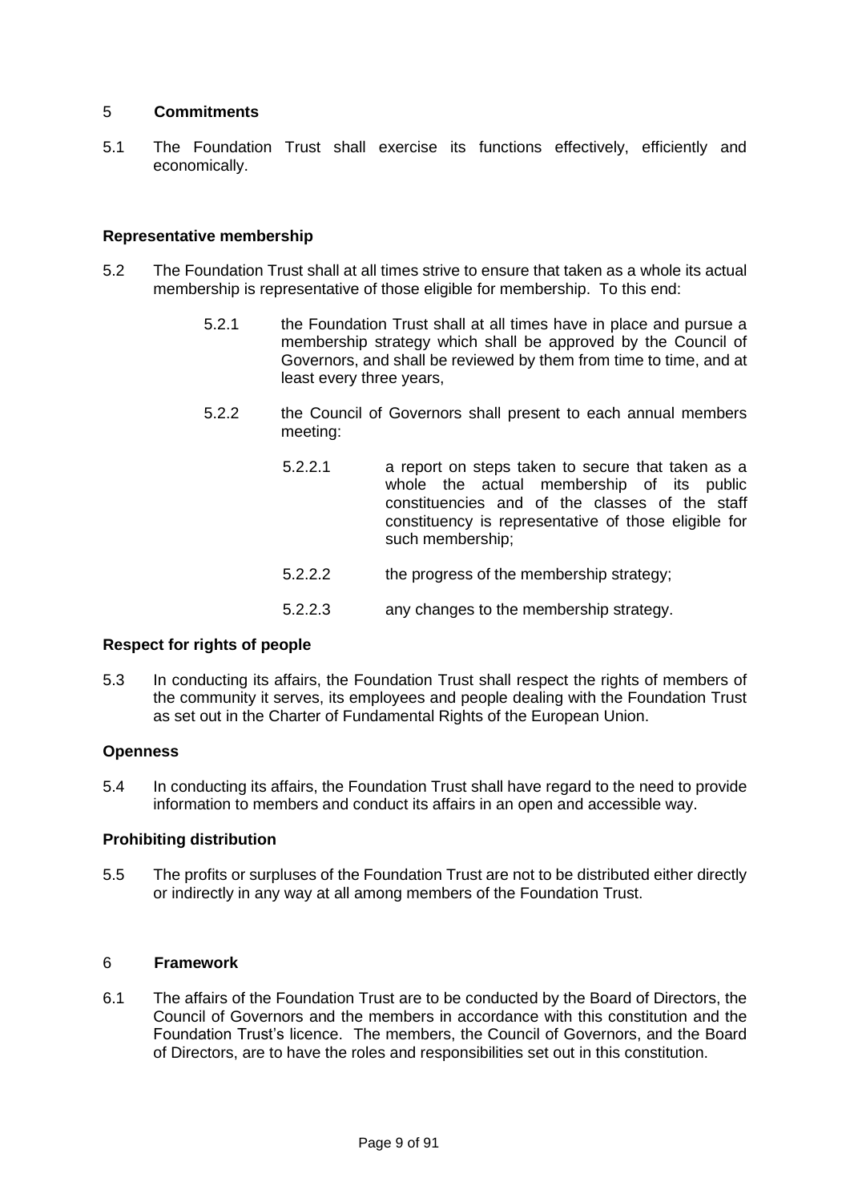## 5 Commitments

5.1 The Foundation Trust shall exercise its functions effectively, efficiently and economically.

**Representative membership**

5.2 The Foundation Trust shall at all times strive to ensure that taken as a whole its actual membership is representative of those eligible for membership. To this end:

5.2.1 the Foundation Trust shall at all times have in place and pursue a membership strategy which shall be approved by the Council of Governors, and shall be reviewed by them from time to time, and at least every three years,

5.2.2 the Council of Governors shall present to each annual members meeting:

5.2.2.1 a report on steps taken to secure that taken as a whole the actual membership of its public constituencies and of the classes of the staff constituency is representative of those eligible for such membership;

5.2.2.2 the progress of the membership strategy;

5.2.2.3 any changes to the membership strategy.

**Respect for rights of people**

5.3 In conducting its affairs, the Foundation Trust shall respect the rights of members of the community it serves, its employees and people dealing with the Foundation Trust as set out in the Charter of Fundamental Rights of the European Union.

**Openness**

5.4 In conducting its affairs, the Foundation Trust shall have regard to the need to provide information to members and conduct its affairs in an open and accessible way.

**Prohibiting distribution**

5.5 The profits or surpluses of the Foundation Trust are not to be distributed either directly or indirectly in any way at all among members of the Foundation Trust.

## 6 Framework

6.1 The affairs of the Foundation Trust are to be conducted by the Board of Directors, the Council of Governors and the members in accordance with this constitution and the Foundation Trust's licence. The members, the Council of Governors, and the Board of Directors, are to have the roles and responsibilities set out in this constitution.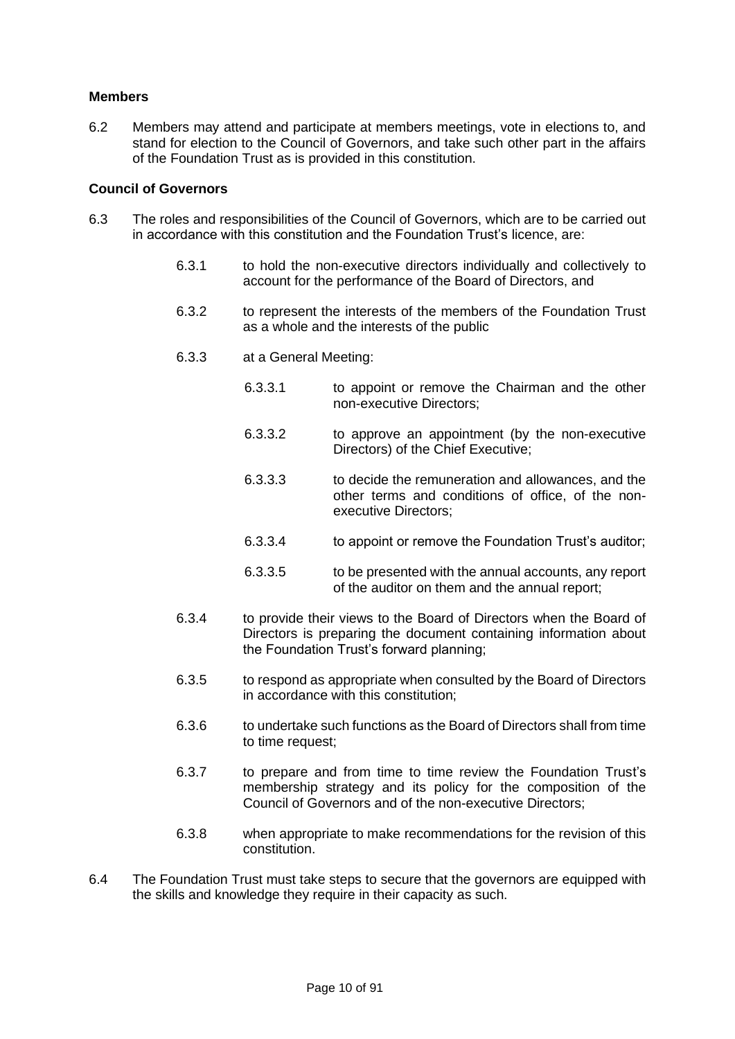**Members**

6.2 Members may attend and participate at members meetings, vote in elections to, and stand for election to the Council of Governors, and take such other part in the affairs of the Foundation Trust as is provided in this constitution.

**Council of Governors**

6.3 The roles and responsibilities of the Council of Governors, which are to be carried out in accordance with this constitution and the Foundation Trust's licence, are:

6.3.1 to hold the non-executive directors individually and collectively to account for the performance of the Board of Directors, and

6.3.2 to represent the interests of the members of the Foundation Trust as a whole and the interests of the public

6.3.3 at a General Meeting:

6.3.3.1 to appoint or remove the Chairman and the other non-executive Directors;

6.3.3.2 to approve an appointment (by the non-executive Directors) of the Chief Executive;

6.3.3.3 to decide the remuneration and allowances, and the other terms and conditions of office, of the non-executive Directors;

6.3.3.4 to appoint or remove the Foundation Trust's auditor;

6.3.3.5 to be presented with the annual accounts, any report of the auditor on them and the annual report;

6.3.4 to provide their views to the Board of Directors when the Board of Directors is preparing the document containing information about the Foundation Trust's forward planning;

6.3.5 to respond as appropriate when consulted by the Board of Directors in accordance with this constitution;

6.3.6 to undertake such functions as the Board of Directors shall from time to time request;

6.3.7 to prepare and from time to time review the Foundation Trust's membership strategy and its policy for the composition of the Council of Governors and of the non-executive Directors;

6.3.8 when appropriate to make recommendations for the revision of this constitution.

6.4 The Foundation Trust must take steps to secure that the governors are equipped with the skills and knowledge they require in their capacity as such.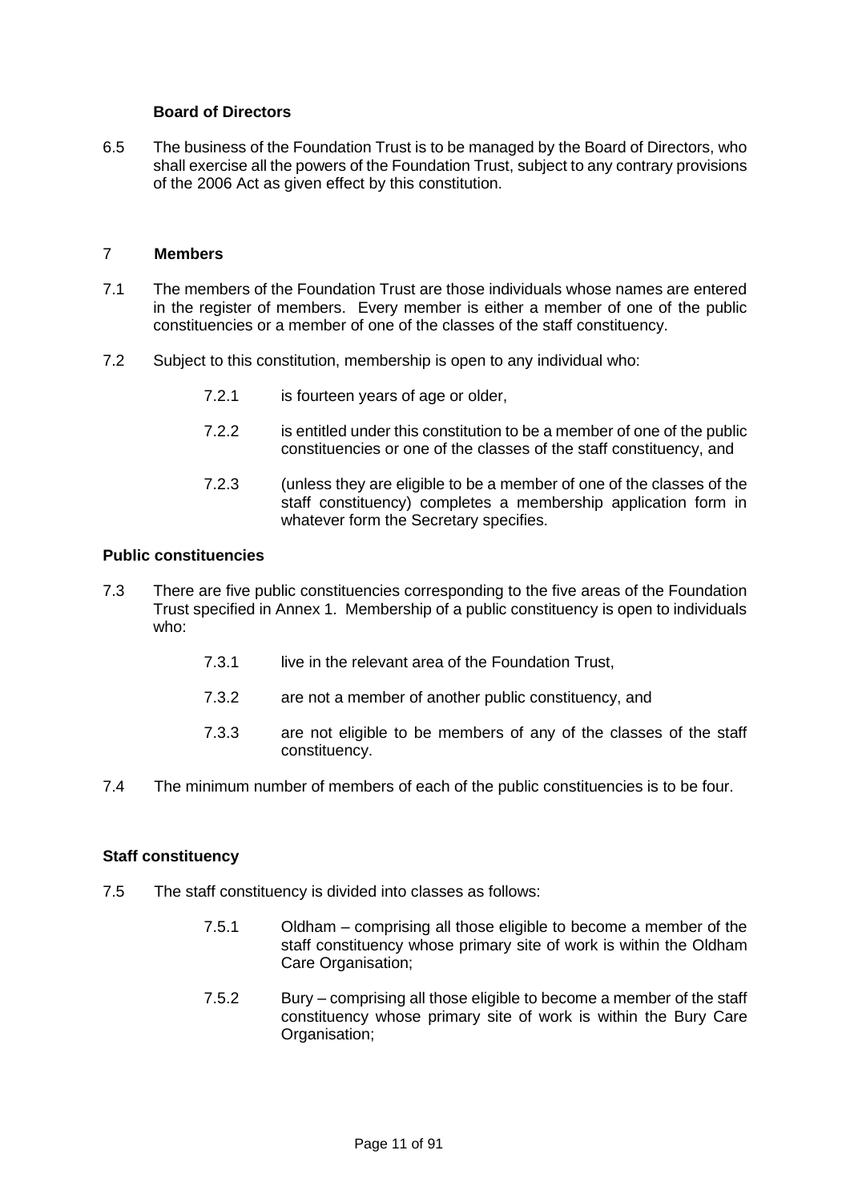### Board of Directors

6.5 The business of the Foundation Trust is to be managed by the Board of Directors, who shall exercise all the powers of the Foundation Trust, subject to any contrary provisions of the 2006 Act as given effect by this constitution.

## 7 Members

7.1 The members of the Foundation Trust are those individuals whose names are entered in the register of members. Every member is either a member of one of the public constituencies or a member of one of the classes of the staff constituency.

7.2 Subject to this constitution, membership is open to any individual who:

- 7.2.1 is fourteen years of age or older,
- 7.2.2 is entitled under this constitution to be a member of one of the public constituencies or one of the classes of the staff constituency, and
- 7.2.3 (unless they are eligible to be a member of one of the classes of the staff constituency) completes a membership application form in whatever form the Secretary specifies.

### Public constituencies

7.3 There are five public constituencies corresponding to the five areas of the Foundation Trust specified in Annex 1. Membership of a public constituency is open to individuals who:

- 7.3.1 live in the relevant area of the Foundation Trust,
- 7.3.2 are not a member of another public constituency, and
- 7.3.3 are not eligible to be members of any of the classes of the staff constituency.

7.4 The minimum number of members of each of the public constituencies is to be four.

### Staff constituency

7.5 The staff constituency is divided into classes as follows:

- 7.5.1 Oldham – comprising all those eligible to become a member of the staff constituency whose primary site of work is within the Oldham Care Organisation;
- 7.5.2 Bury – comprising all those eligible to become a member of the staff constituency whose primary site of work is within the Bury Care Organisation;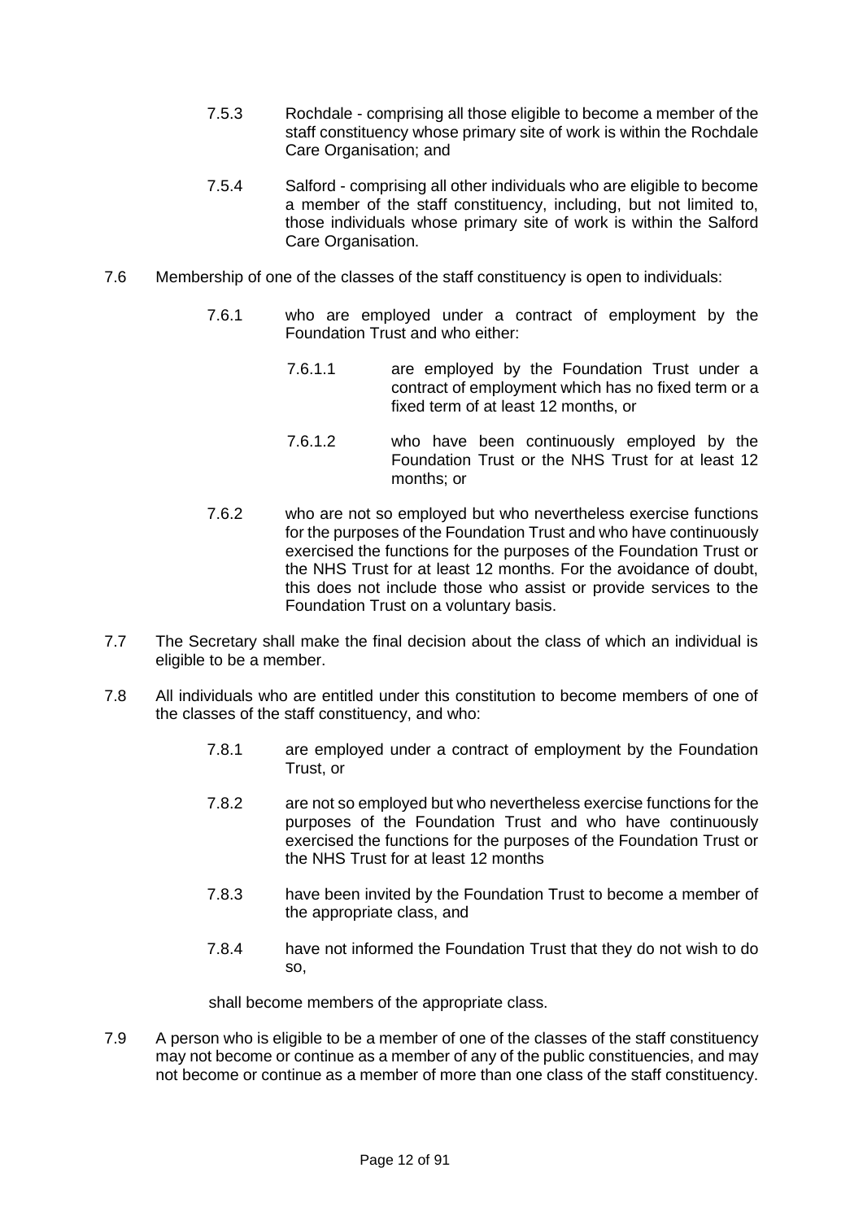7.5.3 Rochdale - comprising all those eligible to become a member of the staff constituency whose primary site of work is within the Rochdale Care Organisation; and

7.5.4 Salford - comprising all other individuals who are eligible to become a member of the staff constituency, including, but not limited to, those individuals whose primary site of work is within the Salford Care Organisation.

7.6 Membership of one of the classes of the staff constituency is open to individuals:

7.6.1 who are employed under a contract of employment by the Foundation Trust and who either:

7.6.1.1 are employed by the Foundation Trust under a contract of employment which has no fixed term or a fixed term of at least 12 months, or

7.6.1.2 who have been continuously employed by the Foundation Trust or the NHS Trust for at least 12 months; or

7.6.2 who are not so employed but who nevertheless exercise functions for the purposes of the Foundation Trust and who have continuously exercised the functions for the purposes of the Foundation Trust or the NHS Trust for at least 12 months. For the avoidance of doubt, this does not include those who assist or provide services to the Foundation Trust on a voluntary basis.

7.7 The Secretary shall make the final decision about the class of which an individual is eligible to be a member.

7.8 All individuals who are entitled under this constitution to become members of one of the classes of the staff constituency, and who:

7.8.1 are employed under a contract of employment by the Foundation Trust, or

7.8.2 are not so employed but who nevertheless exercise functions for the purposes of the Foundation Trust and who have continuously exercised the functions for the purposes of the Foundation Trust or the NHS Trust for at least 12 months

7.8.3 have been invited by the Foundation Trust to become a member of the appropriate class, and

7.8.4 have not informed the Foundation Trust that they do not wish to do so,

shall become members of the appropriate class.

7.9 A person who is eligible to be a member of one of the classes of the staff constituency may not become or continue as a member of any of the public constituencies, and may not become or continue as a member of more than one class of the staff constituency.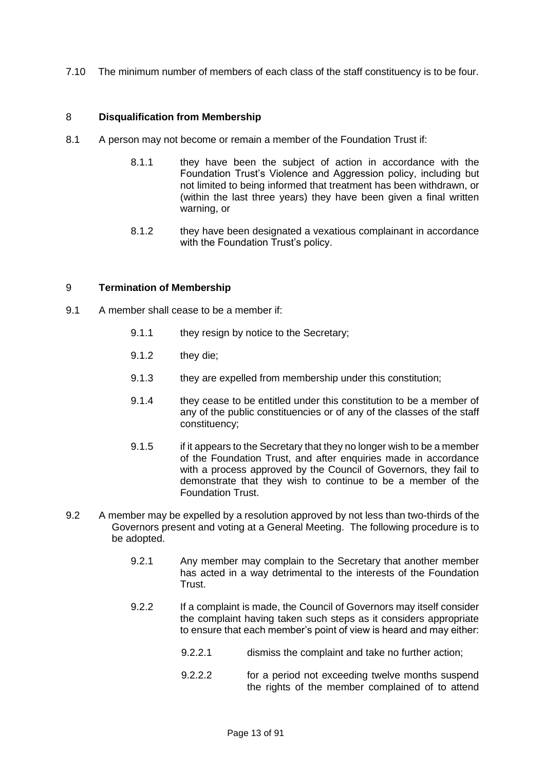7.10 The minimum number of members of each class of the staff constituency is to be four.

## 8 Disqualification from Membership

8.1 A person may not become or remain a member of the Foundation Trust if:

8.1.1 they have been the subject of action in accordance with the Foundation Trust's Violence and Aggression policy, including but not limited to being informed that treatment has been withdrawn, or (within the last three years) they have been given a final written warning, or

8.1.2 they have been designated a vexatious complainant in accordance with the Foundation Trust's policy.

## 9 Termination of Membership

9.1 A member shall cease to be a member if:

9.1.1 they resign by notice to the Secretary;

9.1.2 they die;

9.1.3 they are expelled from membership under this constitution;

9.1.4 they cease to be entitled under this constitution to be a member of any of the public constituencies or of any of the classes of the staff constituency;

9.1.5 if it appears to the Secretary that they no longer wish to be a member of the Foundation Trust, and after enquiries made in accordance with a process approved by the Council of Governors, they fail to demonstrate that they wish to continue to be a member of the Foundation Trust.

9.2 A member may be expelled by a resolution approved by not less than two-thirds of the Governors present and voting at a General Meeting. The following procedure is to be adopted.

9.2.1 Any member may complain to the Secretary that another member has acted in a way detrimental to the interests of the Foundation Trust.

9.2.2 If a complaint is made, the Council of Governors may itself consider the complaint having taken such steps as it considers appropriate to ensure that each member's point of view is heard and may either:

9.2.2.1 dismiss the complaint and take no further action;

9.2.2.2 for a period not exceeding twelve months suspend the rights of the member complained of to attend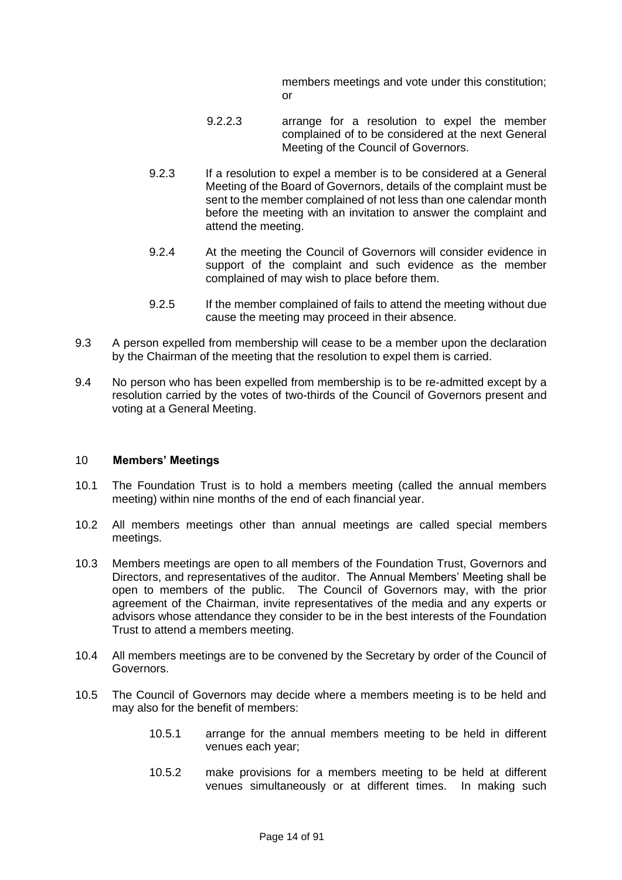members meetings and vote under this constitution; or

9.2.2.3 arrange for a resolution to expel the member complained of to be considered at the next General Meeting of the Council of Governors.

9.2.3 If a resolution to expel a member is to be considered at a General Meeting of the Board of Governors, details of the complaint must be sent to the member complained of not less than one calendar month before the meeting with an invitation to answer the complaint and attend the meeting.

9.2.4 At the meeting the Council of Governors will consider evidence in support of the complaint and such evidence as the member complained of may wish to place before them.

9.2.5 If the member complained of fails to attend the meeting without due cause the meeting may proceed in their absence.

9.3 A person expelled from membership will cease to be a member upon the declaration by the Chairman of the meeting that the resolution to expel them is carried.

9.4 No person who has been expelled from membership is to be re-admitted except by a resolution carried by the votes of two-thirds of the Council of Governors present and voting at a General Meeting.

## 10 Members' Meetings

10.1 The Foundation Trust is to hold a members meeting (called the annual members meeting) within nine months of the end of each financial year.

10.2 All members meetings other than annual meetings are called special members meetings.

10.3 Members meetings are open to all members of the Foundation Trust, Governors and Directors, and representatives of the auditor. The Annual Members' Meeting shall be open to members of the public. The Council of Governors may, with the prior agreement of the Chairman, invite representatives of the media and any experts or advisors whose attendance they consider to be in the best interests of the Foundation Trust to attend a members meeting.

10.4 All members meetings are to be convened by the Secretary by order of the Council of Governors.

10.5 The Council of Governors may decide where a members meeting is to be held and may also for the benefit of members:

10.5.1 arrange for the annual members meeting to be held in different venues each year;

10.5.2 make provisions for a members meeting to be held at different venues simultaneously or at different times. In making such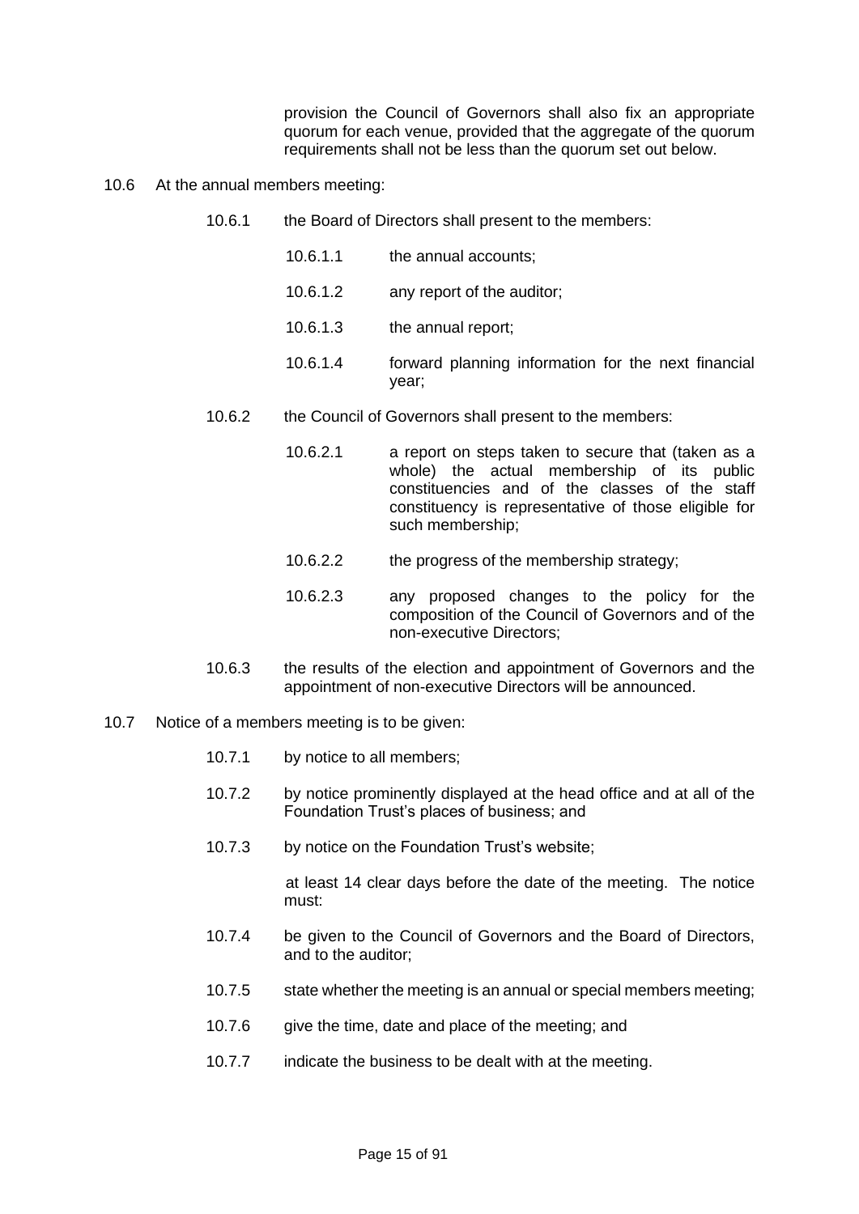provision the Council of Governors shall also fix an appropriate quorum for each venue, provided that the aggregate of the quorum requirements shall not be less than the quorum set out below.

10.6 At the annual members meeting:

10.6.1 the Board of Directors shall present to the members:

10.6.1.1 the annual accounts;

10.6.1.2 any report of the auditor;

10.6.1.3 the annual report;

10.6.1.4 forward planning information for the next financial year;

10.6.2 the Council of Governors shall present to the members:

10.6.2.1 a report on steps taken to secure that (taken as a whole) the actual membership of its public constituencies and of the classes of the staff constituency is representative of those eligible for such membership;

10.6.2.2 the progress of the membership strategy;

10.6.2.3 any proposed changes to the policy for the composition of the Council of Governors and of the non-executive Directors;

10.6.3 the results of the election and appointment of Governors and the appointment of non-executive Directors will be announced.

10.7 Notice of a members meeting is to be given:

10.7.1 by notice to all members;

10.7.2 by notice prominently displayed at the head office and at all of the Foundation Trust's places of business; and

10.7.3 by notice on the Foundation Trust's website;

at least 14 clear days before the date of the meeting. The notice must:

10.7.4 be given to the Council of Governors and the Board of Directors, and to the auditor;

10.7.5 state whether the meeting is an annual or special members meeting;

10.7.6 give the time, date and place of the meeting; and

10.7.7 indicate the business to be dealt with at the meeting.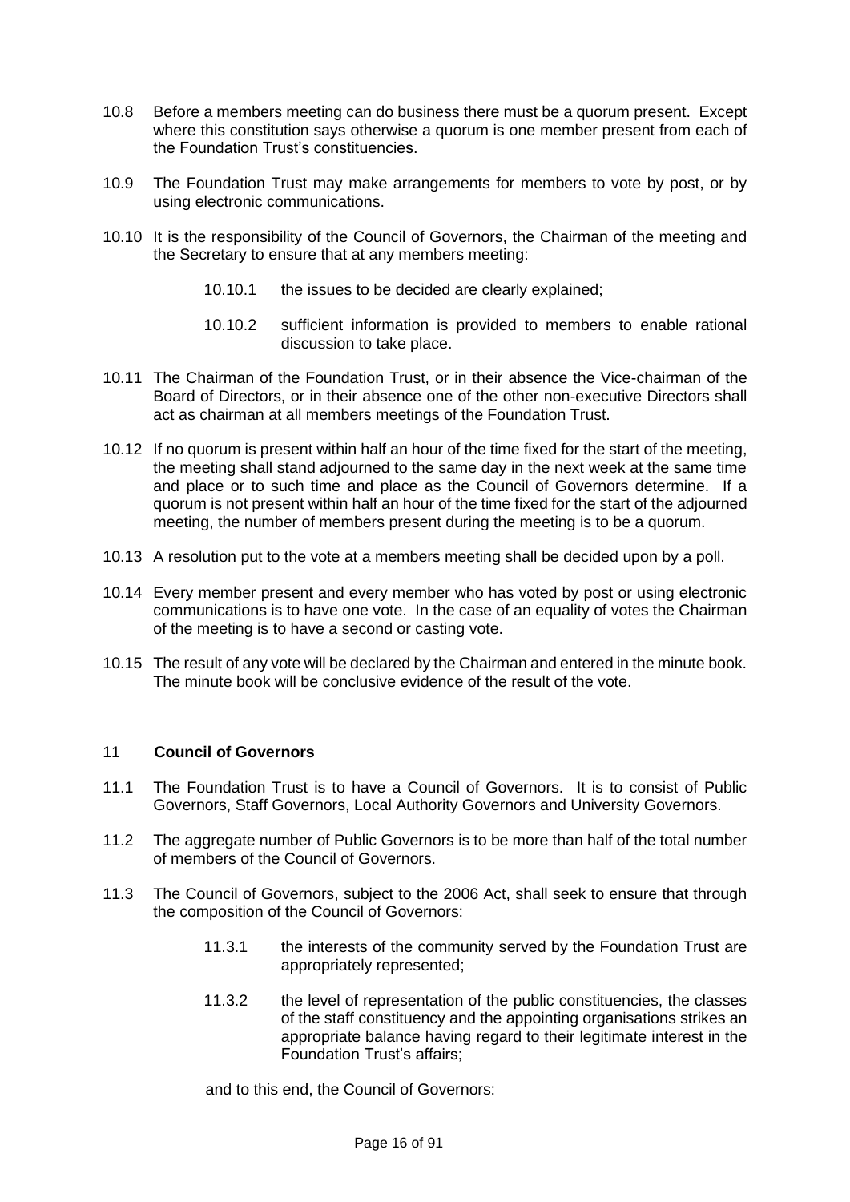10.8 Before a members meeting can do business there must be a quorum present. Except where this constitution says otherwise a quorum is one member present from each of the Foundation Trust's constituencies.

10.9 The Foundation Trust may make arrangements for members to vote by post, or by using electronic communications.

10.10 It is the responsibility of the Council of Governors, the Chairman of the meeting and the Secretary to ensure that at any members meeting:

> 10.10.1 the issues to be decided are clearly explained;
>
> 10.10.2 sufficient information is provided to members to enable rational discussion to take place.

10.11 The Chairman of the Foundation Trust, or in their absence the Vice-chairman of the Board of Directors, or in their absence one of the other non-executive Directors shall act as chairman at all members meetings of the Foundation Trust.

10.12 If no quorum is present within half an hour of the time fixed for the start of the meeting, the meeting shall stand adjourned to the same day in the next week at the same time and place or to such time and place as the Council of Governors determine. If a quorum is not present within half an hour of the time fixed for the start of the adjourned meeting, the number of members present during the meeting is to be a quorum.

10.13 A resolution put to the vote at a members meeting shall be decided upon by a poll.

10.14 Every member present and every member who has voted by post or using electronic communications is to have one vote. In the case of an equality of votes the Chairman of the meeting is to have a second or casting vote.

10.15 The result of any vote will be declared by the Chairman and entered in the minute book. The minute book will be conclusive evidence of the result of the vote.

## 11 Council of Governors

11.1 The Foundation Trust is to have a Council of Governors. It is to consist of Public Governors, Staff Governors, Local Authority Governors and University Governors.

11.2 The aggregate number of Public Governors is to be more than half of the total number of members of the Council of Governors.

11.3 The Council of Governors, subject to the 2006 Act, shall seek to ensure that through the composition of the Council of Governors:

> 11.3.1 the interests of the community served by the Foundation Trust are appropriately represented;
>
> 11.3.2 the level of representation of the public constituencies, the classes of the staff constituency and the appointing organisations strikes an appropriate balance having regard to their legitimate interest in the Foundation Trust's affairs;

and to this end, the Council of Governors: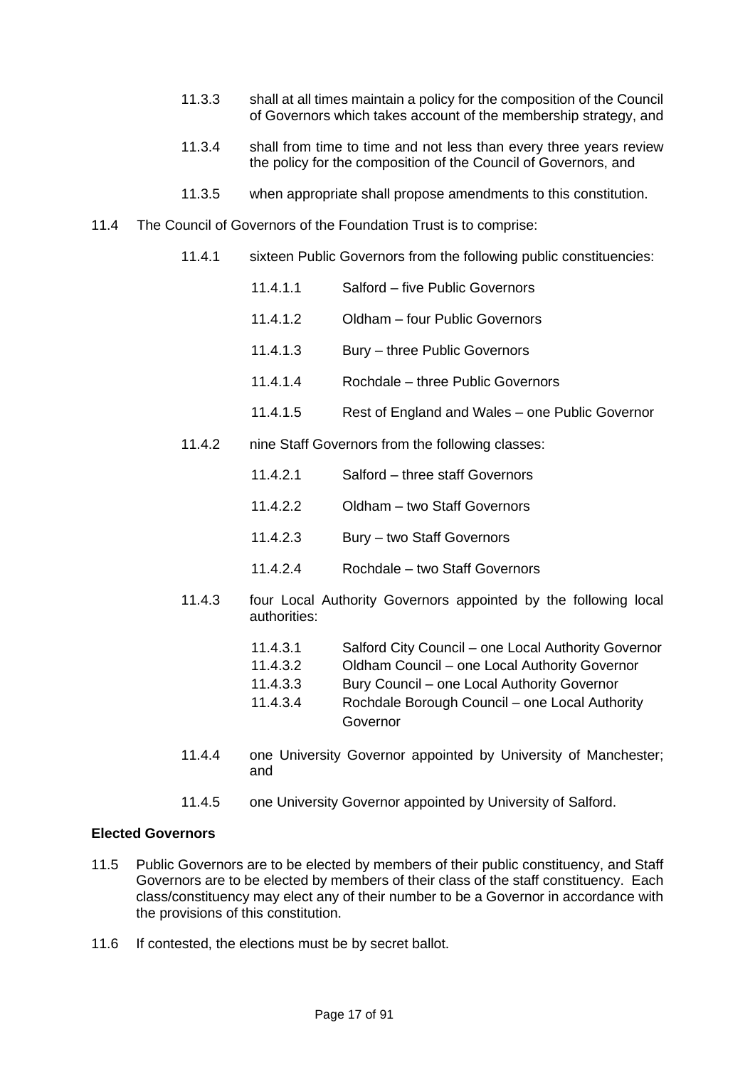11.3.3 shall at all times maintain a policy for the composition of the Council of Governors which takes account of the membership strategy, and

11.3.4 shall from time to time and not less than every three years review the policy for the composition of the Council of Governors, and

11.3.5 when appropriate shall propose amendments to this constitution.

11.4 The Council of Governors of the Foundation Trust is to comprise:

11.4.1 sixteen Public Governors from the following public constituencies:

11.4.1.1 Salford – five Public Governors

11.4.1.2 Oldham – four Public Governors

11.4.1.3 Bury – three Public Governors

11.4.1.4 Rochdale – three Public Governors

11.4.1.5 Rest of England and Wales – one Public Governor

11.4.2 nine Staff Governors from the following classes:

11.4.2.1 Salford – three staff Governors

11.4.2.2 Oldham – two Staff Governors

11.4.2.3 Bury – two Staff Governors

11.4.2.4 Rochdale – two Staff Governors

11.4.3 four Local Authority Governors appointed by the following local authorities:

11.4.3.1 Salford City Council – one Local Authority Governor
11.4.3.2 Oldham Council – one Local Authority Governor
11.4.3.3 Bury Council – one Local Authority Governor
11.4.3.4 Rochdale Borough Council – one Local Authority Governor

11.4.4 one University Governor appointed by University of Manchester; and

11.4.5 one University Governor appointed by University of Salford.

**Elected Governors**

11.5 Public Governors are to be elected by members of their public constituency, and Staff Governors are to be elected by members of their class of the staff constituency. Each class/constituency may elect any of their number to be a Governor in accordance with the provisions of this constitution.

11.6 If contested, the elections must be by secret ballot.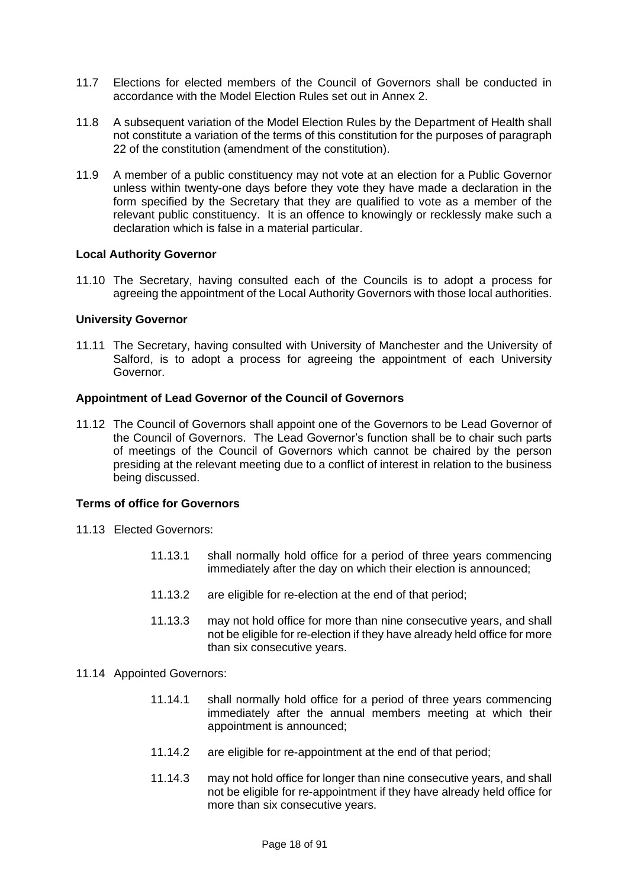11.7 Elections for elected members of the Council of Governors shall be conducted in accordance with the Model Election Rules set out in Annex 2.

11.8 A subsequent variation of the Model Election Rules by the Department of Health shall not constitute a variation of the terms of this constitution for the purposes of paragraph 22 of the constitution (amendment of the constitution).

11.9 A member of a public constituency may not vote at an election for a Public Governor unless within twenty-one days before they vote they have made a declaration in the form specified by the Secretary that they are qualified to vote as a member of the relevant public constituency. It is an offence to knowingly or recklessly make such a declaration which is false in a material particular.

**Local Authority Governor**

11.10 The Secretary, having consulted each of the Councils is to adopt a process for agreeing the appointment of the Local Authority Governors with those local authorities.

**University Governor**

11.11 The Secretary, having consulted with University of Manchester and the University of Salford, is to adopt a process for agreeing the appointment of each University Governor.

**Appointment of Lead Governor of the Council of Governors**

11.12 The Council of Governors shall appoint one of the Governors to be Lead Governor of the Council of Governors. The Lead Governor's function shall be to chair such parts of meetings of the Council of Governors which cannot be chaired by the person presiding at the relevant meeting due to a conflict of interest in relation to the business being discussed.

**Terms of office for Governors**

11.13 Elected Governors:

- 11.13.1 shall normally hold office for a period of three years commencing immediately after the day on which their election is announced;
- 11.13.2 are eligible for re-election at the end of that period;
- 11.13.3 may not hold office for more than nine consecutive years, and shall not be eligible for re-election if they have already held office for more than six consecutive years.

11.14 Appointed Governors:

- 11.14.1 shall normally hold office for a period of three years commencing immediately after the annual members meeting at which their appointment is announced;
- 11.14.2 are eligible for re-appointment at the end of that period;
- 11.14.3 may not hold office for longer than nine consecutive years, and shall not be eligible for re-appointment if they have already held office for more than six consecutive years.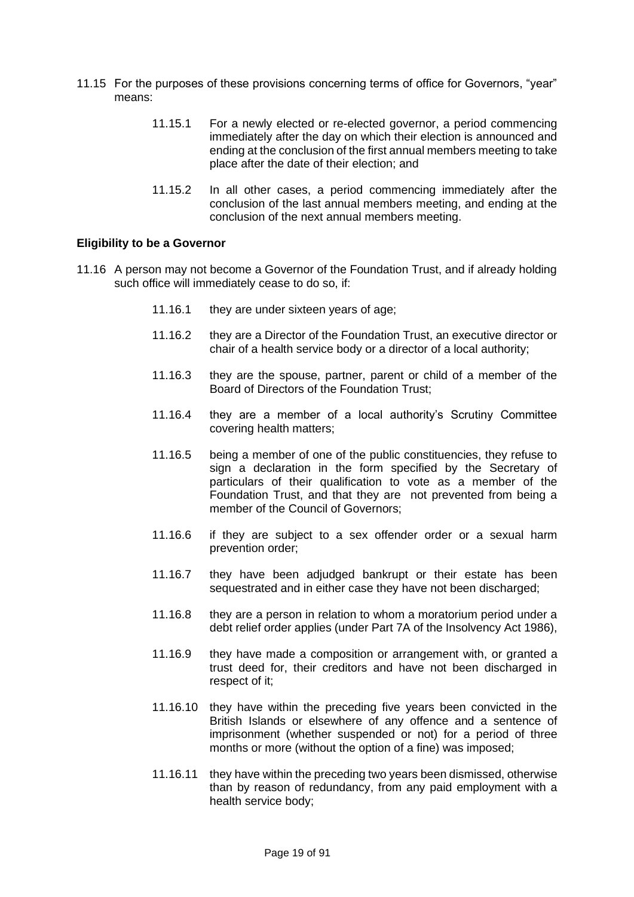11.15 For the purposes of these provisions concerning terms of office for Governors, "year" means:

> 11.15.1 For a newly elected or re-elected governor, a period commencing immediately after the day on which their election is announced and ending at the conclusion of the first annual members meeting to take place after the date of their election; and
>
> 11.15.2 In all other cases, a period commencing immediately after the conclusion of the last annual members meeting, and ending at the conclusion of the next annual members meeting.

**Eligibility to be a Governor**

11.16 A person may not become a Governor of the Foundation Trust, and if already holding such office will immediately cease to do so, if:

> 11.16.1 they are under sixteen years of age;
>
> 11.16.2 they are a Director of the Foundation Trust, an executive director or chair of a health service body or a director of a local authority;
>
> 11.16.3 they are the spouse, partner, parent or child of a member of the Board of Directors of the Foundation Trust;
>
> 11.16.4 they are a member of a local authority's Scrutiny Committee covering health matters;
>
> 11.16.5 being a member of one of the public constituencies, they refuse to sign a declaration in the form specified by the Secretary of particulars of their qualification to vote as a member of the Foundation Trust, and that they are not prevented from being a member of the Council of Governors;
>
> 11.16.6 if they are subject to a sex offender order or a sexual harm prevention order;
>
> 11.16.7 they have been adjudged bankrupt or their estate has been sequestrated and in either case they have not been discharged;
>
> 11.16.8 they are a person in relation to whom a moratorium period under a debt relief order applies (under Part 7A of the Insolvency Act 1986),
>
> 11.16.9 they have made a composition or arrangement with, or granted a trust deed for, their creditors and have not been discharged in respect of it;
>
> 11.16.10 they have within the preceding five years been convicted in the British Islands or elsewhere of any offence and a sentence of imprisonment (whether suspended or not) for a period of three months or more (without the option of a fine) was imposed;
>
> 11.16.11 they have within the preceding two years been dismissed, otherwise than by reason of redundancy, from any paid employment with a health service body;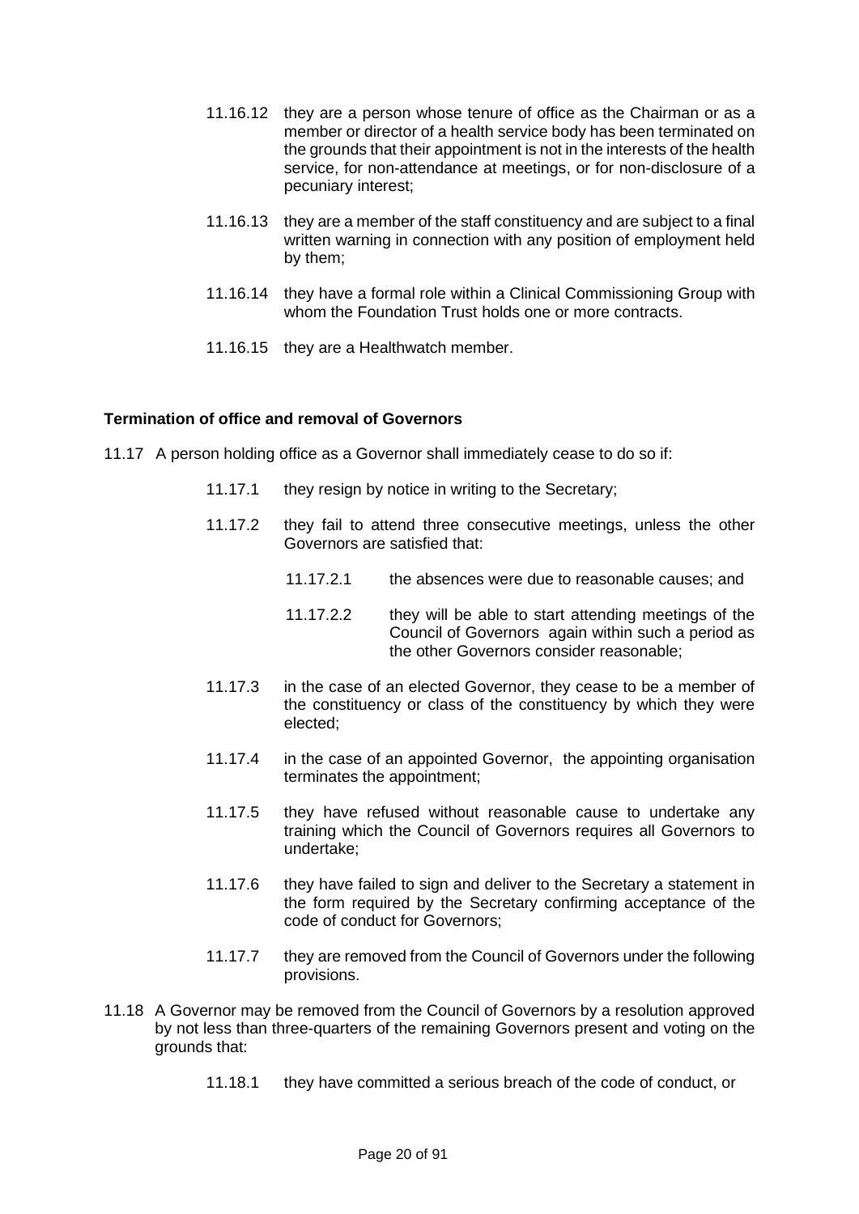11.16.12 they are a person whose tenure of office as the Chairman or as a member or director of a health service body has been terminated on the grounds that their appointment is not in the interests of the health service, for non-attendance at meetings, or for non-disclosure of a pecuniary interest;

11.16.13 they are a member of the staff constituency and are subject to a final written warning in connection with any position of employment held by them;

11.16.14 they have a formal role within a Clinical Commissioning Group with whom the Foundation Trust holds one or more contracts.

11.16.15 they are a Healthwatch member.

**Termination of office and removal of Governors**

11.17 A person holding office as a Governor shall immediately cease to do so if:

11.17.1 they resign by notice in writing to the Secretary;

11.17.2 they fail to attend three consecutive meetings, unless the other Governors are satisfied that:

11.17.2.1 the absences were due to reasonable causes; and

11.17.2.2 they will be able to start attending meetings of the Council of Governors again within such a period as the other Governors consider reasonable;

11.17.3 in the case of an elected Governor, they cease to be a member of the constituency or class of the constituency by which they were elected;

11.17.4 in the case of an appointed Governor, the appointing organisation terminates the appointment;

11.17.5 they have refused without reasonable cause to undertake any training which the Council of Governors requires all Governors to undertake;

11.17.6 they have failed to sign and deliver to the Secretary a statement in the form required by the Secretary confirming acceptance of the code of conduct for Governors;

11.17.7 they are removed from the Council of Governors under the following provisions.

11.18 A Governor may be removed from the Council of Governors by a resolution approved by not less than three-quarters of the remaining Governors present and voting on the grounds that:

11.18.1 they have committed a serious breach of the code of conduct, or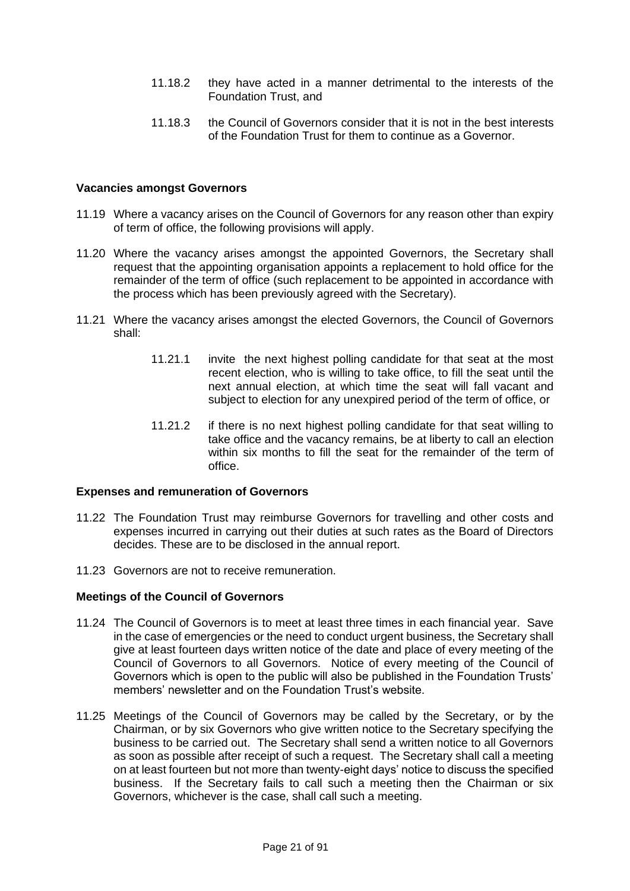11.18.2 they have acted in a manner detrimental to the interests of the Foundation Trust, and

11.18.3 the Council of Governors consider that it is not in the best interests of the Foundation Trust for them to continue as a Governor.

**Vacancies amongst Governors**

11.19 Where a vacancy arises on the Council of Governors for any reason other than expiry of term of office, the following provisions will apply.

11.20 Where the vacancy arises amongst the appointed Governors, the Secretary shall request that the appointing organisation appoints a replacement to hold office for the remainder of the term of office (such replacement to be appointed in accordance with the process which has been previously agreed with the Secretary).

11.21 Where the vacancy arises amongst the elected Governors, the Council of Governors shall:

11.21.1 invite the next highest polling candidate for that seat at the most recent election, who is willing to take office, to fill the seat until the next annual election, at which time the seat will fall vacant and subject to election for any unexpired period of the term of office, or

11.21.2 if there is no next highest polling candidate for that seat willing to take office and the vacancy remains, be at liberty to call an election within six months to fill the seat for the remainder of the term of office.

**Expenses and remuneration of Governors**

11.22 The Foundation Trust may reimburse Governors for travelling and other costs and expenses incurred in carrying out their duties at such rates as the Board of Directors decides. These are to be disclosed in the annual report.

11.23 Governors are not to receive remuneration.

**Meetings of the Council of Governors**

11.24 The Council of Governors is to meet at least three times in each financial year. Save in the case of emergencies or the need to conduct urgent business, the Secretary shall give at least fourteen days written notice of the date and place of every meeting of the Council of Governors to all Governors. Notice of every meeting of the Council of Governors which is open to the public will also be published in the Foundation Trusts' members' newsletter and on the Foundation Trust's website.

11.25 Meetings of the Council of Governors may be called by the Secretary, or by the Chairman, or by six Governors who give written notice to the Secretary specifying the business to be carried out. The Secretary shall send a written notice to all Governors as soon as possible after receipt of such a request. The Secretary shall call a meeting on at least fourteen but not more than twenty-eight days' notice to discuss the specified business. If the Secretary fails to call such a meeting then the Chairman or six Governors, whichever is the case, shall call such a meeting.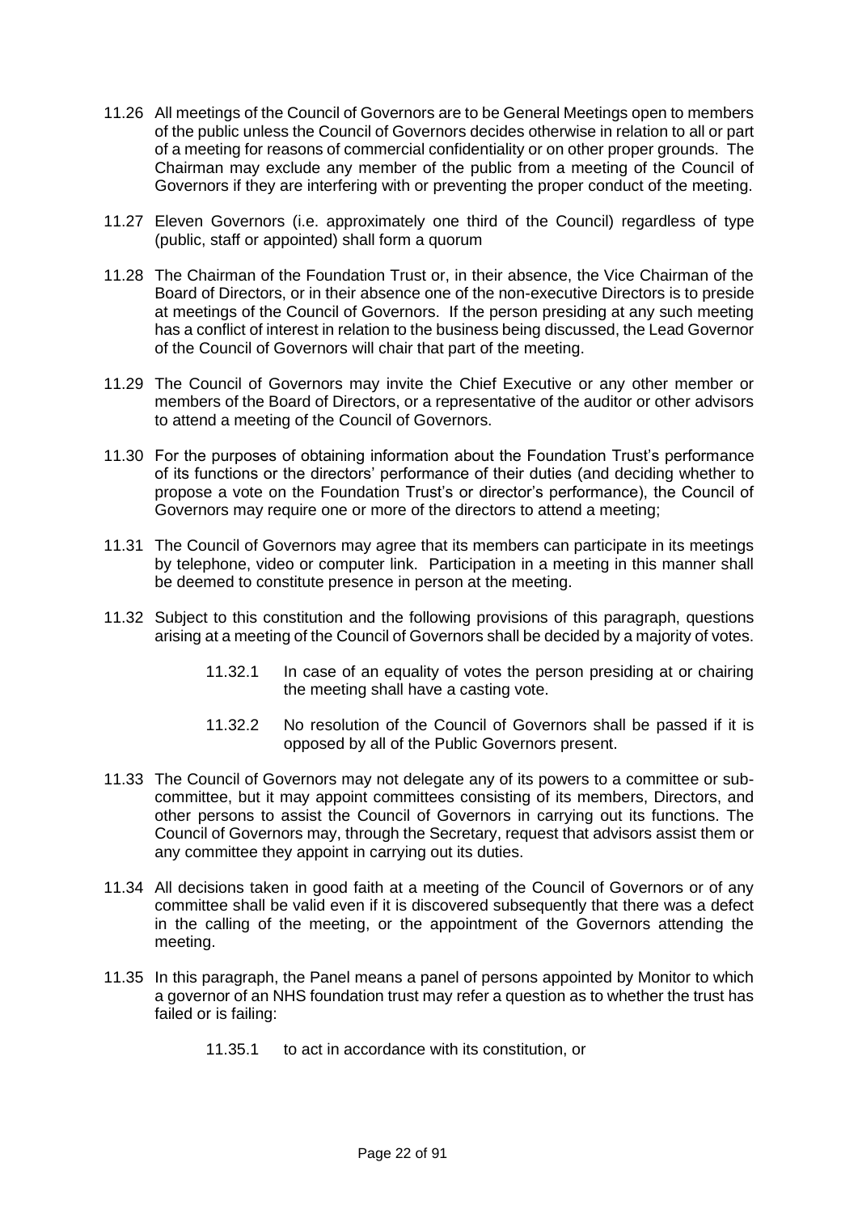11.26 All meetings of the Council of Governors are to be General Meetings open to members of the public unless the Council of Governors decides otherwise in relation to all or part of a meeting for reasons of commercial confidentiality or on other proper grounds. The Chairman may exclude any member of the public from a meeting of the Council of Governors if they are interfering with or preventing the proper conduct of the meeting.

11.27 Eleven Governors (i.e. approximately one third of the Council) regardless of type (public, staff or appointed) shall form a quorum

11.28 The Chairman of the Foundation Trust or, in their absence, the Vice Chairman of the Board of Directors, or in their absence one of the non-executive Directors is to preside at meetings of the Council of Governors. If the person presiding at any such meeting has a conflict of interest in relation to the business being discussed, the Lead Governor of the Council of Governors will chair that part of the meeting.

11.29 The Council of Governors may invite the Chief Executive or any other member or members of the Board of Directors, or a representative of the auditor or other advisors to attend a meeting of the Council of Governors.

11.30 For the purposes of obtaining information about the Foundation Trust's performance of its functions or the directors' performance of their duties (and deciding whether to propose a vote on the Foundation Trust's or director's performance), the Council of Governors may require one or more of the directors to attend a meeting;

11.31 The Council of Governors may agree that its members can participate in its meetings by telephone, video or computer link. Participation in a meeting in this manner shall be deemed to constitute presence in person at the meeting.

11.32 Subject to this constitution and the following provisions of this paragraph, questions arising at a meeting of the Council of Governors shall be decided by a majority of votes.

  11.32.1 In case of an equality of votes the person presiding at or chairing the meeting shall have a casting vote.

  11.32.2 No resolution of the Council of Governors shall be passed if it is opposed by all of the Public Governors present.

11.33 The Council of Governors may not delegate any of its powers to a committee or sub-committee, but it may appoint committees consisting of its members, Directors, and other persons to assist the Council of Governors in carrying out its functions. The Council of Governors may, through the Secretary, request that advisors assist them or any committee they appoint in carrying out its duties.

11.34 All decisions taken in good faith at a meeting of the Council of Governors or of any committee shall be valid even if it is discovered subsequently that there was a defect in the calling of the meeting, or the appointment of the Governors attending the meeting.

11.35 In this paragraph, the Panel means a panel of persons appointed by Monitor to which a governor of an NHS foundation trust may refer a question as to whether the trust has failed or is failing:

  11.35.1 to act in accordance with its constitution, or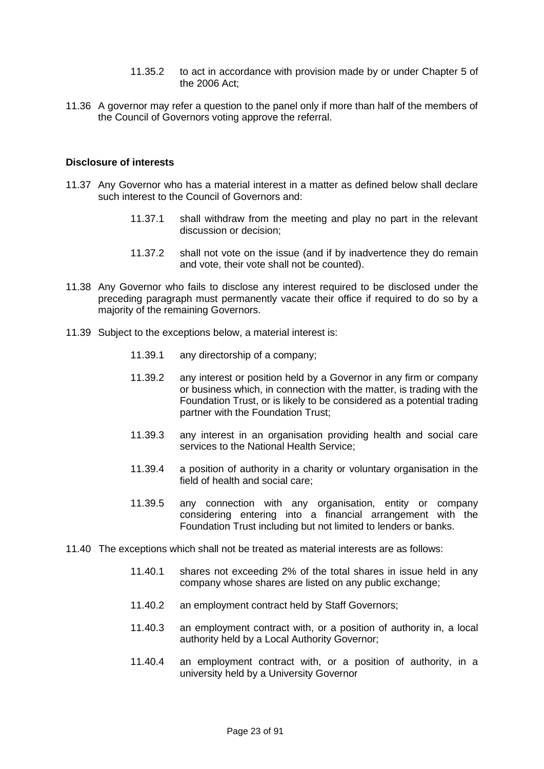11.35.2 to act in accordance with provision made by or under Chapter 5 of the 2006 Act;

11.36 A governor may refer a question to the panel only if more than half of the members of the Council of Governors voting approve the referral.

**Disclosure of interests**

11.37 Any Governor who has a material interest in a matter as defined below shall declare such interest to the Council of Governors and:

11.37.1 shall withdraw from the meeting and play no part in the relevant discussion or decision;

11.37.2 shall not vote on the issue (and if by inadvertence they do remain and vote, their vote shall not be counted).

11.38 Any Governor who fails to disclose any interest required to be disclosed under the preceding paragraph must permanently vacate their office if required to do so by a majority of the remaining Governors.

11.39 Subject to the exceptions below, a material interest is:

11.39.1 any directorship of a company;

11.39.2 any interest or position held by a Governor in any firm or company or business which, in connection with the matter, is trading with the Foundation Trust, or is likely to be considered as a potential trading partner with the Foundation Trust;

11.39.3 any interest in an organisation providing health and social care services to the National Health Service;

11.39.4 a position of authority in a charity or voluntary organisation in the field of health and social care;

11.39.5 any connection with any organisation, entity or company considering entering into a financial arrangement with the Foundation Trust including but not limited to lenders or banks.

11.40 The exceptions which shall not be treated as material interests are as follows:

11.40.1 shares not exceeding 2% of the total shares in issue held in any company whose shares are listed on any public exchange;

11.40.2 an employment contract held by Staff Governors;

11.40.3 an employment contract with, or a position of authority in, a local authority held by a Local Authority Governor;

11.40.4 an employment contract with, or a position of authority, in a university held by a University Governor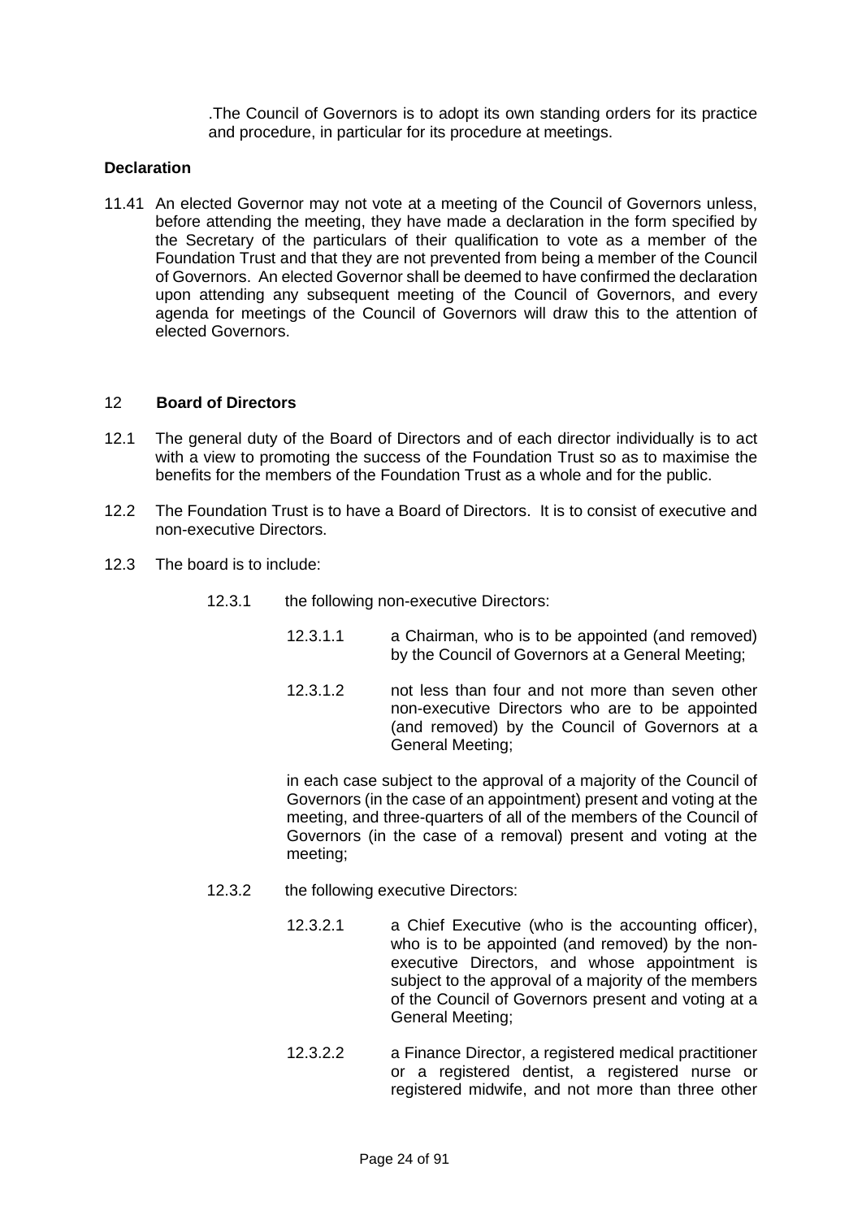.The Council of Governors is to adopt its own standing orders for its practice and procedure, in particular for its procedure at meetings.

**Declaration**

11.41 An elected Governor may not vote at a meeting of the Council of Governors unless, before attending the meeting, they have made a declaration in the form specified by the Secretary of the particulars of their qualification to vote as a member of the Foundation Trust and that they are not prevented from being a member of the Council of Governors. An elected Governor shall be deemed to have confirmed the declaration upon attending any subsequent meeting of the Council of Governors, and every agenda for meetings of the Council of Governors will draw this to the attention of elected Governors.

## 12 Board of Directors

12.1 The general duty of the Board of Directors and of each director individually is to act with a view to promoting the success of the Foundation Trust so as to maximise the benefits for the members of the Foundation Trust as a whole and for the public.

12.2 The Foundation Trust is to have a Board of Directors. It is to consist of executive and non-executive Directors.

12.3 The board is to include:

12.3.1 the following non-executive Directors:

12.3.1.1 a Chairman, who is to be appointed (and removed) by the Council of Governors at a General Meeting;

12.3.1.2 not less than four and not more than seven other non-executive Directors who are to be appointed (and removed) by the Council of Governors at a General Meeting;

in each case subject to the approval of a majority of the Council of Governors (in the case of an appointment) present and voting at the meeting, and three-quarters of all of the members of the Council of Governors (in the case of a removal) present and voting at the meeting;

12.3.2 the following executive Directors:

12.3.2.1 a Chief Executive (who is the accounting officer), who is to be appointed (and removed) by the non-executive Directors, and whose appointment is subject to the approval of a majority of the members of the Council of Governors present and voting at a General Meeting;

12.3.2.2 a Finance Director, a registered medical practitioner or a registered dentist, a registered nurse or registered midwife, and not more than three other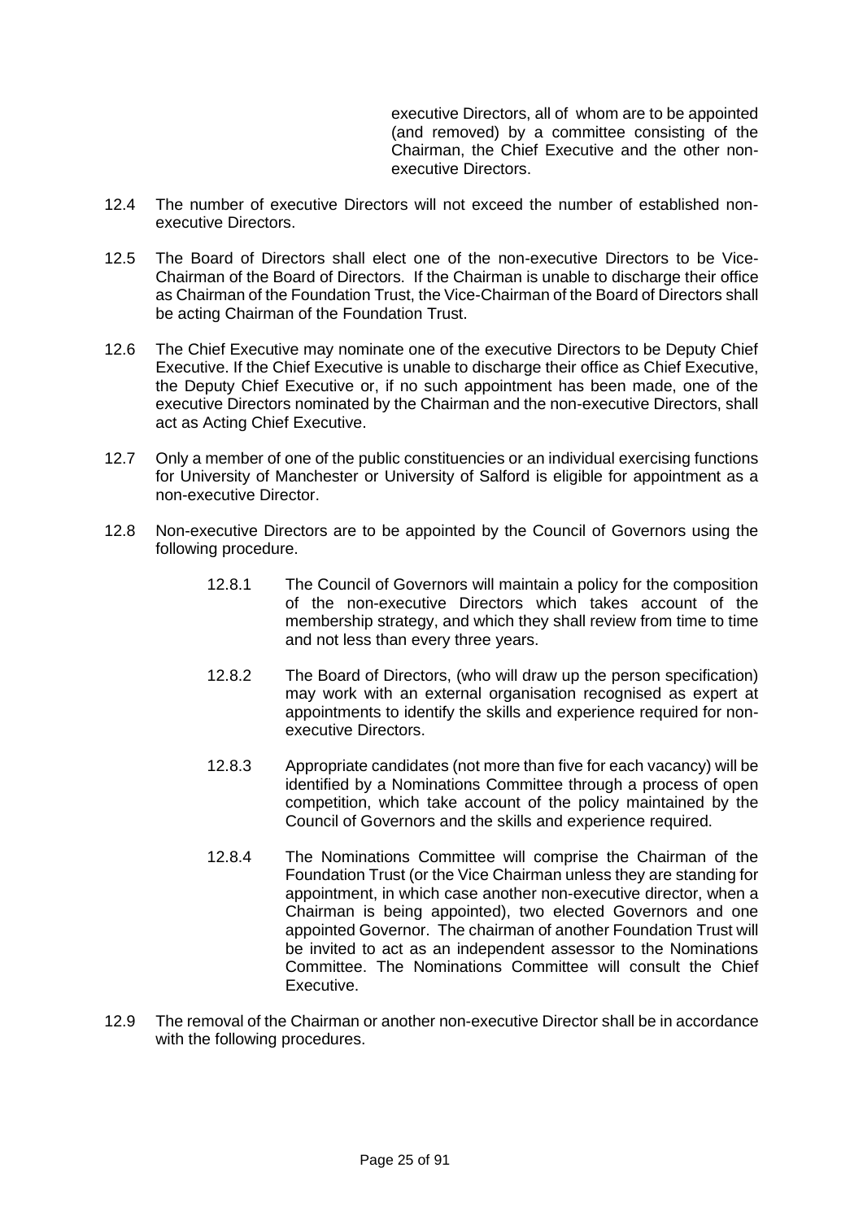executive Directors, all of whom are to be appointed (and removed) by a committee consisting of the Chairman, the Chief Executive and the other non-executive Directors.

12.4 The number of executive Directors will not exceed the number of established non-executive Directors.

12.5 The Board of Directors shall elect one of the non-executive Directors to be Vice-Chairman of the Board of Directors. If the Chairman is unable to discharge their office as Chairman of the Foundation Trust, the Vice-Chairman of the Board of Directors shall be acting Chairman of the Foundation Trust.

12.6 The Chief Executive may nominate one of the executive Directors to be Deputy Chief Executive. If the Chief Executive is unable to discharge their office as Chief Executive, the Deputy Chief Executive or, if no such appointment has been made, one of the executive Directors nominated by the Chairman and the non-executive Directors, shall act as Acting Chief Executive.

12.7 Only a member of one of the public constituencies or an individual exercising functions for University of Manchester or University of Salford is eligible for appointment as a non-executive Director.

12.8 Non-executive Directors are to be appointed by the Council of Governors using the following procedure.

> 12.8.1 The Council of Governors will maintain a policy for the composition of the non-executive Directors which takes account of the membership strategy, and which they shall review from time to time and not less than every three years.
>
> 12.8.2 The Board of Directors, (who will draw up the person specification) may work with an external organisation recognised as expert at appointments to identify the skills and experience required for non-executive Directors.
>
> 12.8.3 Appropriate candidates (not more than five for each vacancy) will be identified by a Nominations Committee through a process of open competition, which take account of the policy maintained by the Council of Governors and the skills and experience required.
>
> 12.8.4 The Nominations Committee will comprise the Chairman of the Foundation Trust (or the Vice Chairman unless they are standing for appointment, in which case another non-executive director, when a Chairman is being appointed), two elected Governors and one appointed Governor. The chairman of another Foundation Trust will be invited to act as an independent assessor to the Nominations Committee. The Nominations Committee will consult the Chief Executive.

12.9 The removal of the Chairman or another non-executive Director shall be in accordance with the following procedures.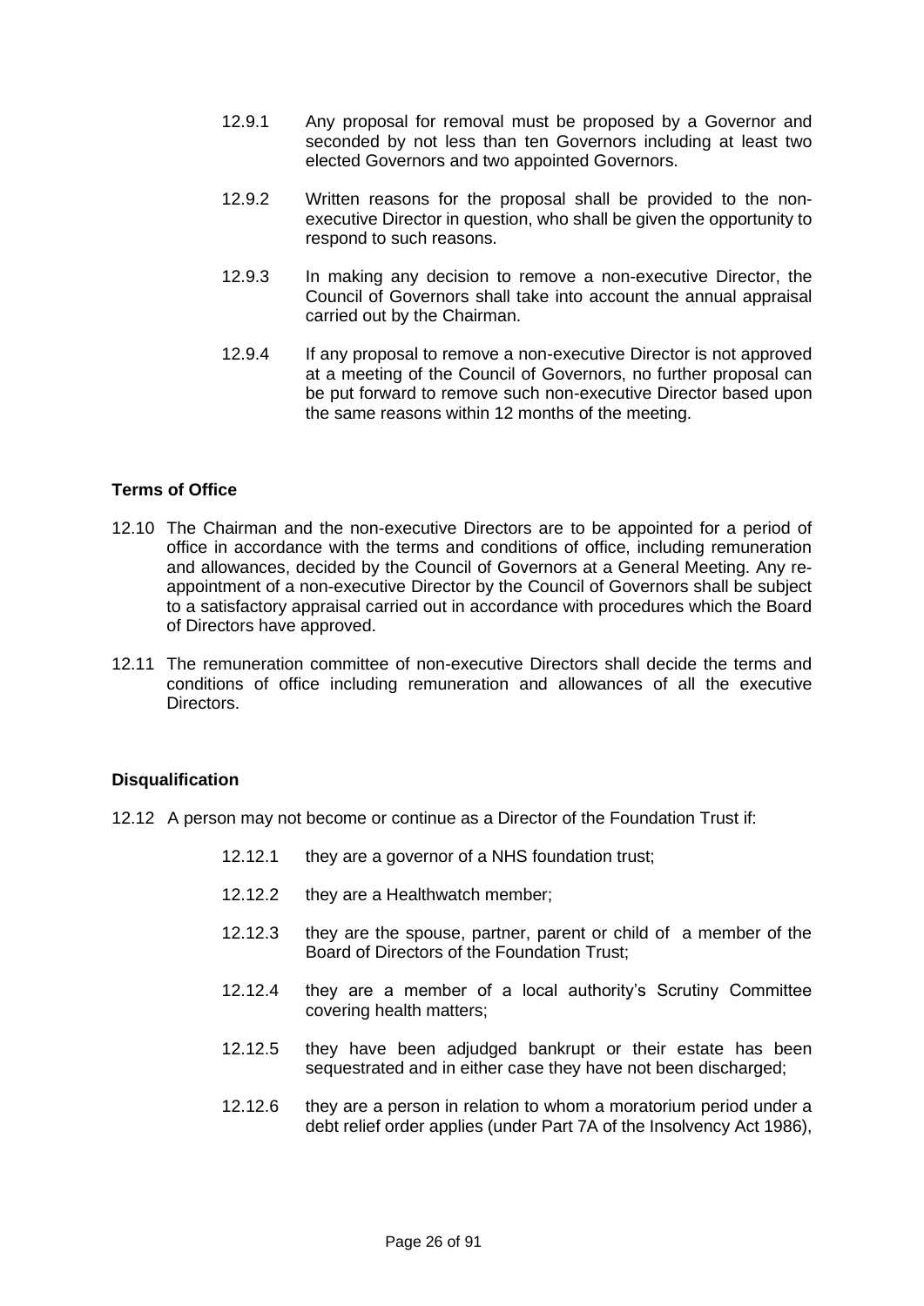12.9.1 Any proposal for removal must be proposed by a Governor and seconded by not less than ten Governors including at least two elected Governors and two appointed Governors.

12.9.2 Written reasons for the proposal shall be provided to the non-executive Director in question, who shall be given the opportunity to respond to such reasons.

12.9.3 In making any decision to remove a non-executive Director, the Council of Governors shall take into account the annual appraisal carried out by the Chairman.

12.9.4 If any proposal to remove a non-executive Director is not approved at a meeting of the Council of Governors, no further proposal can be put forward to remove such non-executive Director based upon the same reasons within 12 months of the meeting.

**Terms of Office**

12.10 The Chairman and the non-executive Directors are to be appointed for a period of office in accordance with the terms and conditions of office, including remuneration and allowances, decided by the Council of Governors at a General Meeting. Any re-appointment of a non-executive Director by the Council of Governors shall be subject to a satisfactory appraisal carried out in accordance with procedures which the Board of Directors have approved.

12.11 The remuneration committee of non-executive Directors shall decide the terms and conditions of office including remuneration and allowances of all the executive Directors.

**Disqualification**

12.12 A person may not become or continue as a Director of the Foundation Trust if:

12.12.1 they are a governor of a NHS foundation trust;

12.12.2 they are a Healthwatch member;

12.12.3 they are the spouse, partner, parent or child of a member of the Board of Directors of the Foundation Trust;

12.12.4 they are a member of a local authority's Scrutiny Committee covering health matters;

12.12.5 they have been adjudged bankrupt or their estate has been sequestrated and in either case they have not been discharged;

12.12.6 they are a person in relation to whom a moratorium period under a debt relief order applies (under Part 7A of the Insolvency Act 1986),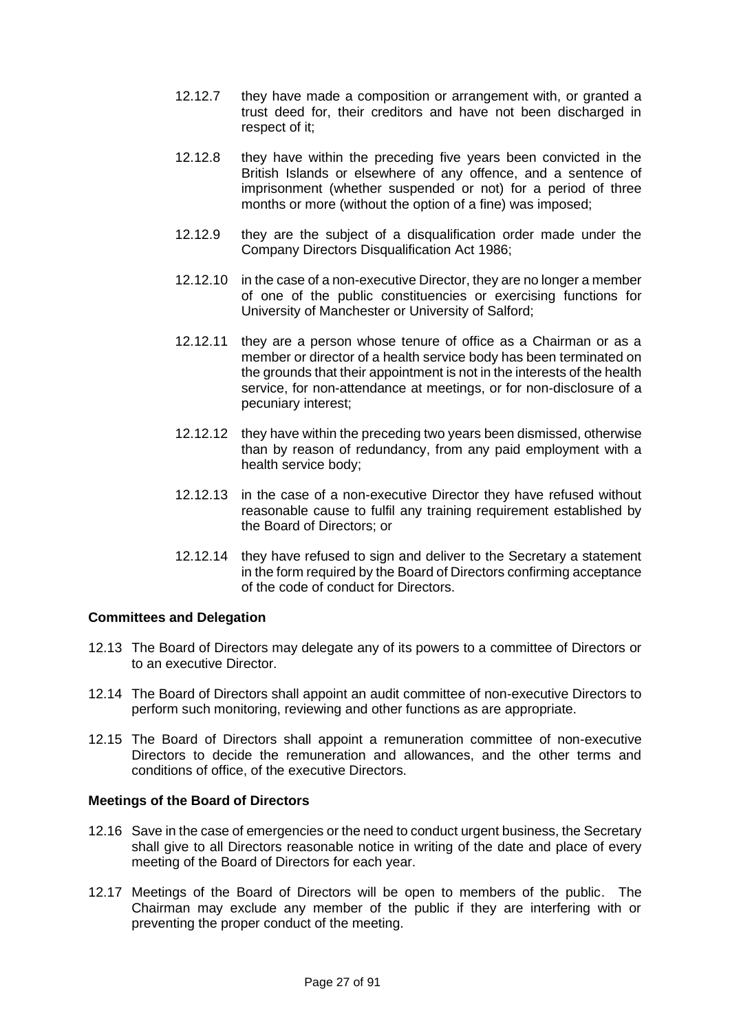12.12.7 they have made a composition or arrangement with, or granted a trust deed for, their creditors and have not been discharged in respect of it;

12.12.8 they have within the preceding five years been convicted in the British Islands or elsewhere of any offence, and a sentence of imprisonment (whether suspended or not) for a period of three months or more (without the option of a fine) was imposed;

12.12.9 they are the subject of a disqualification order made under the Company Directors Disqualification Act 1986;

12.12.10 in the case of a non-executive Director, they are no longer a member of one of the public constituencies or exercising functions for University of Manchester or University of Salford;

12.12.11 they are a person whose tenure of office as a Chairman or as a member or director of a health service body has been terminated on the grounds that their appointment is not in the interests of the health service, for non-attendance at meetings, or for non-disclosure of a pecuniary interest;

12.12.12 they have within the preceding two years been dismissed, otherwise than by reason of redundancy, from any paid employment with a health service body;

12.12.13 in the case of a non-executive Director they have refused without reasonable cause to fulfil any training requirement established by the Board of Directors; or

12.12.14 they have refused to sign and deliver to the Secretary a statement in the form required by the Board of Directors confirming acceptance of the code of conduct for Directors.

**Committees and Delegation**

12.13 The Board of Directors may delegate any of its powers to a committee of Directors or to an executive Director.

12.14 The Board of Directors shall appoint an audit committee of non-executive Directors to perform such monitoring, reviewing and other functions as are appropriate.

12.15 The Board of Directors shall appoint a remuneration committee of non-executive Directors to decide the remuneration and allowances, and the other terms and conditions of office, of the executive Directors.

**Meetings of the Board of Directors**

12.16 Save in the case of emergencies or the need to conduct urgent business, the Secretary shall give to all Directors reasonable notice in writing of the date and place of every meeting of the Board of Directors for each year.

12.17 Meetings of the Board of Directors will be open to members of the public. The Chairman may exclude any member of the public if they are interfering with or preventing the proper conduct of the meeting.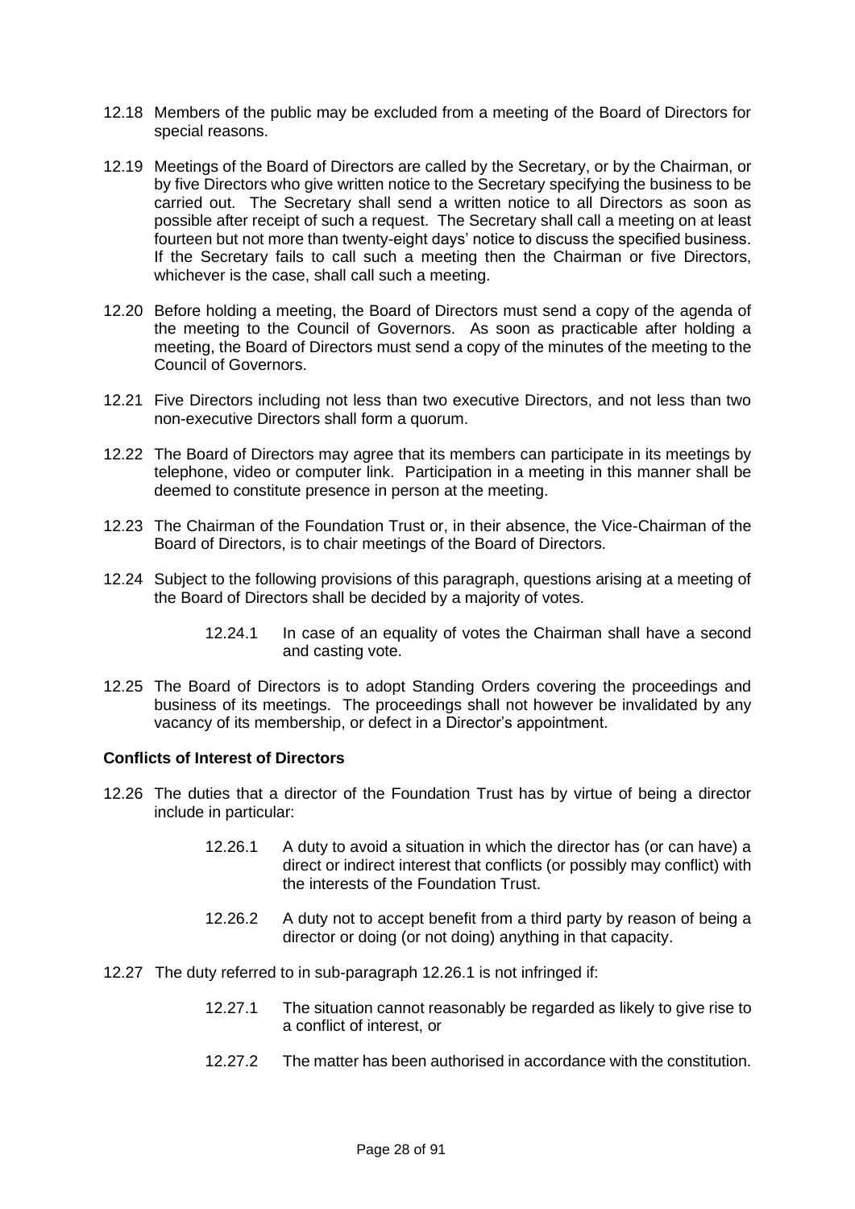12.18 Members of the public may be excluded from a meeting of the Board of Directors for special reasons.

12.19 Meetings of the Board of Directors are called by the Secretary, or by the Chairman, or by five Directors who give written notice to the Secretary specifying the business to be carried out. The Secretary shall send a written notice to all Directors as soon as possible after receipt of such a request. The Secretary shall call a meeting on at least fourteen but not more than twenty-eight days' notice to discuss the specified business. If the Secretary fails to call such a meeting then the Chairman or five Directors, whichever is the case, shall call such a meeting.

12.20 Before holding a meeting, the Board of Directors must send a copy of the agenda of the meeting to the Council of Governors. As soon as practicable after holding a meeting, the Board of Directors must send a copy of the minutes of the meeting to the Council of Governors.

12.21 Five Directors including not less than two executive Directors, and not less than two non-executive Directors shall form a quorum.

12.22 The Board of Directors may agree that its members can participate in its meetings by telephone, video or computer link. Participation in a meeting in this manner shall be deemed to constitute presence in person at the meeting.

12.23 The Chairman of the Foundation Trust or, in their absence, the Vice-Chairman of the Board of Directors, is to chair meetings of the Board of Directors.

12.24 Subject to the following provisions of this paragraph, questions arising at a meeting of the Board of Directors shall be decided by a majority of votes.

> 12.24.1 In case of an equality of votes the Chairman shall have a second and casting vote.

12.25 The Board of Directors is to adopt Standing Orders covering the proceedings and business of its meetings. The proceedings shall not however be invalidated by any vacancy of its membership, or defect in a Director's appointment.

**Conflicts of Interest of Directors**

12.26 The duties that a director of the Foundation Trust has by virtue of being a director include in particular:

> 12.26.1 A duty to avoid a situation in which the director has (or can have) a direct or indirect interest that conflicts (or possibly may conflict) with the interests of the Foundation Trust.
>
> 12.26.2 A duty not to accept benefit from a third party by reason of being a director or doing (or not doing) anything in that capacity.

12.27 The duty referred to in sub-paragraph 12.26.1 is not infringed if:

> 12.27.1 The situation cannot reasonably be regarded as likely to give rise to a conflict of interest, or
>
> 12.27.2 The matter has been authorised in accordance with the constitution.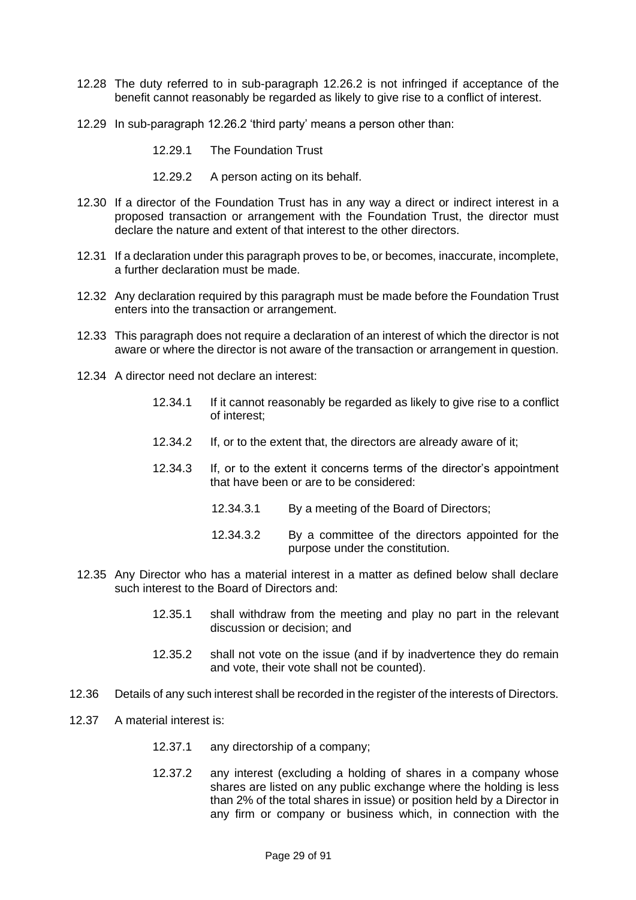12.28 The duty referred to in sub-paragraph 12.26.2 is not infringed if acceptance of the benefit cannot reasonably be regarded as likely to give rise to a conflict of interest.

12.29 In sub-paragraph 12.26.2 'third party' means a person other than:

12.29.1 The Foundation Trust

12.29.2 A person acting on its behalf.

12.30 If a director of the Foundation Trust has in any way a direct or indirect interest in a proposed transaction or arrangement with the Foundation Trust, the director must declare the nature and extent of that interest to the other directors.

12.31 If a declaration under this paragraph proves to be, or becomes, inaccurate, incomplete, a further declaration must be made.

12.32 Any declaration required by this paragraph must be made before the Foundation Trust enters into the transaction or arrangement.

12.33 This paragraph does not require a declaration of an interest of which the director is not aware or where the director is not aware of the transaction or arrangement in question.

12.34 A director need not declare an interest:

12.34.1 If it cannot reasonably be regarded as likely to give rise to a conflict of interest;

12.34.2 If, or to the extent that, the directors are already aware of it;

12.34.3 If, or to the extent it concerns terms of the director's appointment that have been or are to be considered:

12.34.3.1 By a meeting of the Board of Directors;

12.34.3.2 By a committee of the directors appointed for the purpose under the constitution.

12.35 Any Director who has a material interest in a matter as defined below shall declare such interest to the Board of Directors and:

12.35.1 shall withdraw from the meeting and play no part in the relevant discussion or decision; and

12.35.2 shall not vote on the issue (and if by inadvertence they do remain and vote, their vote shall not be counted).

12.36 Details of any such interest shall be recorded in the register of the interests of Directors.

12.37 A material interest is:

12.37.1 any directorship of a company;

12.37.2 any interest (excluding a holding of shares in a company whose shares are listed on any public exchange where the holding is less than 2% of the total shares in issue) or position held by a Director in any firm or company or business which, in connection with the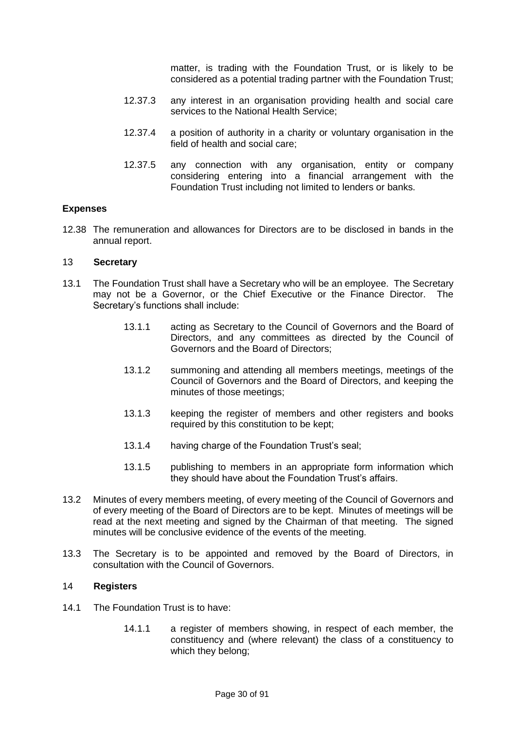matter, is trading with the Foundation Trust, or is likely to be considered as a potential trading partner with the Foundation Trust;

12.37.3 any interest in an organisation providing health and social care services to the National Health Service;

12.37.4 a position of authority in a charity or voluntary organisation in the field of health and social care;

12.37.5 any connection with any organisation, entity or company considering entering into a financial arrangement with the Foundation Trust including not limited to lenders or banks.

**Expenses**

12.38 The remuneration and allowances for Directors are to be disclosed in bands in the annual report.

## 13 Secretary

13.1 The Foundation Trust shall have a Secretary who will be an employee. The Secretary may not be a Governor, or the Chief Executive or the Finance Director. The Secretary's functions shall include:

13.1.1 acting as Secretary to the Council of Governors and the Board of Directors, and any committees as directed by the Council of Governors and the Board of Directors;

13.1.2 summoning and attending all members meetings, meetings of the Council of Governors and the Board of Directors, and keeping the minutes of those meetings;

13.1.3 keeping the register of members and other registers and books required by this constitution to be kept;

13.1.4 having charge of the Foundation Trust's seal;

13.1.5 publishing to members in an appropriate form information which they should have about the Foundation Trust's affairs.

13.2 Minutes of every members meeting, of every meeting of the Council of Governors and of every meeting of the Board of Directors are to be kept. Minutes of meetings will be read at the next meeting and signed by the Chairman of that meeting. The signed minutes will be conclusive evidence of the events of the meeting.

13.3 The Secretary is to be appointed and removed by the Board of Directors, in consultation with the Council of Governors.

## 14 Registers

14.1 The Foundation Trust is to have:

14.1.1 a register of members showing, in respect of each member, the constituency and (where relevant) the class of a constituency to which they belong;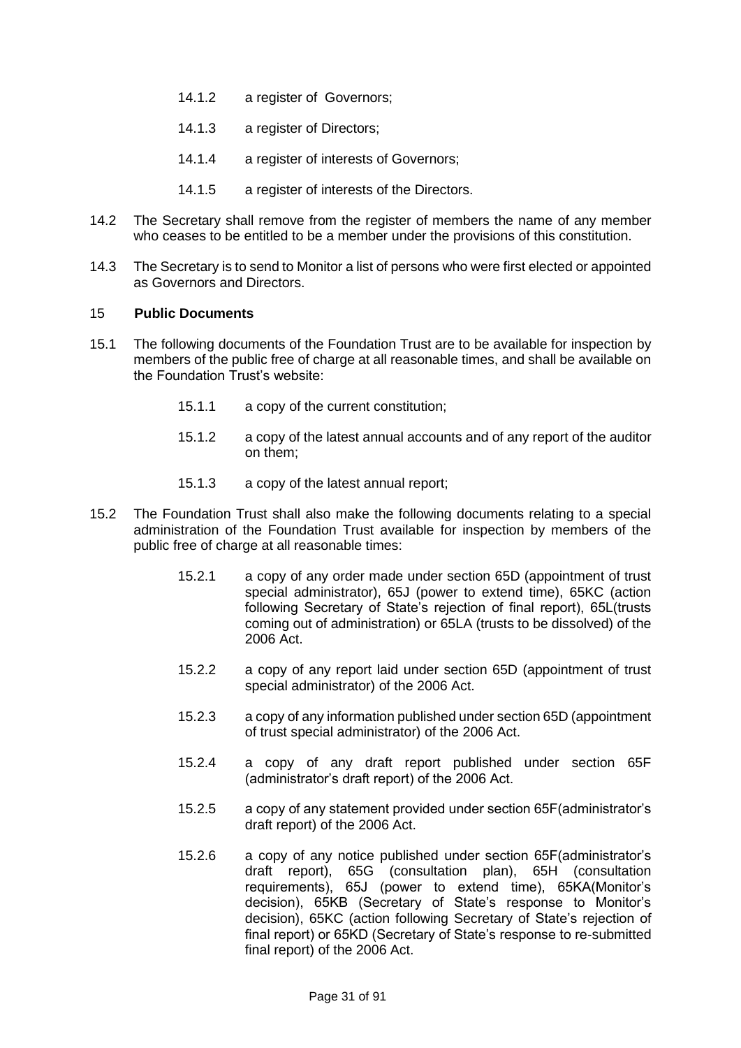14.1.2 a register of Governors;

14.1.3 a register of Directors;

14.1.4 a register of interests of Governors;

14.1.5 a register of interests of the Directors.

14.2 The Secretary shall remove from the register of members the name of any member who ceases to be entitled to be a member under the provisions of this constitution.

14.3 The Secretary is to send to Monitor a list of persons who were first elected or appointed as Governors and Directors.

## 15 Public Documents

15.1 The following documents of the Foundation Trust are to be available for inspection by members of the public free of charge at all reasonable times, and shall be available on the Foundation Trust's website:

15.1.1 a copy of the current constitution;

15.1.2 a copy of the latest annual accounts and of any report of the auditor on them;

15.1.3 a copy of the latest annual report;

15.2 The Foundation Trust shall also make the following documents relating to a special administration of the Foundation Trust available for inspection by members of the public free of charge at all reasonable times:

15.2.1 a copy of any order made under section 65D (appointment of trust special administrator), 65J (power to extend time), 65KC (action following Secretary of State's rejection of final report), 65L(trusts coming out of administration) or 65LA (trusts to be dissolved) of the 2006 Act.

15.2.2 a copy of any report laid under section 65D (appointment of trust special administrator) of the 2006 Act.

15.2.3 a copy of any information published under section 65D (appointment of trust special administrator) of the 2006 Act.

15.2.4 a copy of any draft report published under section 65F (administrator's draft report) of the 2006 Act.

15.2.5 a copy of any statement provided under section 65F(administrator's draft report) of the 2006 Act.

15.2.6 a copy of any notice published under section 65F(administrator's draft report), 65G (consultation plan), 65H (consultation requirements), 65J (power to extend time), 65KA(Monitor's decision), 65KB (Secretary of State's response to Monitor's decision), 65KC (action following Secretary of State's rejection of final report) or 65KD (Secretary of State's response to re-submitted final report) of the 2006 Act.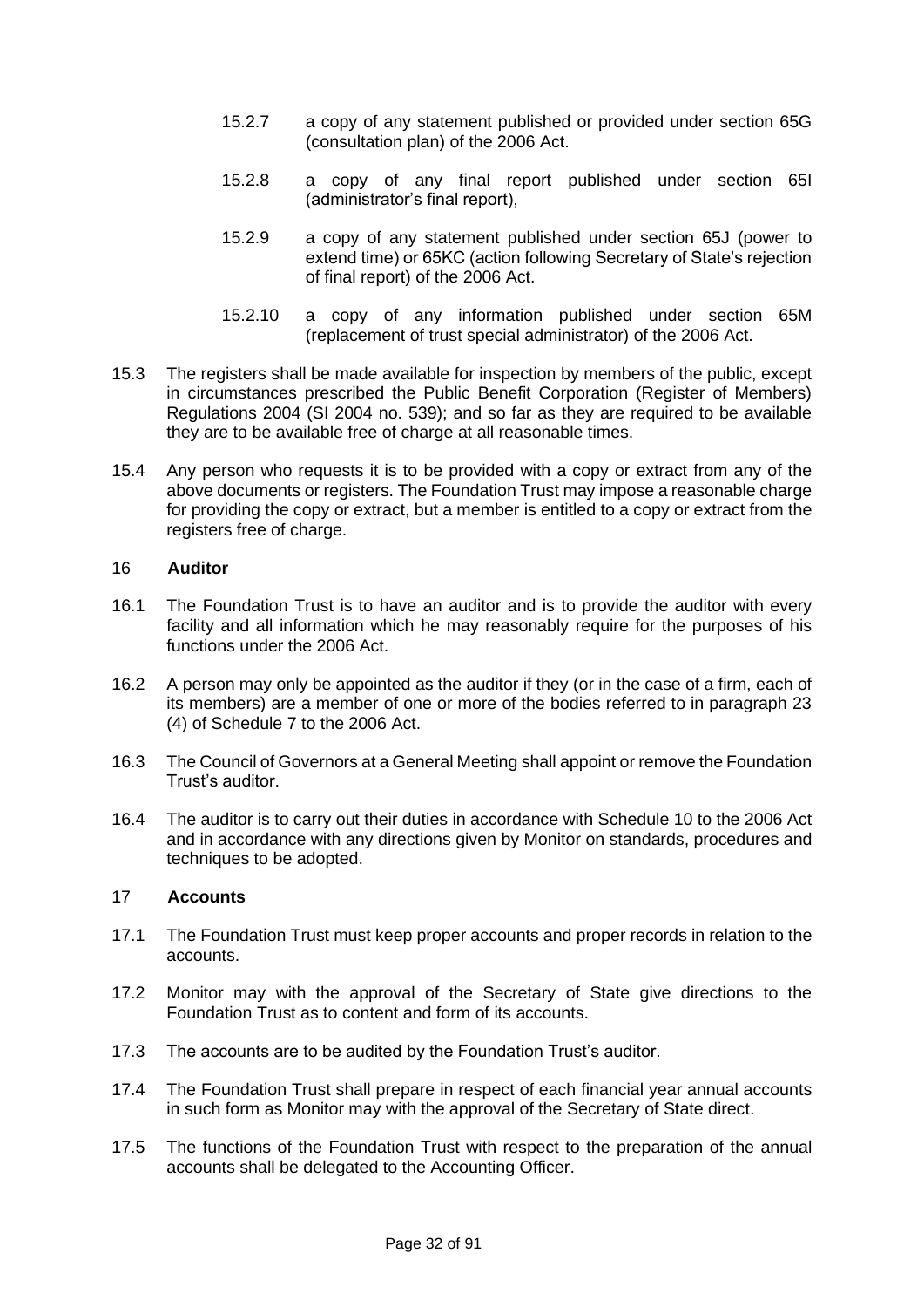15.2.7 a copy of any statement published or provided under section 65G (consultation plan) of the 2006 Act.

15.2.8 a copy of any final report published under section 65I (administrator's final report),

15.2.9 a copy of any statement published under section 65J (power to extend time) or 65KC (action following Secretary of State's rejection of final report) of the 2006 Act.

15.2.10 a copy of any information published under section 65M (replacement of trust special administrator) of the 2006 Act.

15.3 The registers shall be made available for inspection by members of the public, except in circumstances prescribed the Public Benefit Corporation (Register of Members) Regulations 2004 (SI 2004 no. 539); and so far as they are required to be available they are to be available free of charge at all reasonable times.

15.4 Any person who requests it is to be provided with a copy or extract from any of the above documents or registers. The Foundation Trust may impose a reasonable charge for providing the copy or extract, but a member is entitled to a copy or extract from the registers free of charge.

## 16 Auditor

16.1 The Foundation Trust is to have an auditor and is to provide the auditor with every facility and all information which he may reasonably require for the purposes of his functions under the 2006 Act.

16.2 A person may only be appointed as the auditor if they (or in the case of a firm, each of its members) are a member of one or more of the bodies referred to in paragraph 23 (4) of Schedule 7 to the 2006 Act.

16.3 The Council of Governors at a General Meeting shall appoint or remove the Foundation Trust's auditor.

16.4 The auditor is to carry out their duties in accordance with Schedule 10 to the 2006 Act and in accordance with any directions given by Monitor on standards, procedures and techniques to be adopted.

## 17 Accounts

17.1 The Foundation Trust must keep proper accounts and proper records in relation to the accounts.

17.2 Monitor may with the approval of the Secretary of State give directions to the Foundation Trust as to content and form of its accounts.

17.3 The accounts are to be audited by the Foundation Trust's auditor.

17.4 The Foundation Trust shall prepare in respect of each financial year annual accounts in such form as Monitor may with the approval of the Secretary of State direct.

17.5 The functions of the Foundation Trust with respect to the preparation of the annual accounts shall be delegated to the Accounting Officer.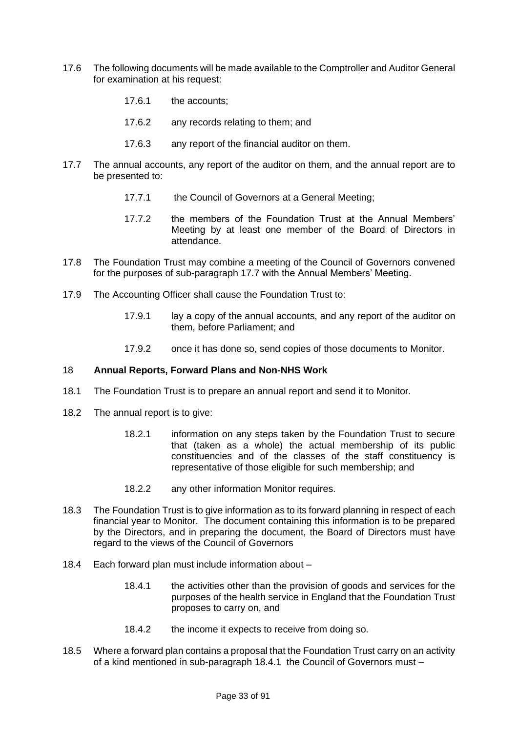17.6 The following documents will be made available to the Comptroller and Auditor General for examination at his request:

17.6.1 the accounts;

17.6.2 any records relating to them; and

17.6.3 any report of the financial auditor on them.

17.7 The annual accounts, any report of the auditor on them, and the annual report are to be presented to:

17.7.1 the Council of Governors at a General Meeting;

17.7.2 the members of the Foundation Trust at the Annual Members' Meeting by at least one member of the Board of Directors in attendance.

17.8 The Foundation Trust may combine a meeting of the Council of Governors convened for the purposes of sub-paragraph 17.7 with the Annual Members' Meeting.

17.9 The Accounting Officer shall cause the Foundation Trust to:

17.9.1 lay a copy of the annual accounts, and any report of the auditor on them, before Parliament; and

17.9.2 once it has done so, send copies of those documents to Monitor.

## 18 Annual Reports, Forward Plans and Non-NHS Work

18.1 The Foundation Trust is to prepare an annual report and send it to Monitor.

18.2 The annual report is to give:

18.2.1 information on any steps taken by the Foundation Trust to secure that (taken as a whole) the actual membership of its public constituencies and of the classes of the staff constituency is representative of those eligible for such membership; and

18.2.2 any other information Monitor requires.

18.3 The Foundation Trust is to give information as to its forward planning in respect of each financial year to Monitor. The document containing this information is to be prepared by the Directors, and in preparing the document, the Board of Directors must have regard to the views of the Council of Governors

18.4 Each forward plan must include information about –

18.4.1 the activities other than the provision of goods and services for the purposes of the health service in England that the Foundation Trust proposes to carry on, and

18.4.2 the income it expects to receive from doing so.

18.5 Where a forward plan contains a proposal that the Foundation Trust carry on an activity of a kind mentioned in sub-paragraph 18.4.1 the Council of Governors must –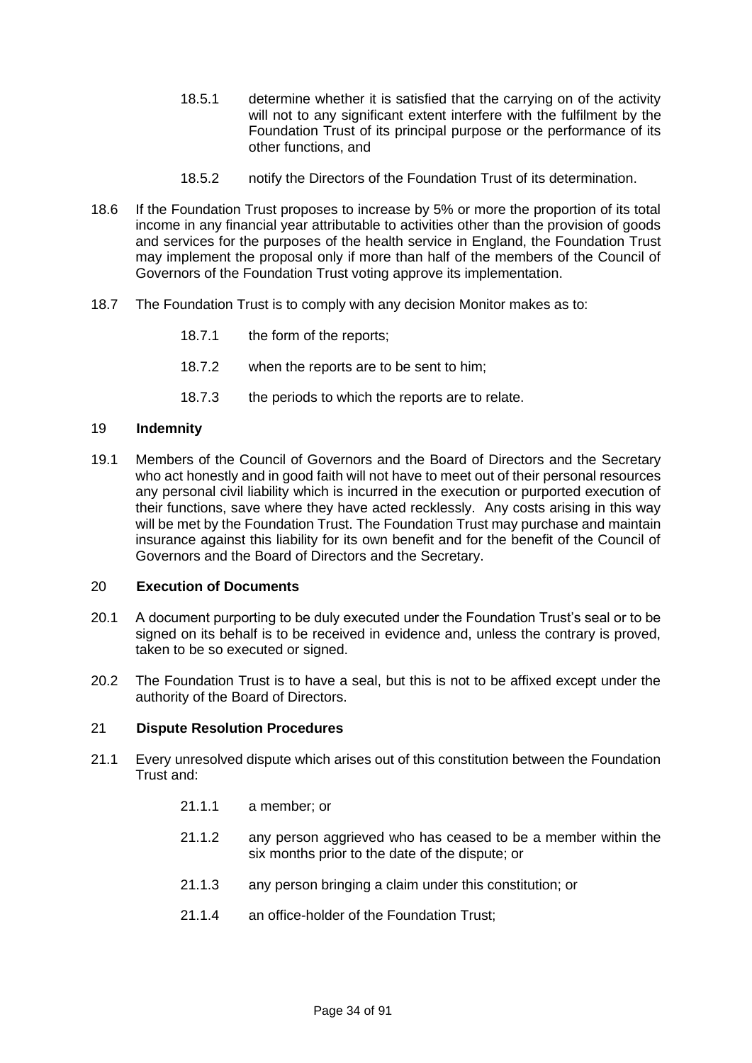18.5.1 determine whether it is satisfied that the carrying on of the activity will not to any significant extent interfere with the fulfilment by the Foundation Trust of its principal purpose or the performance of its other functions, and

18.5.2 notify the Directors of the Foundation Trust of its determination.

18.6 If the Foundation Trust proposes to increase by 5% or more the proportion of its total income in any financial year attributable to activities other than the provision of goods and services for the purposes of the health service in England, the Foundation Trust may implement the proposal only if more than half of the members of the Council of Governors of the Foundation Trust voting approve its implementation.

18.7 The Foundation Trust is to comply with any decision Monitor makes as to:

18.7.1 the form of the reports;

18.7.2 when the reports are to be sent to him;

18.7.3 the periods to which the reports are to relate.

## 19 Indemnity

19.1 Members of the Council of Governors and the Board of Directors and the Secretary who act honestly and in good faith will not have to meet out of their personal resources any personal civil liability which is incurred in the execution or purported execution of their functions, save where they have acted recklessly. Any costs arising in this way will be met by the Foundation Trust. The Foundation Trust may purchase and maintain insurance against this liability for its own benefit and for the benefit of the Council of Governors and the Board of Directors and the Secretary.

## 20 Execution of Documents

20.1 A document purporting to be duly executed under the Foundation Trust's seal or to be signed on its behalf is to be received in evidence and, unless the contrary is proved, taken to be so executed or signed.

20.2 The Foundation Trust is to have a seal, but this is not to be affixed except under the authority of the Board of Directors.

## 21 Dispute Resolution Procedures

21.1 Every unresolved dispute which arises out of this constitution between the Foundation Trust and:

21.1.1 a member; or

21.1.2 any person aggrieved who has ceased to be a member within the six months prior to the date of the dispute; or

21.1.3 any person bringing a claim under this constitution; or

21.1.4 an office-holder of the Foundation Trust;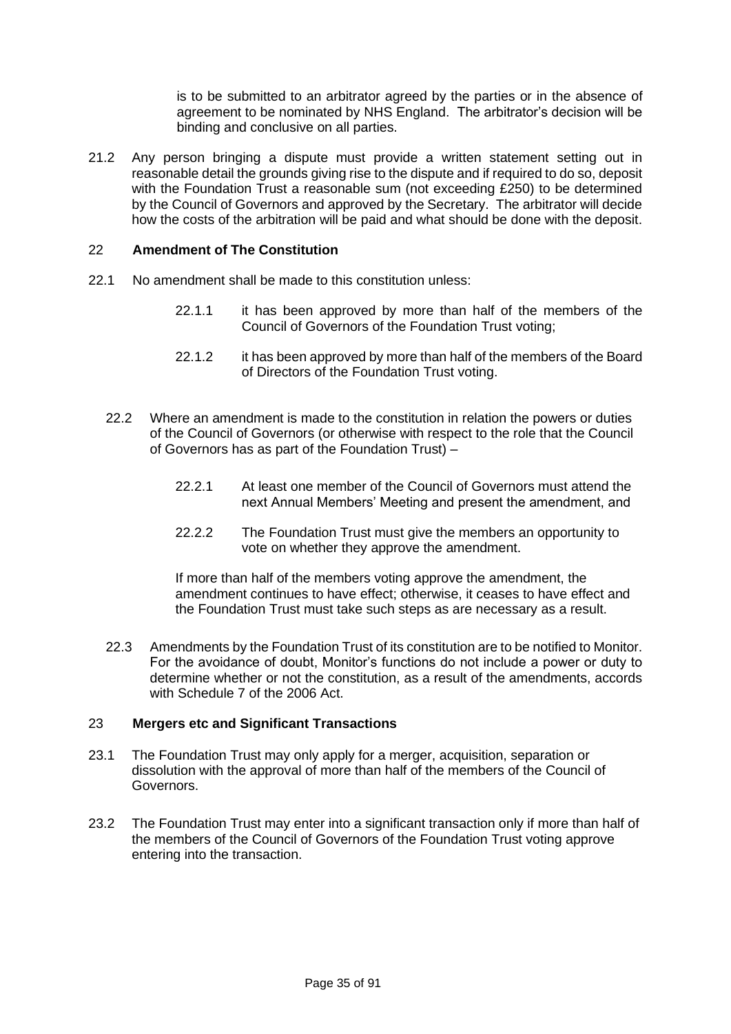is to be submitted to an arbitrator agreed by the parties or in the absence of agreement to be nominated by NHS England. The arbitrator's decision will be binding and conclusive on all parties.

21.2 Any person bringing a dispute must provide a written statement setting out in reasonable detail the grounds giving rise to the dispute and if required to do so, deposit with the Foundation Trust a reasonable sum (not exceeding £250) to be determined by the Council of Governors and approved by the Secretary. The arbitrator will decide how the costs of the arbitration will be paid and what should be done with the deposit.

## 22 Amendment of The Constitution

22.1 No amendment shall be made to this constitution unless:

22.1.1 it has been approved by more than half of the members of the Council of Governors of the Foundation Trust voting;

22.1.2 it has been approved by more than half of the members of the Board of Directors of the Foundation Trust voting.

22.2 Where an amendment is made to the constitution in relation the powers or duties of the Council of Governors (or otherwise with respect to the role that the Council of Governors has as part of the Foundation Trust) –

22.2.1 At least one member of the Council of Governors must attend the next Annual Members' Meeting and present the amendment, and

22.2.2 The Foundation Trust must give the members an opportunity to vote on whether they approve the amendment.

If more than half of the members voting approve the amendment, the amendment continues to have effect; otherwise, it ceases to have effect and the Foundation Trust must take such steps as are necessary as a result.

22.3 Amendments by the Foundation Trust of its constitution are to be notified to Monitor. For the avoidance of doubt, Monitor's functions do not include a power or duty to determine whether or not the constitution, as a result of the amendments, accords with Schedule 7 of the 2006 Act.

## 23 Mergers etc and Significant Transactions

23.1 The Foundation Trust may only apply for a merger, acquisition, separation or dissolution with the approval of more than half of the members of the Council of Governors.

23.2 The Foundation Trust may enter into a significant transaction only if more than half of the members of the Council of Governors of the Foundation Trust voting approve entering into the transaction.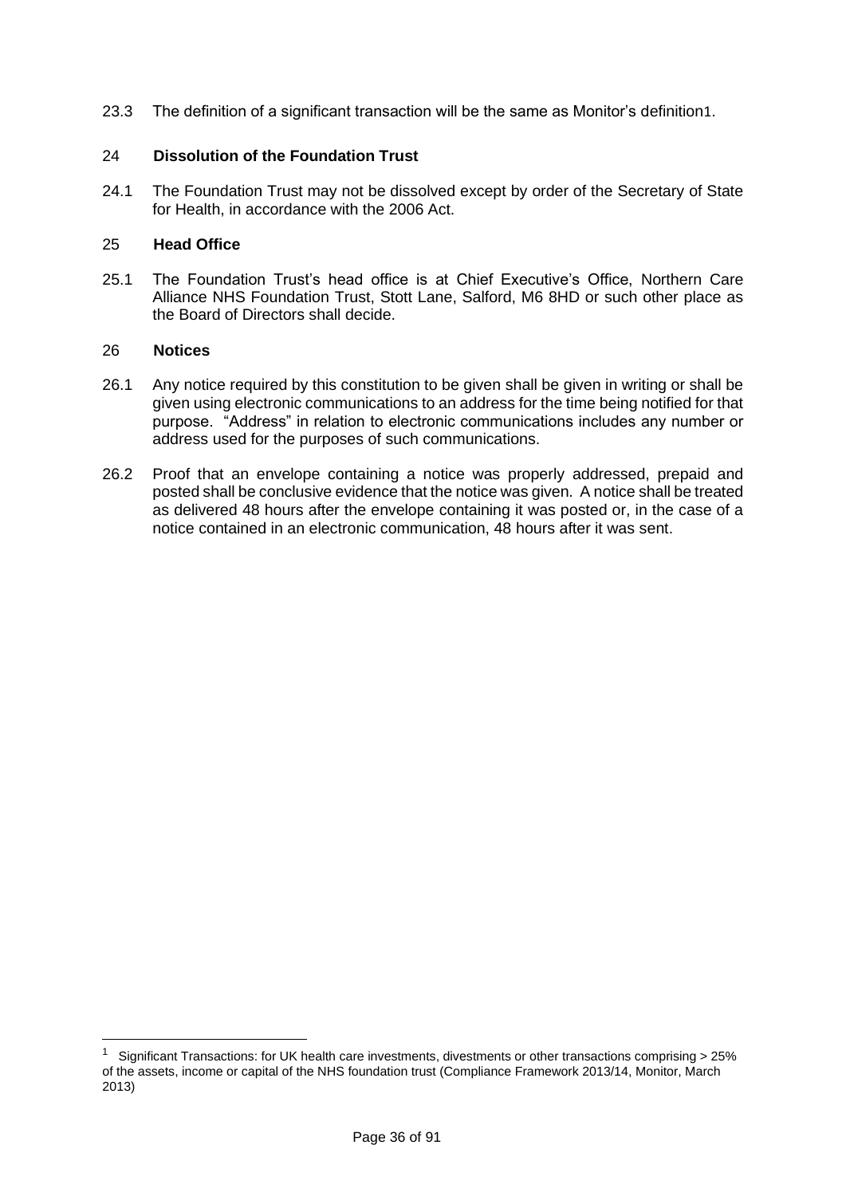23.3 The definition of a significant transaction will be the same as Monitor's definition[1].

## 24 Dissolution of the Foundation Trust

24.1 The Foundation Trust may not be dissolved except by order of the Secretary of State for Health, in accordance with the 2006 Act.

## 25 Head Office

25.1 The Foundation Trust's head office is at Chief Executive's Office, Northern Care Alliance NHS Foundation Trust, Stott Lane, Salford, M6 8HD or such other place as the Board of Directors shall decide.

## 26 Notices

26.1 Any notice required by this constitution to be given shall be given in writing or shall be given using electronic communications to an address for the time being notified for that purpose. "Address" in relation to electronic communications includes any number or address used for the purposes of such communications.

26.2 Proof that an envelope containing a notice was properly addressed, prepaid and posted shall be conclusive evidence that the notice was given. A notice shall be treated as delivered 48 hours after the envelope containing it was posted or, in the case of a notice contained in an electronic communication, 48 hours after it was sent.

---

[1] Significant Transactions: for UK health care investments, divestments or other transactions comprising > 25% of the assets, income or capital of the NHS foundation trust (Compliance Framework 2013/14, Monitor, March 2013)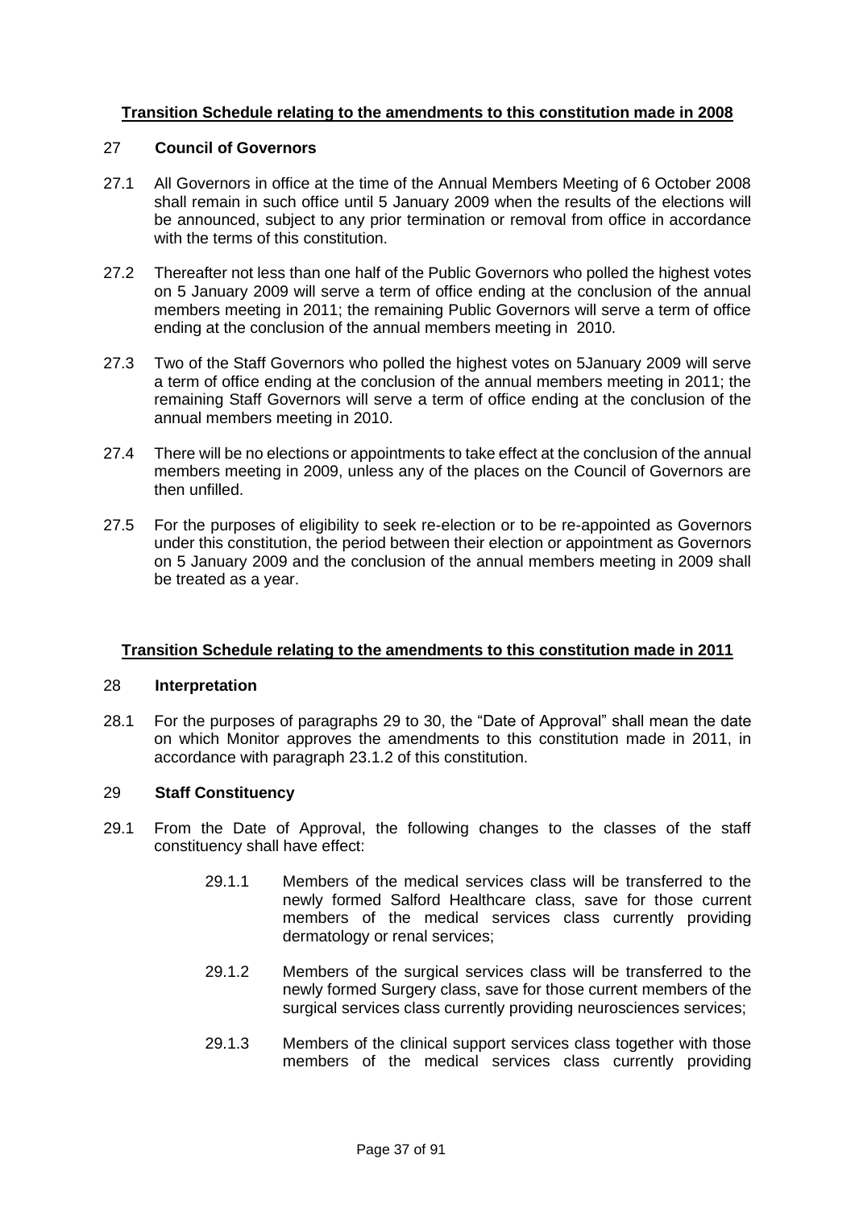**Transition Schedule relating to the amendments to this constitution made in 2008**

## 27 Council of Governors

27.1 All Governors in office at the time of the Annual Members Meeting of 6 October 2008 shall remain in such office until 5 January 2009 when the results of the elections will be announced, subject to any prior termination or removal from office in accordance with the terms of this constitution.

27.2 Thereafter not less than one half of the Public Governors who polled the highest votes on 5 January 2009 will serve a term of office ending at the conclusion of the annual members meeting in 2011; the remaining Public Governors will serve a term of office ending at the conclusion of the annual members meeting in 2010.

27.3 Two of the Staff Governors who polled the highest votes on 5January 2009 will serve a term of office ending at the conclusion of the annual members meeting in 2011; the remaining Staff Governors will serve a term of office ending at the conclusion of the annual members meeting in 2010.

27.4 There will be no elections or appointments to take effect at the conclusion of the annual members meeting in 2009, unless any of the places on the Council of Governors are then unfilled.

27.5 For the purposes of eligibility to seek re-election or to be re-appointed as Governors under this constitution, the period between their election or appointment as Governors on 5 January 2009 and the conclusion of the annual members meeting in 2009 shall be treated as a year.

**Transition Schedule relating to the amendments to this constitution made in 2011**

## 28 Interpretation

28.1 For the purposes of paragraphs 29 to 30, the "Date of Approval" shall mean the date on which Monitor approves the amendments to this constitution made in 2011, in accordance with paragraph 23.1.2 of this constitution.

## 29 Staff Constituency

29.1 From the Date of Approval, the following changes to the classes of the staff constituency shall have effect:

29.1.1 Members of the medical services class will be transferred to the newly formed Salford Healthcare class, save for those current members of the medical services class currently providing dermatology or renal services;

29.1.2 Members of the surgical services class will be transferred to the newly formed Surgery class, save for those current members of the surgical services class currently providing neurosciences services;

29.1.3 Members of the clinical support services class together with those members of the medical services class currently providing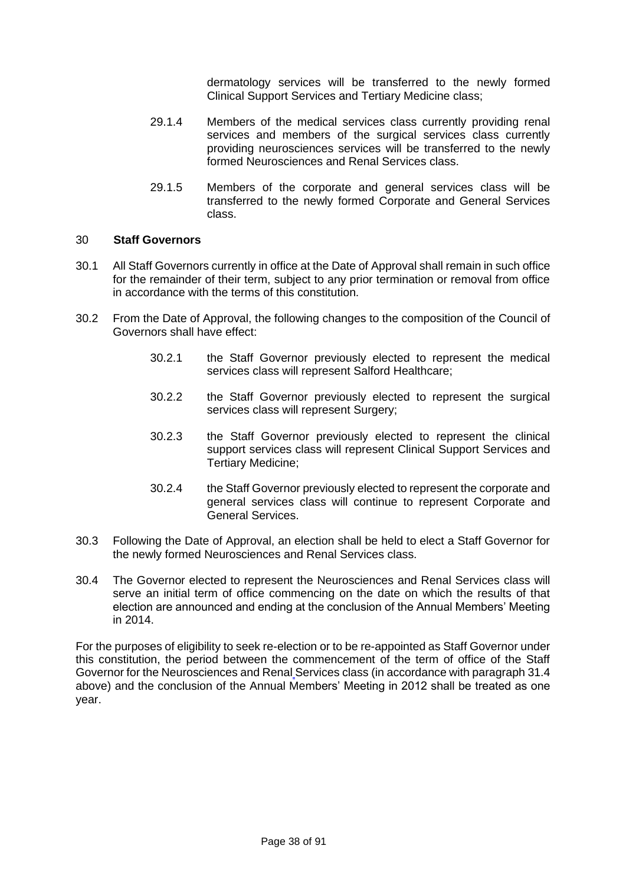dermatology services will be transferred to the newly formed Clinical Support Services and Tertiary Medicine class;

29.1.4 Members of the medical services class currently providing renal services and members of the surgical services class currently providing neurosciences services will be transferred to the newly formed Neurosciences and Renal Services class.

29.1.5 Members of the corporate and general services class will be transferred to the newly formed Corporate and General Services class.

## 30 Staff Governors

30.1 All Staff Governors currently in office at the Date of Approval shall remain in such office for the remainder of their term, subject to any prior termination or removal from office in accordance with the terms of this constitution.

30.2 From the Date of Approval, the following changes to the composition of the Council of Governors shall have effect:

30.2.1 the Staff Governor previously elected to represent the medical services class will represent Salford Healthcare;

30.2.2 the Staff Governor previously elected to represent the surgical services class will represent Surgery;

30.2.3 the Staff Governor previously elected to represent the clinical support services class will represent Clinical Support Services and Tertiary Medicine;

30.2.4 the Staff Governor previously elected to represent the corporate and general services class will continue to represent Corporate and General Services.

30.3 Following the Date of Approval, an election shall be held to elect a Staff Governor for the newly formed Neurosciences and Renal Services class.

30.4 The Governor elected to represent the Neurosciences and Renal Services class will serve an initial term of office commencing on the date on which the results of that election are announced and ending at the conclusion of the Annual Members' Meeting in 2014.

For the purposes of eligibility to seek re-election or to be re-appointed as Staff Governor under this constitution, the period between the commencement of the term of office of the Staff Governor for the Neurosciences and Renal Services class (in accordance with paragraph 31.4 above) and the conclusion of the Annual Members' Meeting in 2012 shall be treated as one year.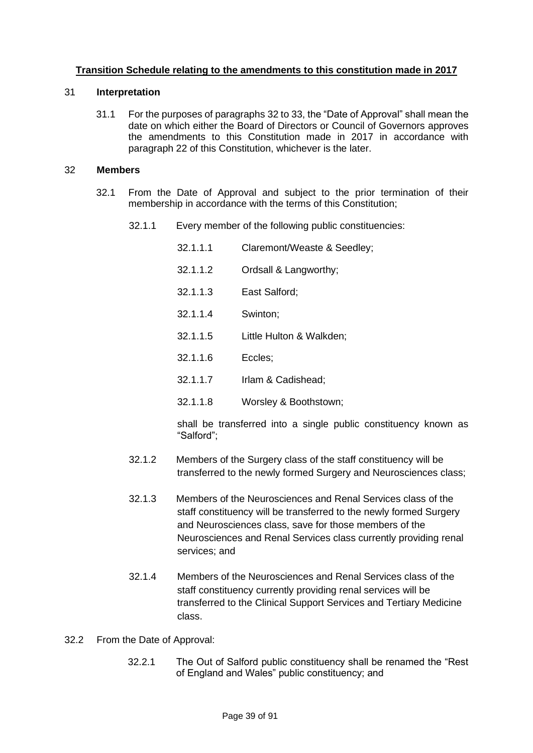**Transition Schedule relating to the amendments to this constitution made in 2017**

31 **Interpretation**

31.1 For the purposes of paragraphs 32 to 33, the "Date of Approval" shall mean the date on which either the Board of Directors or Council of Governors approves the amendments to this Constitution made in 2017 in accordance with paragraph 22 of this Constitution, whichever is the later.

32 **Members**

32.1 From the Date of Approval and subject to the prior termination of their membership in accordance with the terms of this Constitution;

32.1.1 Every member of the following public constituencies:

32.1.1.1 Claremont/Weaste & Seedley;

32.1.1.2 Ordsall & Langworthy;

32.1.1.3 East Salford;

32.1.1.4 Swinton;

32.1.1.5 Little Hulton & Walkden;

32.1.1.6 Eccles;

32.1.1.7 Irlam & Cadishead;

32.1.1.8 Worsley & Boothstown;

shall be transferred into a single public constituency known as "Salford";

32.1.2 Members of the Surgery class of the staff constituency will be transferred to the newly formed Surgery and Neurosciences class;

32.1.3 Members of the Neurosciences and Renal Services class of the staff constituency will be transferred to the newly formed Surgery and Neurosciences class, save for those members of the Neurosciences and Renal Services class currently providing renal services; and

32.1.4 Members of the Neurosciences and Renal Services class of the staff constituency currently providing renal services will be transferred to the Clinical Support Services and Tertiary Medicine class.

32.2 From the Date of Approval:

32.2.1 The Out of Salford public constituency shall be renamed the "Rest of England and Wales" public constituency; and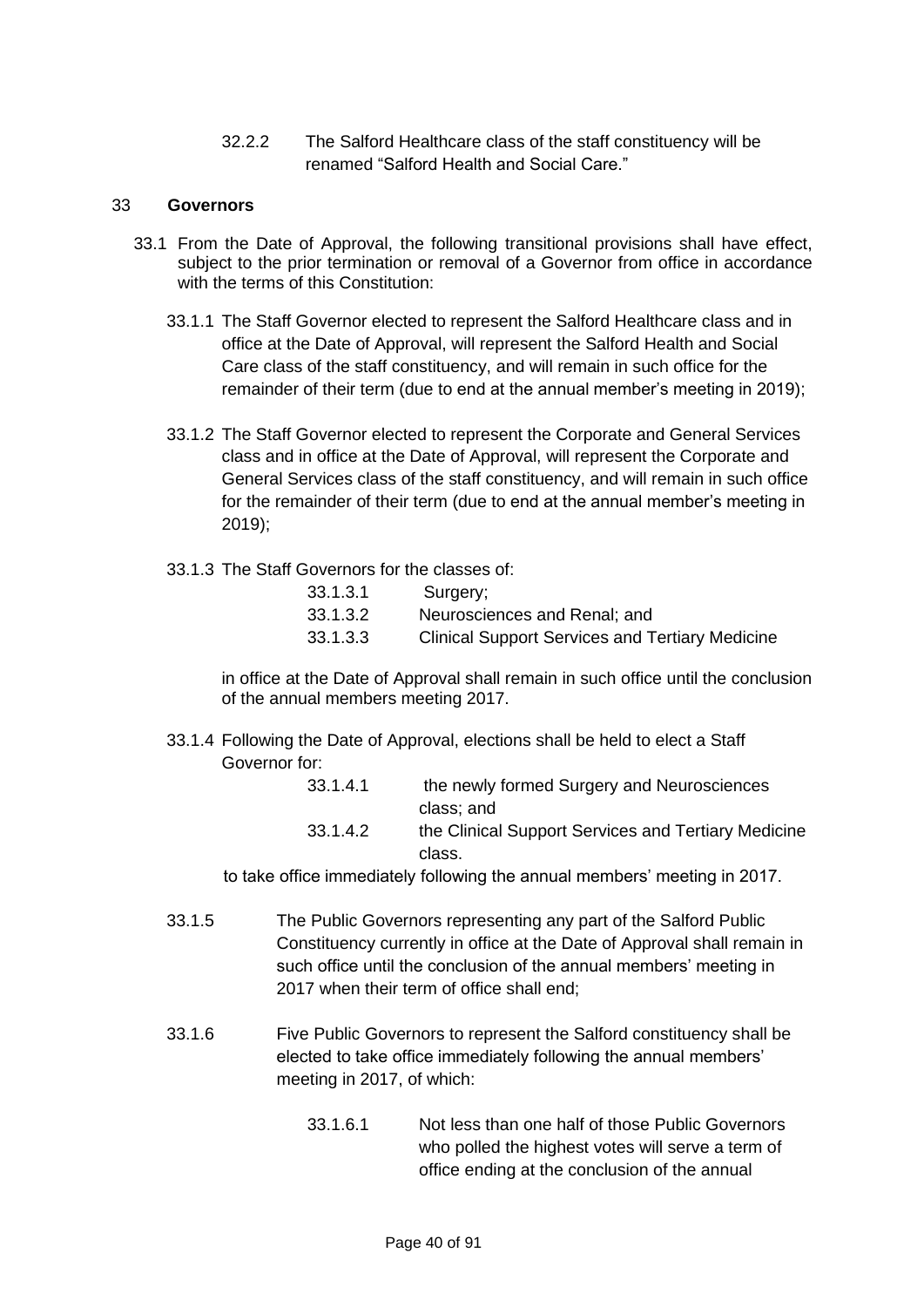32.2.2 The Salford Healthcare class of the staff constituency will be renamed "Salford Health and Social Care."

## 33 Governors

33.1 From the Date of Approval, the following transitional provisions shall have effect, subject to the prior termination or removal of a Governor from office in accordance with the terms of this Constitution:

33.1.1 The Staff Governor elected to represent the Salford Healthcare class and in office at the Date of Approval, will represent the Salford Health and Social Care class of the staff constituency, and will remain in such office for the remainder of their term (due to end at the annual member's meeting in 2019);

33.1.2 The Staff Governor elected to represent the Corporate and General Services class and in office at the Date of Approval, will represent the Corporate and General Services class of the staff constituency, and will remain in such office for the remainder of their term (due to end at the annual member's meeting in 2019);

33.1.3 The Staff Governors for the classes of:

- 33.1.3.1 Surgery;
- 33.1.3.2 Neurosciences and Renal; and
- 33.1.3.3 Clinical Support Services and Tertiary Medicine

in office at the Date of Approval shall remain in such office until the conclusion of the annual members meeting 2017.

33.1.4 Following the Date of Approval, elections shall be held to elect a Staff Governor for:

- 33.1.4.1 the newly formed Surgery and Neurosciences class; and
- 33.1.4.2 the Clinical Support Services and Tertiary Medicine class.

to take office immediately following the annual members' meeting in 2017.

33.1.5 The Public Governors representing any part of the Salford Public Constituency currently in office at the Date of Approval shall remain in such office until the conclusion of the annual members' meeting in 2017 when their term of office shall end;

33.1.6 Five Public Governors to represent the Salford constituency shall be elected to take office immediately following the annual members' meeting in 2017, of which:

- 33.1.6.1 Not less than one half of those Public Governors who polled the highest votes will serve a term of office ending at the conclusion of the annual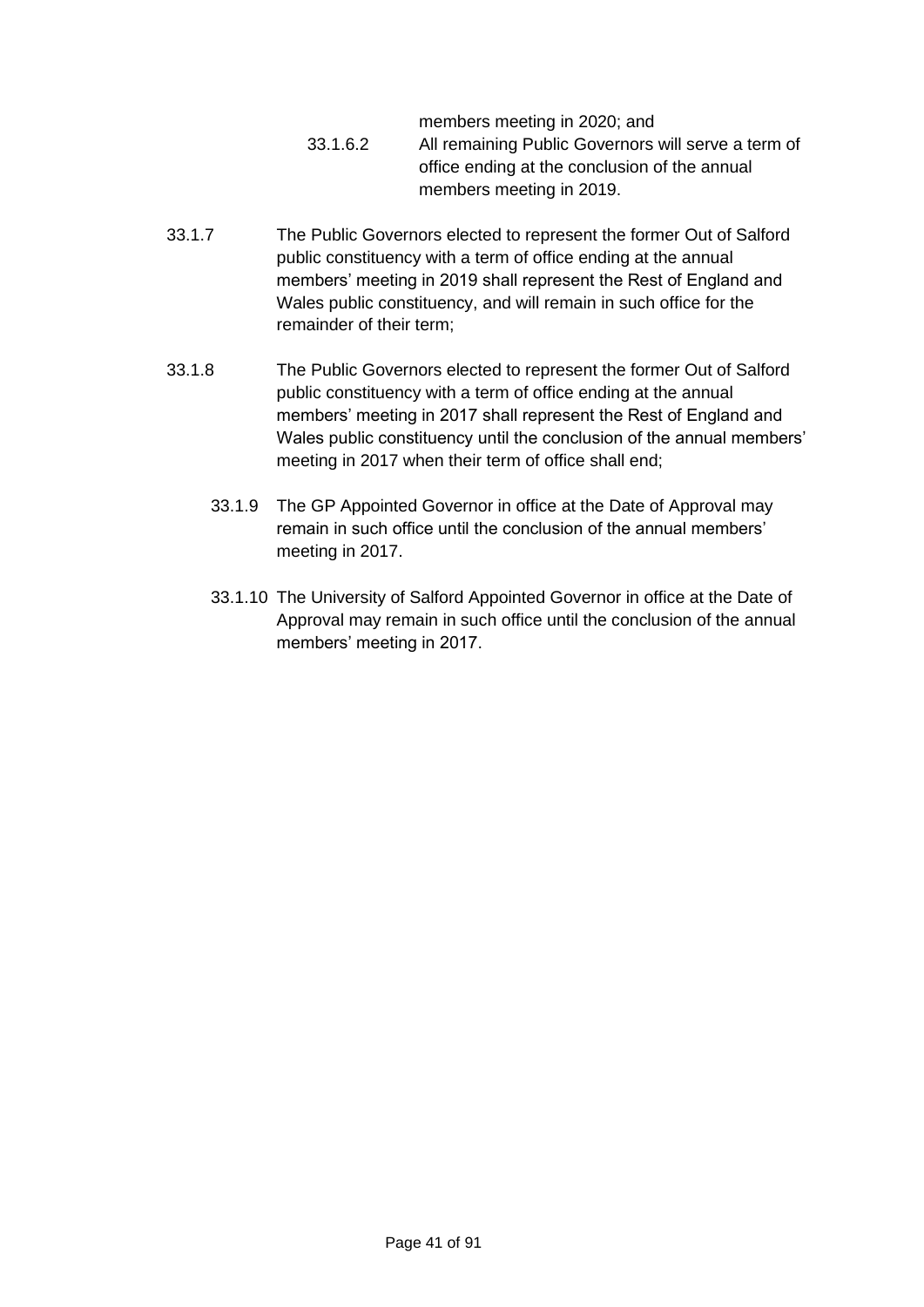members meeting in 2020; and

33.1.6.2 All remaining Public Governors will serve a term of office ending at the conclusion of the annual members meeting in 2019.

33.1.7 The Public Governors elected to represent the former Out of Salford public constituency with a term of office ending at the annual members' meeting in 2019 shall represent the Rest of England and Wales public constituency, and will remain in such office for the remainder of their term;

33.1.8 The Public Governors elected to represent the former Out of Salford public constituency with a term of office ending at the annual members' meeting in 2017 shall represent the Rest of England and Wales public constituency until the conclusion of the annual members' meeting in 2017 when their term of office shall end;

33.1.9 The GP Appointed Governor in office at the Date of Approval may remain in such office until the conclusion of the annual members' meeting in 2017.

33.1.10 The University of Salford Appointed Governor in office at the Date of Approval may remain in such office until the conclusion of the annual members' meeting in 2017.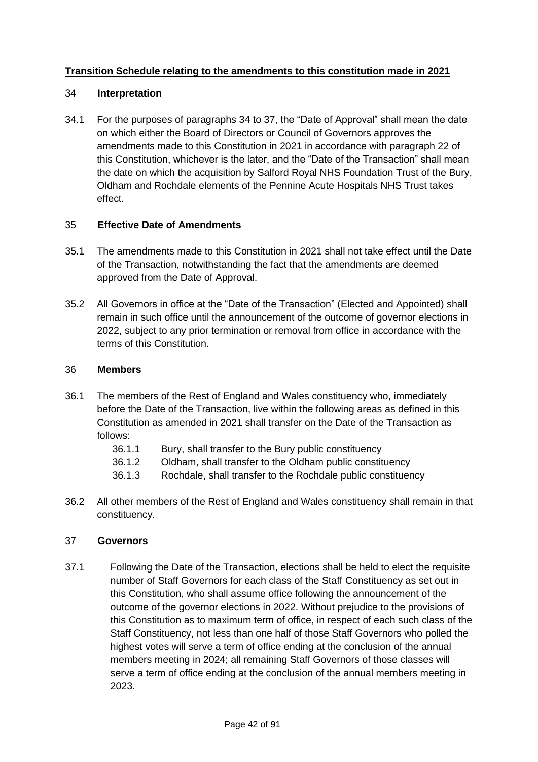**Transition Schedule relating to the amendments to this constitution made in 2021**

## 34 Interpretation

34.1 For the purposes of paragraphs 34 to 37, the "Date of Approval" shall mean the date on which either the Board of Directors or Council of Governors approves the amendments made to this Constitution in 2021 in accordance with paragraph 22 of this Constitution, whichever is the later, and the "Date of the Transaction" shall mean the date on which the acquisition by Salford Royal NHS Foundation Trust of the Bury, Oldham and Rochdale elements of the Pennine Acute Hospitals NHS Trust takes effect.

## 35 Effective Date of Amendments

35.1 The amendments made to this Constitution in 2021 shall not take effect until the Date of the Transaction, notwithstanding the fact that the amendments are deemed approved from the Date of Approval.

35.2 All Governors in office at the "Date of the Transaction" (Elected and Appointed) shall remain in such office until the announcement of the outcome of governor elections in 2022, subject to any prior termination or removal from office in accordance with the terms of this Constitution.

## 36 Members

36.1 The members of the Rest of England and Wales constituency who, immediately before the Date of the Transaction, live within the following areas as defined in this Constitution as amended in 2021 shall transfer on the Date of the Transaction as follows:

- 36.1.1 Bury, shall transfer to the Bury public constituency
- 36.1.2 Oldham, shall transfer to the Oldham public constituency
- 36.1.3 Rochdale, shall transfer to the Rochdale public constituency

36.2 All other members of the Rest of England and Wales constituency shall remain in that constituency.

## 37 Governors

37.1 Following the Date of the Transaction, elections shall be held to elect the requisite number of Staff Governors for each class of the Staff Constituency as set out in this Constitution, who shall assume office following the announcement of the outcome of the governor elections in 2022. Without prejudice to the provisions of this Constitution as to maximum term of office, in respect of each such class of the Staff Constituency, not less than one half of those Staff Governors who polled the highest votes will serve a term of office ending at the conclusion of the annual members meeting in 2024; all remaining Staff Governors of those classes will serve a term of office ending at the conclusion of the annual members meeting in 2023.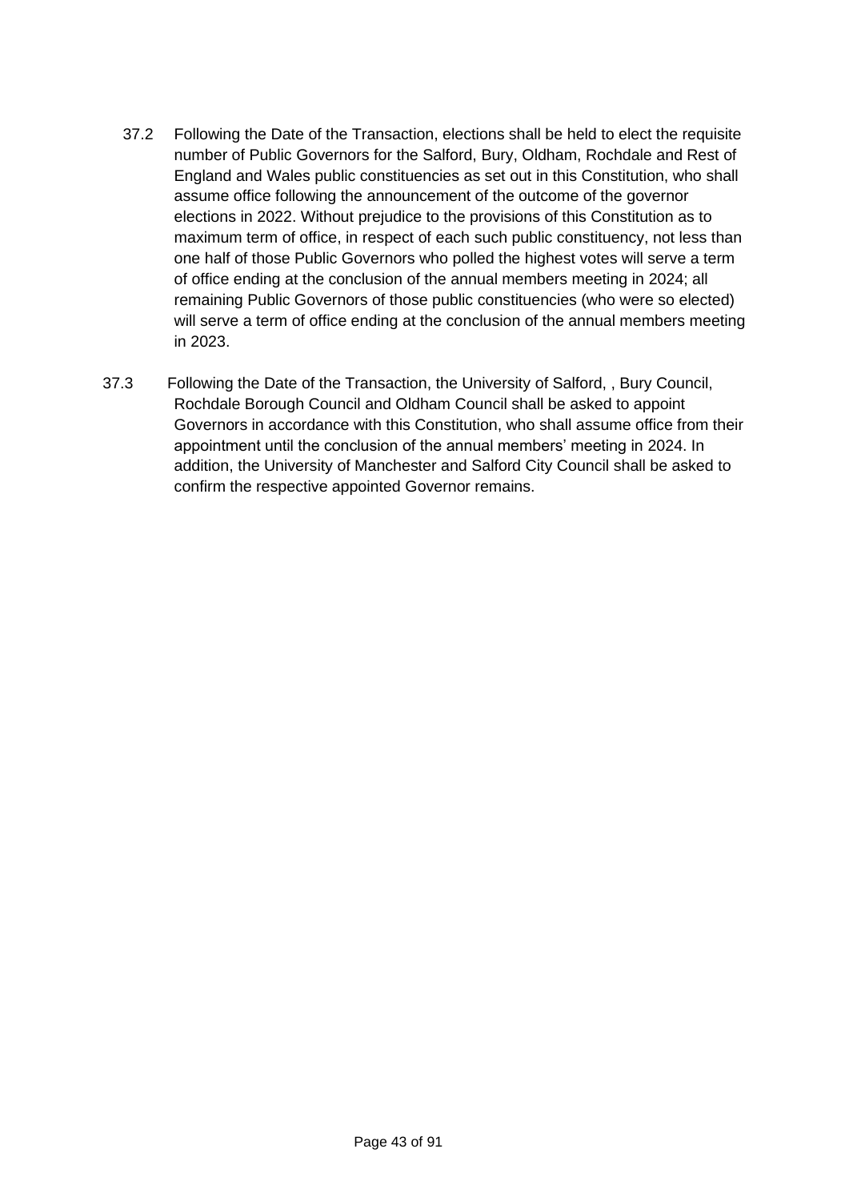37.2 Following the Date of the Transaction, elections shall be held to elect the requisite number of Public Governors for the Salford, Bury, Oldham, Rochdale and Rest of England and Wales public constituencies as set out in this Constitution, who shall assume office following the announcement of the outcome of the governor elections in 2022. Without prejudice to the provisions of this Constitution as to maximum term of office, in respect of each such public constituency, not less than one half of those Public Governors who polled the highest votes will serve a term of office ending at the conclusion of the annual members meeting in 2024; all remaining Public Governors of those public constituencies (who were so elected) will serve a term of office ending at the conclusion of the annual members meeting in 2023.

37.3 Following the Date of the Transaction, the University of Salford, , Bury Council, Rochdale Borough Council and Oldham Council shall be asked to appoint Governors in accordance with this Constitution, who shall assume office from their appointment until the conclusion of the annual members' meeting in 2024. In addition, the University of Manchester and Salford City Council shall be asked to confirm the respective appointed Governor remains.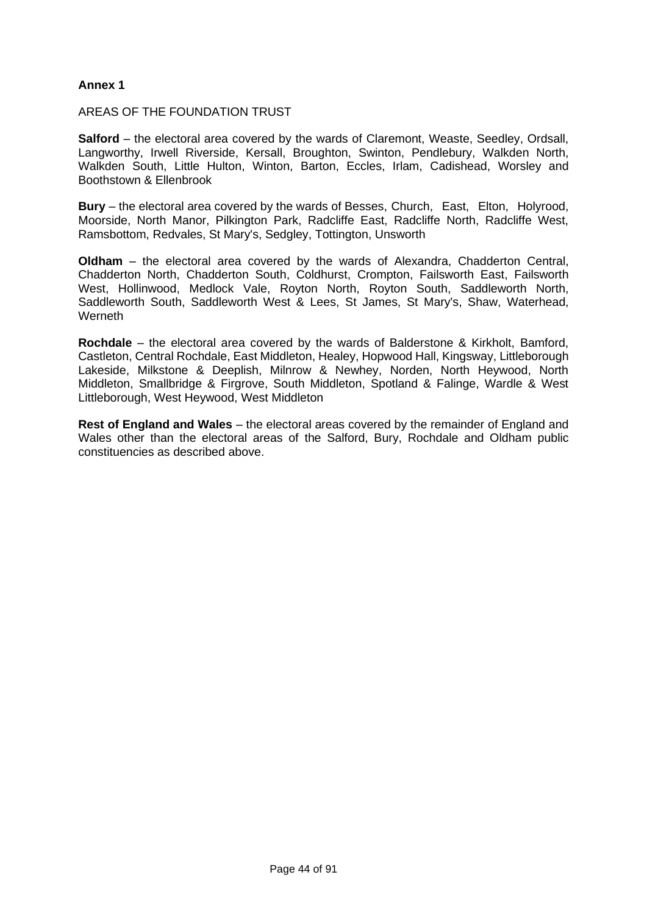**Annex 1**

AREAS OF THE FOUNDATION TRUST

**Salford** – the electoral area covered by the wards of Claremont, Weaste, Seedley, Ordsall, Langworthy, Irwell Riverside, Kersall, Broughton, Swinton, Pendlebury, Walkden North, Walkden South, Little Hulton, Winton, Barton, Eccles, Irlam, Cadishead, Worsley and Boothstown & Ellenbrook

**Bury** – the electoral area covered by the wards of Besses, Church, East, Elton, Holyrood, Moorside, North Manor, Pilkington Park, Radcliffe East, Radcliffe North, Radcliffe West, Ramsbottom, Redvales, St Mary's, Sedgley, Tottington, Unsworth

**Oldham** – the electoral area covered by the wards of Alexandra, Chadderton Central, Chadderton North, Chadderton South, Coldhurst, Crompton, Failsworth East, Failsworth West, Hollinwood, Medlock Vale, Royton North, Royton South, Saddleworth North, Saddleworth South, Saddleworth West & Lees, St James, St Mary's, Shaw, Waterhead, Werneth

**Rochdale** – the electoral area covered by the wards of Balderstone & Kirkholt, Bamford, Castleton, Central Rochdale, East Middleton, Healey, Hopwood Hall, Kingsway, Littleborough Lakeside, Milkstone & Deeplish, Milnrow & Newhey, Norden, North Heywood, North Middleton, Smallbridge & Firgrove, South Middleton, Spotland & Falinge, Wardle & West Littleborough, West Heywood, West Middleton

**Rest of England and Wales** – the electoral areas covered by the remainder of England and Wales other than the electoral areas of the Salford, Bury, Rochdale and Oldham public constituencies as described above.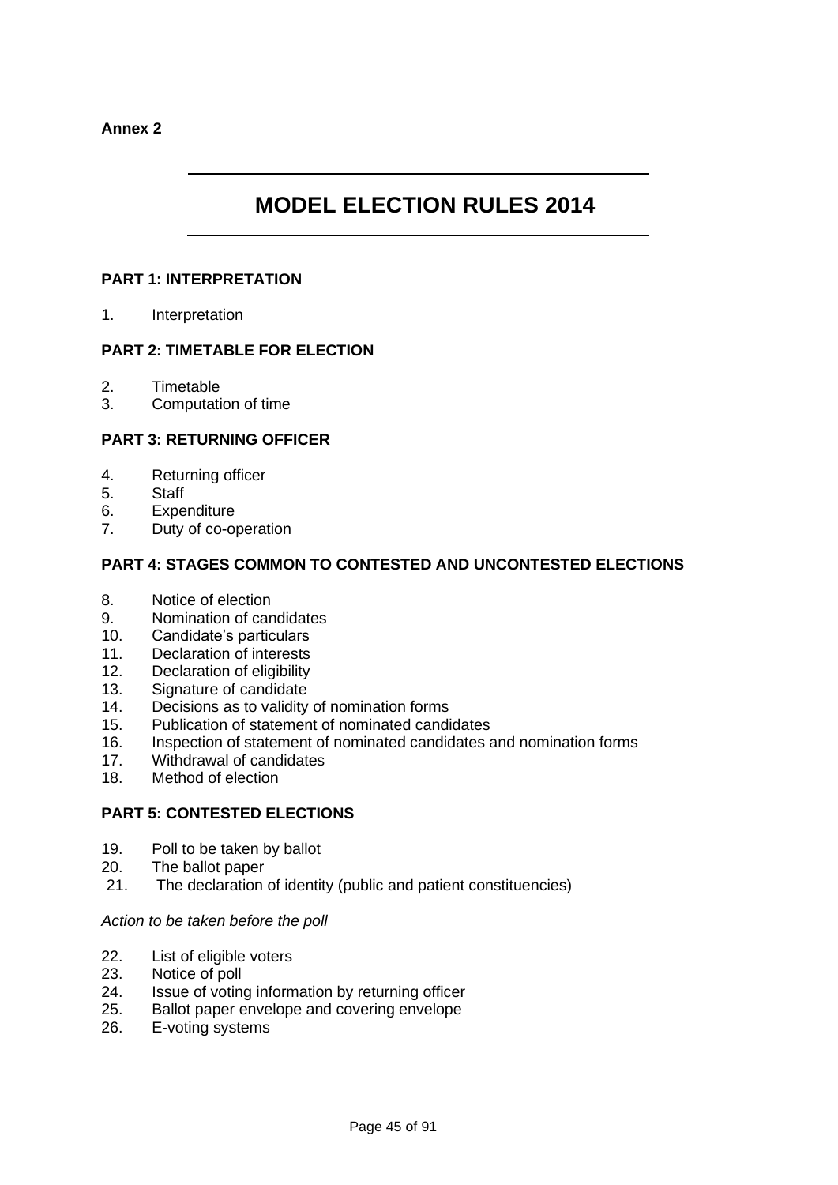**Annex 2**

# MODEL ELECTION RULES 2014

## PART 1: INTERPRETATION

1. Interpretation

## PART 2: TIMETABLE FOR ELECTION

2. Timetable
3. Computation of time

## PART 3: RETURNING OFFICER

4. Returning officer
5. Staff
6. Expenditure
7. Duty of co-operation

## PART 4: STAGES COMMON TO CONTESTED AND UNCONTESTED ELECTIONS

8. Notice of election
9. Nomination of candidates
10. Candidate's particulars
11. Declaration of interests
12. Declaration of eligibility
13. Signature of candidate
14. Decisions as to validity of nomination forms
15. Publication of statement of nominated candidates
16. Inspection of statement of nominated candidates and nomination forms
17. Withdrawal of candidates
18. Method of election

## PART 5: CONTESTED ELECTIONS

19. Poll to be taken by ballot
20. The ballot paper
21. The declaration of identity (public and patient constituencies)

*Action to be taken before the poll*

22. List of eligible voters
23. Notice of poll
24. Issue of voting information by returning officer
25. Ballot paper envelope and covering envelope
26. E-voting systems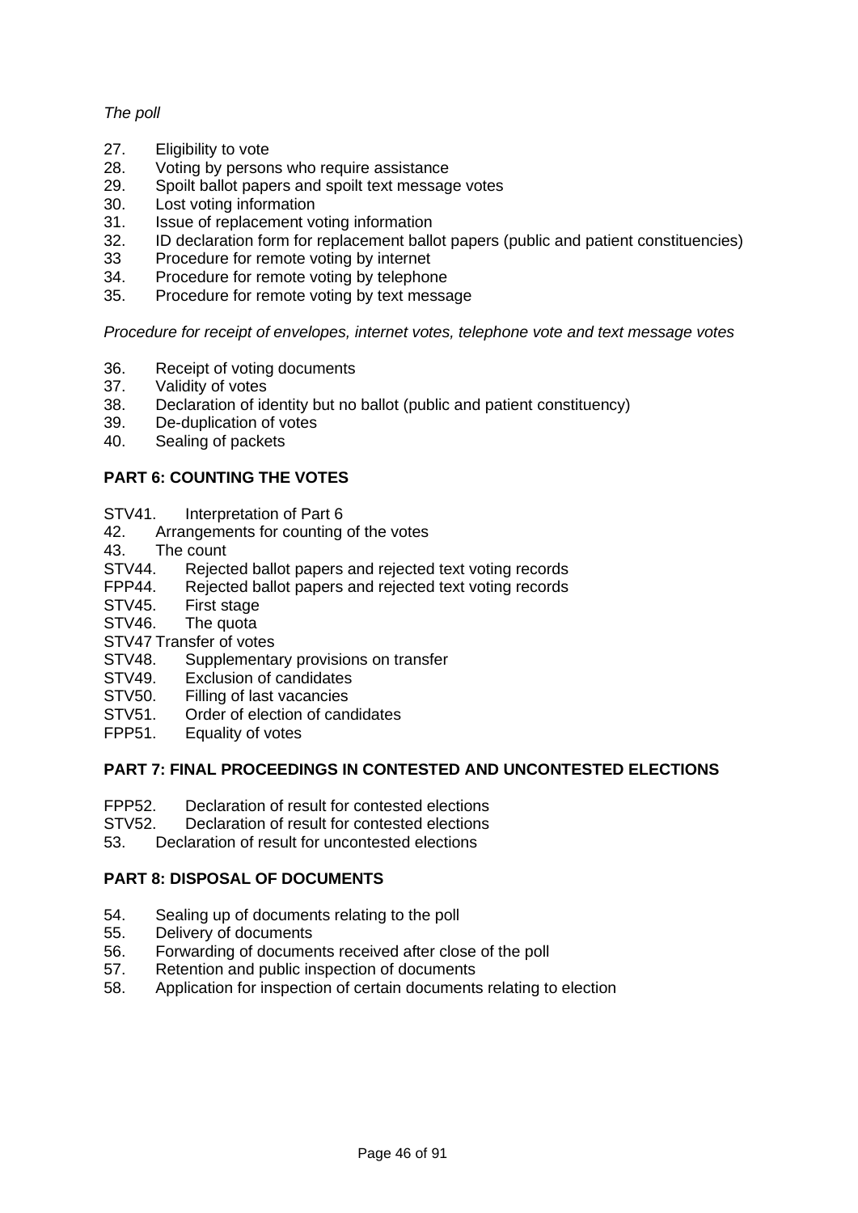*The poll*

27. Eligibility to vote
28. Voting by persons who require assistance
29. Spoilt ballot papers and spoilt text message votes
30. Lost voting information
31. Issue of replacement voting information
32. ID declaration form for replacement ballot papers (public and patient constituencies)
33 Procedure for remote voting by internet
34. Procedure for remote voting by telephone
35. Procedure for remote voting by text message

*Procedure for receipt of envelopes, internet votes, telephone vote and text message votes*

36. Receipt of voting documents
37. Validity of votes
38. Declaration of identity but no ballot (public and patient constituency)
39. De-duplication of votes
40. Sealing of packets

**PART 6: COUNTING THE VOTES**

STV41. Interpretation of Part 6
42. Arrangements for counting of the votes
43. The count
STV44. Rejected ballot papers and rejected text voting records
FPP44. Rejected ballot papers and rejected text voting records
STV45. First stage
STV46. The quota
STV47 Transfer of votes
STV48. Supplementary provisions on transfer
STV49. Exclusion of candidates
STV50. Filling of last vacancies
STV51. Order of election of candidates
FPP51. Equality of votes

**PART 7: FINAL PROCEEDINGS IN CONTESTED AND UNCONTESTED ELECTIONS**

FPP52. Declaration of result for contested elections
STV52. Declaration of result for contested elections
53. Declaration of result for uncontested elections

**PART 8: DISPOSAL OF DOCUMENTS**

54. Sealing up of documents relating to the poll
55. Delivery of documents
56. Forwarding of documents received after close of the poll
57. Retention and public inspection of documents
58. Application for inspection of certain documents relating to election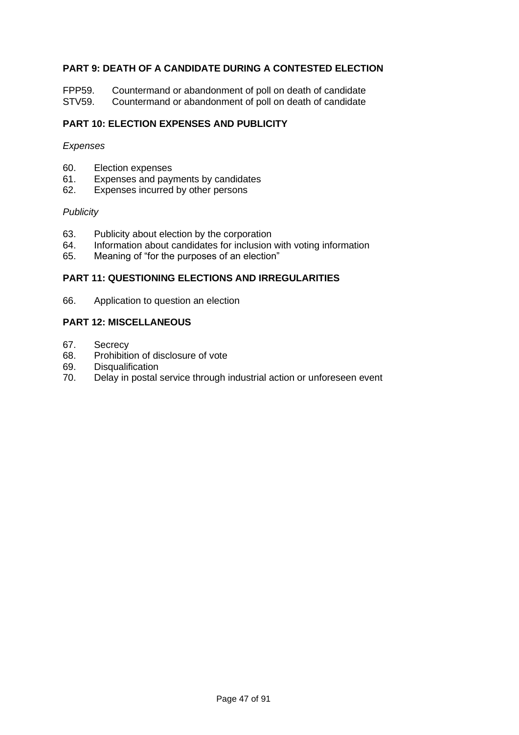**PART 9: DEATH OF A CANDIDATE DURING A CONTESTED ELECTION**

FPP59. Countermand or abandonment of poll on death of candidate
STV59. Countermand or abandonment of poll on death of candidate

**PART 10: ELECTION EXPENSES AND PUBLICITY**

*Expenses*

60. Election expenses
61. Expenses and payments by candidates
62. Expenses incurred by other persons

*Publicity*

63. Publicity about election by the corporation
64. Information about candidates for inclusion with voting information
65. Meaning of "for the purposes of an election"

**PART 11: QUESTIONING ELECTIONS AND IRREGULARITIES**

66. Application to question an election

**PART 12: MISCELLANEOUS**

67. Secrecy
68. Prohibition of disclosure of vote
69. Disqualification
70. Delay in postal service through industrial action or unforeseen event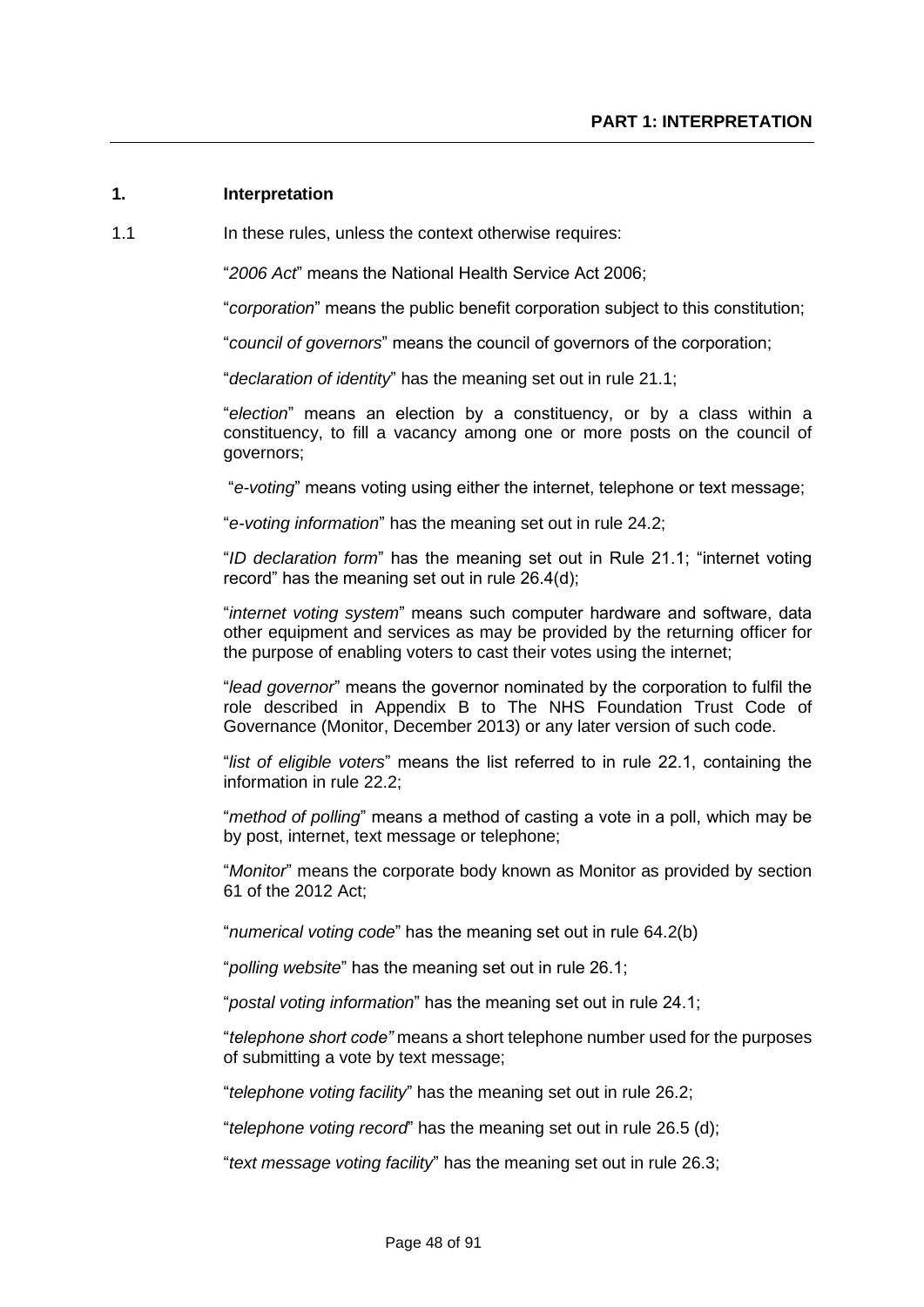## PART 1: INTERPRETATION

### 1. Interpretation

1.1 In these rules, unless the context otherwise requires:

"*2006 Act*" means the National Health Service Act 2006;

"*corporation*" means the public benefit corporation subject to this constitution;

"*council of governors*" means the council of governors of the corporation;

"*declaration of identity*" has the meaning set out in rule 21.1;

"*election*" means an election by a constituency, or by a class within a constituency, to fill a vacancy among one or more posts on the council of governors;

"*e-voting*" means voting using either the internet, telephone or text message;

"*e-voting information*" has the meaning set out in rule 24.2;

"*ID declaration form*" has the meaning set out in Rule 21.1; "internet voting record" has the meaning set out in rule 26.4(d);

"*internet voting system*" means such computer hardware and software, data other equipment and services as may be provided by the returning officer for the purpose of enabling voters to cast their votes using the internet;

"*lead governor*" means the governor nominated by the corporation to fulfil the role described in Appendix B to The NHS Foundation Trust Code of Governance (Monitor, December 2013) or any later version of such code.

"*list of eligible voters*" means the list referred to in rule 22.1, containing the information in rule 22.2;

"*method of polling*" means a method of casting a vote in a poll, which may be by post, internet, text message or telephone;

"*Monitor*" means the corporate body known as Monitor as provided by section 61 of the 2012 Act;

"*numerical voting code*" has the meaning set out in rule 64.2(b)

"*polling website*" has the meaning set out in rule 26.1;

"*postal voting information*" has the meaning set out in rule 24.1;

"*telephone short code*" means a short telephone number used for the purposes of submitting a vote by text message;

"*telephone voting facility*" has the meaning set out in rule 26.2;

"*telephone voting record*" has the meaning set out in rule 26.5 (d);

"*text message voting facility*" has the meaning set out in rule 26.3;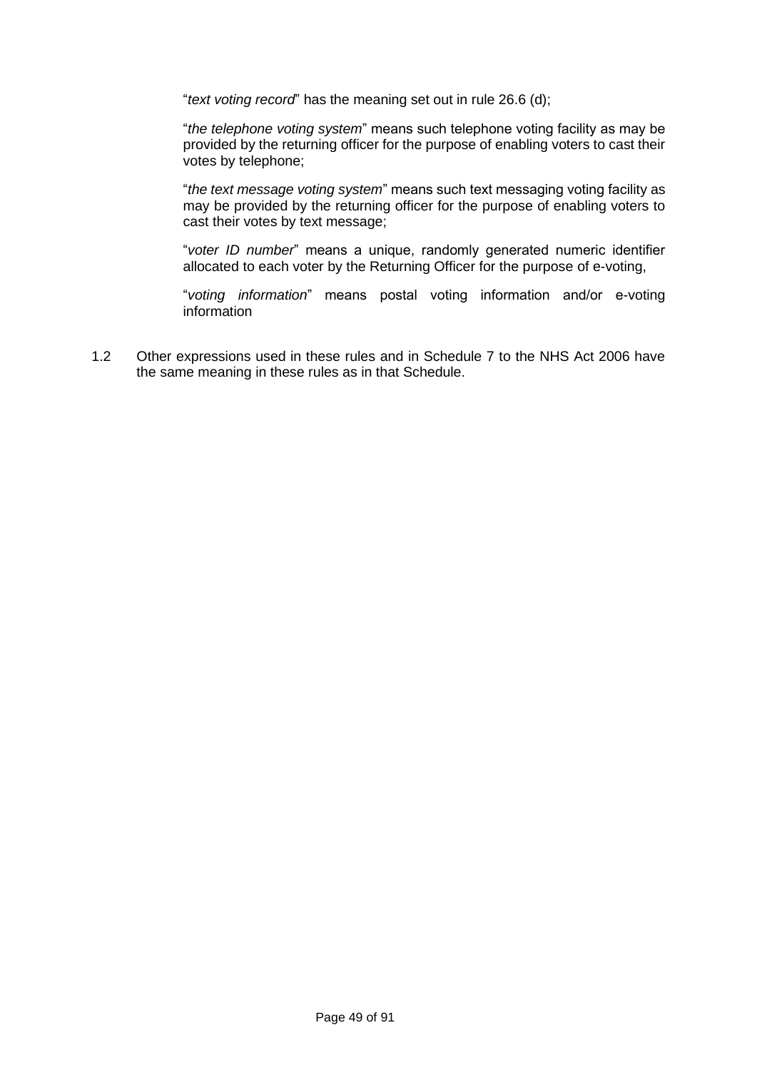"*text voting record*" has the meaning set out in rule 26.6 (d);

"*the telephone voting system*" means such telephone voting facility as may be provided by the returning officer for the purpose of enabling voters to cast their votes by telephone;

"*the text message voting system*" means such text messaging voting facility as may be provided by the returning officer for the purpose of enabling voters to cast their votes by text message;

"*voter ID number*" means a unique, randomly generated numeric identifier allocated to each voter by the Returning Officer for the purpose of e-voting,

"*voting information*" means postal voting information and/or e-voting information

1.2 Other expressions used in these rules and in Schedule 7 to the NHS Act 2006 have the same meaning in these rules as in that Schedule.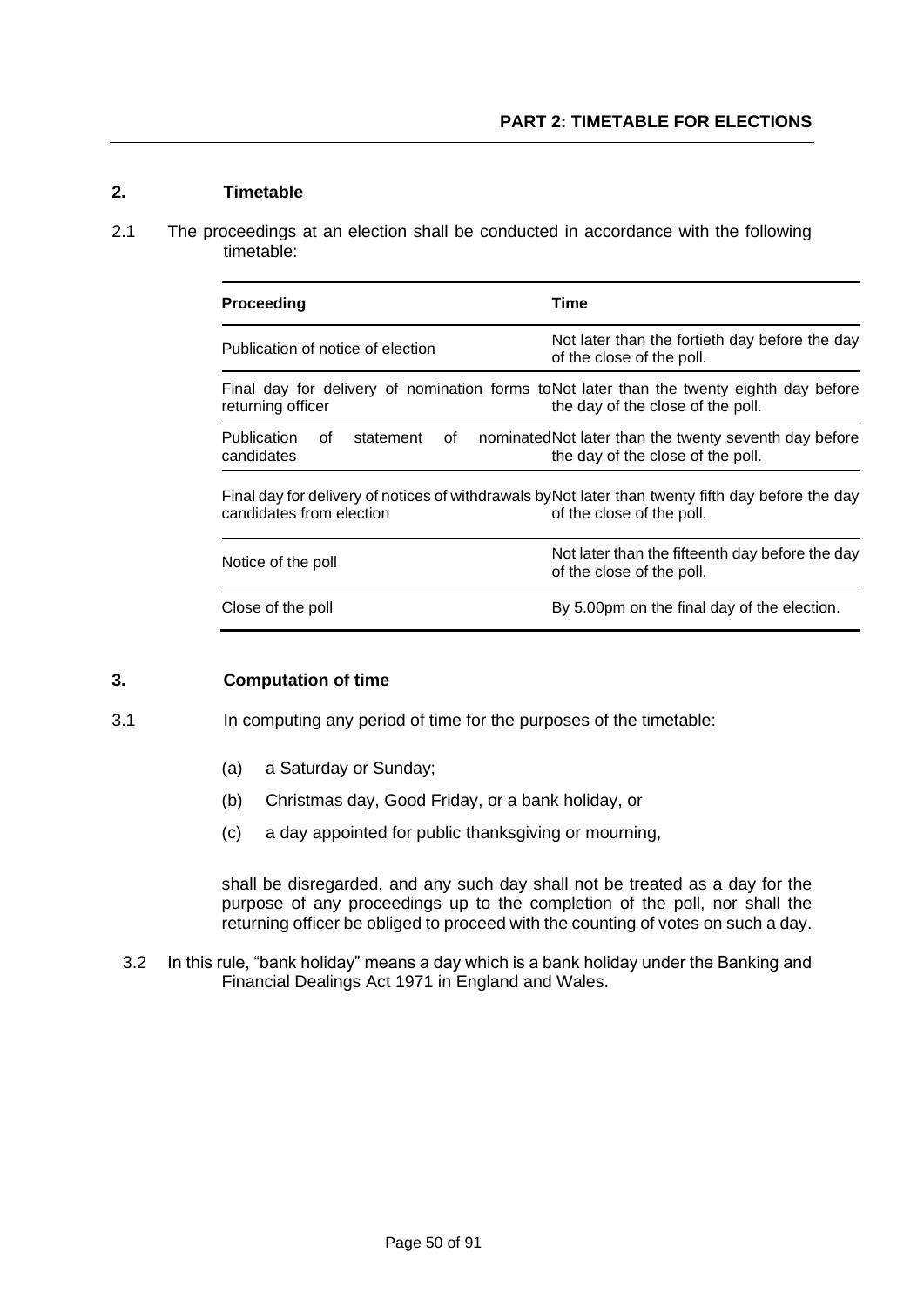## PART 2: TIMETABLE FOR ELECTIONS

### 2. Timetable

2.1 The proceedings at an election shall be conducted in accordance with the following timetable:

| Proceeding | Time |
|---|---|
| Publication of notice of election | Not later than the fortieth day before the day of the close of the poll. |
| Final day for delivery of nomination forms to returning officer | Not later than the twenty eighth day before the day of the close of the poll. |
| Publication of statement of nominated candidates | Not later than the twenty seventh day before the day of the close of the poll. |
| Final day for delivery of notices of withdrawals by candidates from election | Not later than twenty fifth day before the day of the close of the poll. |
| Notice of the poll | Not later than the fifteenth day before the day of the close of the poll. |
| Close of the poll | By 5.00pm on the final day of the election. |

### 3. Computation of time

3.1 In computing any period of time for the purposes of the timetable:

(a) a Saturday or Sunday;

(b) Christmas day, Good Friday, or a bank holiday, or

(c) a day appointed for public thanksgiving or mourning,

shall be disregarded, and any such day shall not be treated as a day for the purpose of any proceedings up to the completion of the poll, nor shall the returning officer be obliged to proceed with the counting of votes on such a day.

3.2 In this rule, "bank holiday" means a day which is a bank holiday under the Banking and Financial Dealings Act 1971 in England and Wales.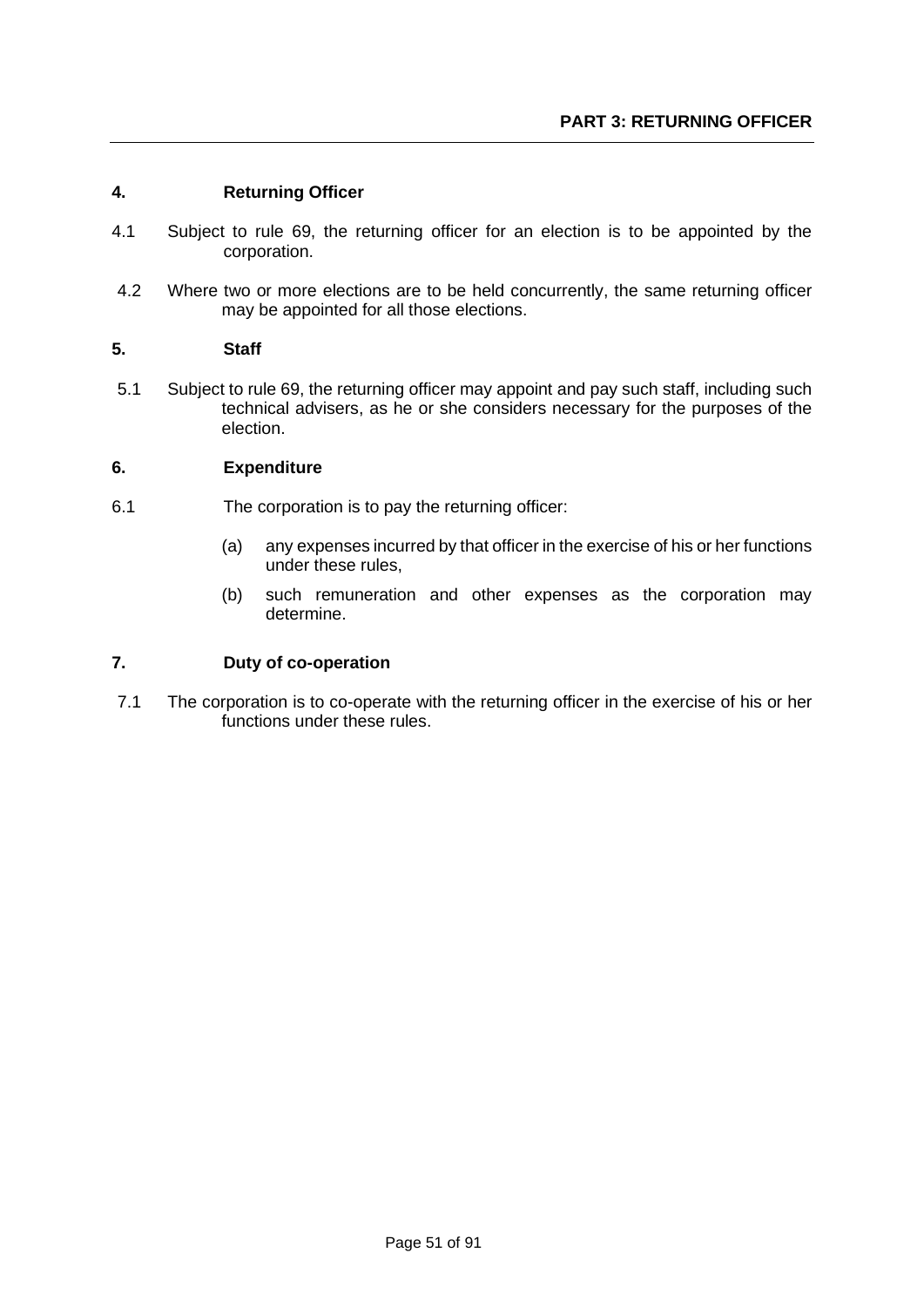## PART 3: RETURNING OFFICER

### 4. Returning Officer

4.1 Subject to rule 69, the returning officer for an election is to be appointed by the corporation.

4.2 Where two or more elections are to be held concurrently, the same returning officer may be appointed for all those elections.

### 5. Staff

5.1 Subject to rule 69, the returning officer may appoint and pay such staff, including such technical advisers, as he or she considers necessary for the purposes of the election.

### 6. Expenditure

6.1 The corporation is to pay the returning officer:

(a) any expenses incurred by that officer in the exercise of his or her functions under these rules,

(b) such remuneration and other expenses as the corporation may determine.

### 7. Duty of co-operation

7.1 The corporation is to co-operate with the returning officer in the exercise of his or her functions under these rules.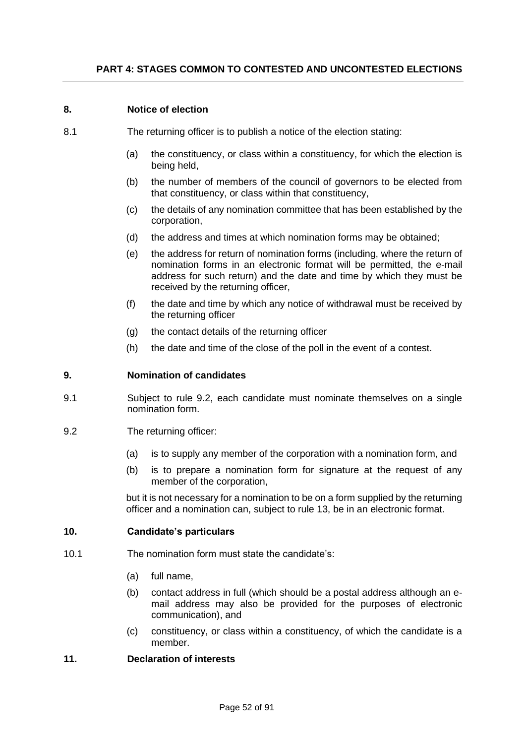## PART 4: STAGES COMMON TO CONTESTED AND UNCONTESTED ELECTIONS

### 8. Notice of election

8.1 The returning officer is to publish a notice of the election stating:

(a) the constituency, or class within a constituency, for which the election is being held,

(b) the number of members of the council of governors to be elected from that constituency, or class within that constituency,

(c) the details of any nomination committee that has been established by the corporation,

(d) the address and times at which nomination forms may be obtained;

(e) the address for return of nomination forms (including, where the return of nomination forms in an electronic format will be permitted, the e-mail address for such return) and the date and time by which they must be received by the returning officer,

(f) the date and time by which any notice of withdrawal must be received by the returning officer

(g) the contact details of the returning officer

(h) the date and time of the close of the poll in the event of a contest.

### 9. Nomination of candidates

9.1 Subject to rule 9.2, each candidate must nominate themselves on a single nomination form.

9.2 The returning officer:

(a) is to supply any member of the corporation with a nomination form, and

(b) is to prepare a nomination form for signature at the request of any member of the corporation,

but it is not necessary for a nomination to be on a form supplied by the returning officer and a nomination can, subject to rule 13, be in an electronic format.

### 10. Candidate's particulars

10.1 The nomination form must state the candidate's:

(a) full name,

(b) contact address in full (which should be a postal address although an e-mail address may also be provided for the purposes of electronic communication), and

(c) constituency, or class within a constituency, of which the candidate is a member.

### 11. Declaration of interests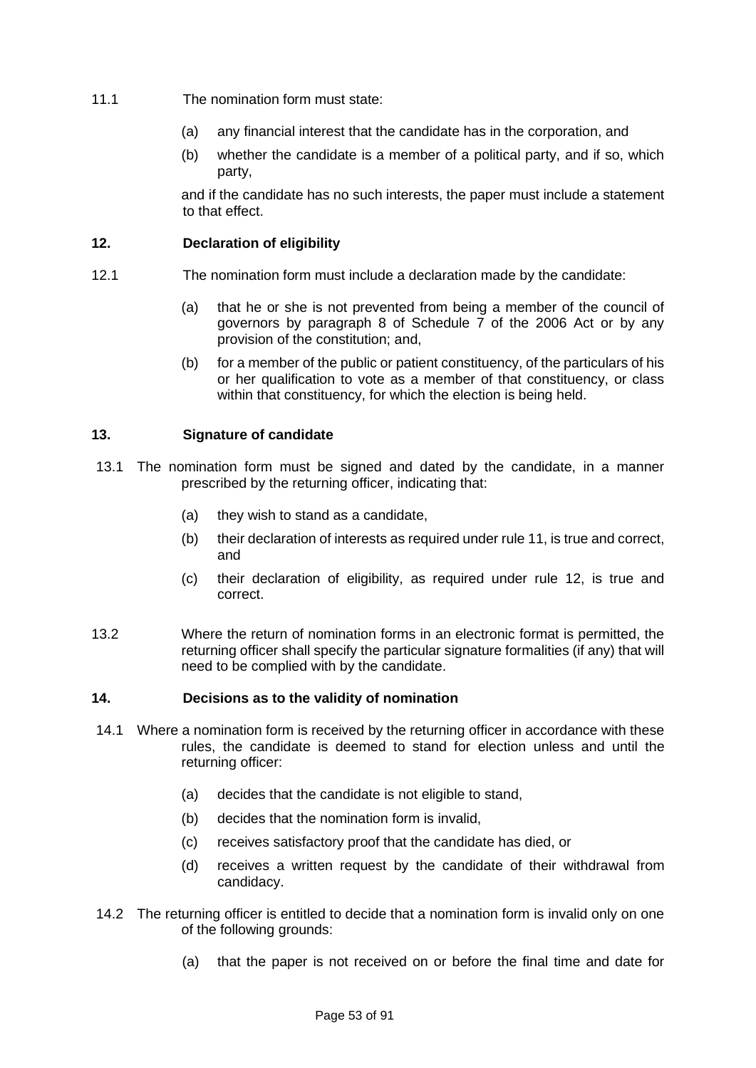11.1 The nomination form must state:

(a) any financial interest that the candidate has in the corporation, and

(b) whether the candidate is a member of a political party, and if so, which party,

and if the candidate has no such interests, the paper must include a statement to that effect.

**12. Declaration of eligibility**

12.1 The nomination form must include a declaration made by the candidate:

(a) that he or she is not prevented from being a member of the council of governors by paragraph 8 of Schedule 7 of the 2006 Act or by any provision of the constitution; and,

(b) for a member of the public or patient constituency, of the particulars of his or her qualification to vote as a member of that constituency, or class within that constituency, for which the election is being held.

**13. Signature of candidate**

13.1 The nomination form must be signed and dated by the candidate, in a manner prescribed by the returning officer, indicating that:

(a) they wish to stand as a candidate,

(b) their declaration of interests as required under rule 11, is true and correct, and

(c) their declaration of eligibility, as required under rule 12, is true and correct.

13.2 Where the return of nomination forms in an electronic format is permitted, the returning officer shall specify the particular signature formalities (if any) that will need to be complied with by the candidate.

**14. Decisions as to the validity of nomination**

14.1 Where a nomination form is received by the returning officer in accordance with these rules, the candidate is deemed to stand for election unless and until the returning officer:

(a) decides that the candidate is not eligible to stand,

(b) decides that the nomination form is invalid,

(c) receives satisfactory proof that the candidate has died, or

(d) receives a written request by the candidate of their withdrawal from candidacy.

14.2 The returning officer is entitled to decide that a nomination form is invalid only on one of the following grounds:

(a) that the paper is not received on or before the final time and date for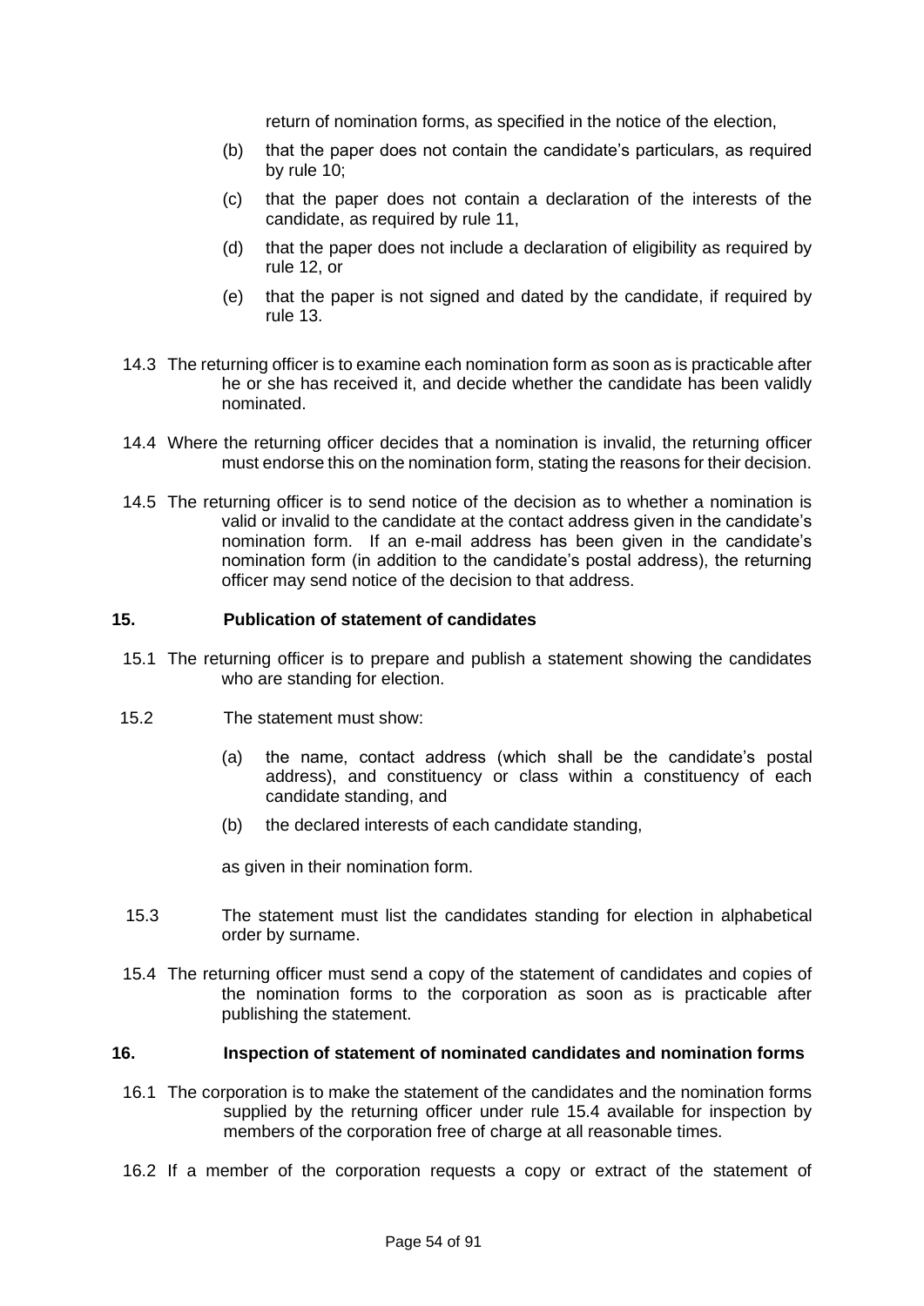return of nomination forms, as specified in the notice of the election,

(b) that the paper does not contain the candidate's particulars, as required by rule 10;

(c) that the paper does not contain a declaration of the interests of the candidate, as required by rule 11,

(d) that the paper does not include a declaration of eligibility as required by rule 12, or

(e) that the paper is not signed and dated by the candidate, if required by rule 13.

14.3 The returning officer is to examine each nomination form as soon as is practicable after he or she has received it, and decide whether the candidate has been validly nominated.

14.4 Where the returning officer decides that a nomination is invalid, the returning officer must endorse this on the nomination form, stating the reasons for their decision.

14.5 The returning officer is to send notice of the decision as to whether a nomination is valid or invalid to the candidate at the contact address given in the candidate's nomination form. If an e-mail address has been given in the candidate's nomination form (in addition to the candidate's postal address), the returning officer may send notice of the decision to that address.

**15. Publication of statement of candidates**

15.1 The returning officer is to prepare and publish a statement showing the candidates who are standing for election.

15.2 The statement must show:

(a) the name, contact address (which shall be the candidate's postal address), and constituency or class within a constituency of each candidate standing, and

(b) the declared interests of each candidate standing,

as given in their nomination form.

15.3 The statement must list the candidates standing for election in alphabetical order by surname.

15.4 The returning officer must send a copy of the statement of candidates and copies of the nomination forms to the corporation as soon as is practicable after publishing the statement.

**16. Inspection of statement of nominated candidates and nomination forms**

16.1 The corporation is to make the statement of the candidates and the nomination forms supplied by the returning officer under rule 15.4 available for inspection by members of the corporation free of charge at all reasonable times.

16.2 If a member of the corporation requests a copy or extract of the statement of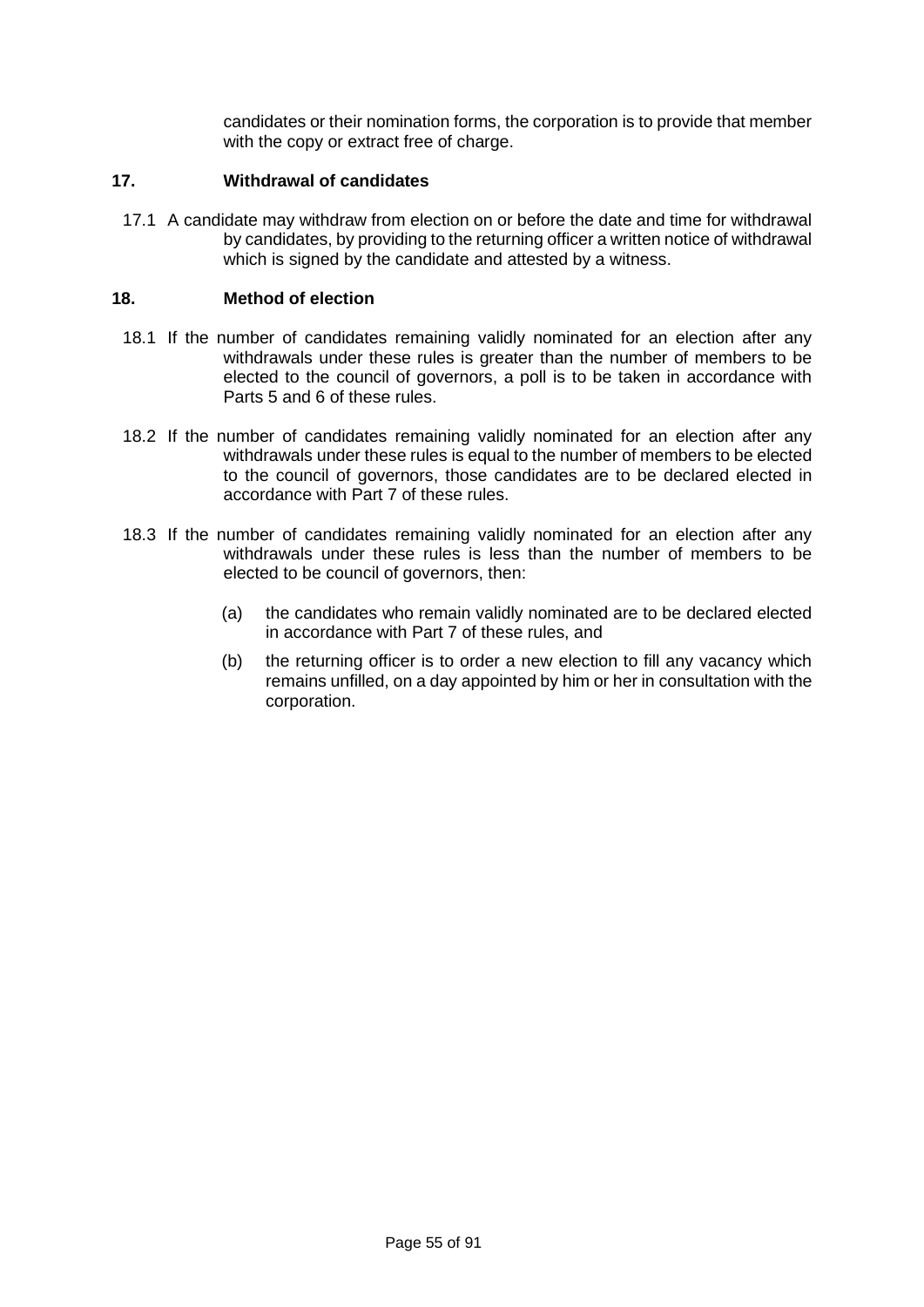candidates or their nomination forms, the corporation is to provide that member with the copy or extract free of charge.

## 17. Withdrawal of candidates

17.1 A candidate may withdraw from election on or before the date and time for withdrawal by candidates, by providing to the returning officer a written notice of withdrawal which is signed by the candidate and attested by a witness.

## 18. Method of election

18.1 If the number of candidates remaining validly nominated for an election after any withdrawals under these rules is greater than the number of members to be elected to the council of governors, a poll is to be taken in accordance with Parts 5 and 6 of these rules.

18.2 If the number of candidates remaining validly nominated for an election after any withdrawals under these rules is equal to the number of members to be elected to the council of governors, those candidates are to be declared elected in accordance with Part 7 of these rules.

18.3 If the number of candidates remaining validly nominated for an election after any withdrawals under these rules is less than the number of members to be elected to be council of governors, then:

(a) the candidates who remain validly nominated are to be declared elected in accordance with Part 7 of these rules, and

(b) the returning officer is to order a new election to fill any vacancy which remains unfilled, on a day appointed by him or her in consultation with the corporation.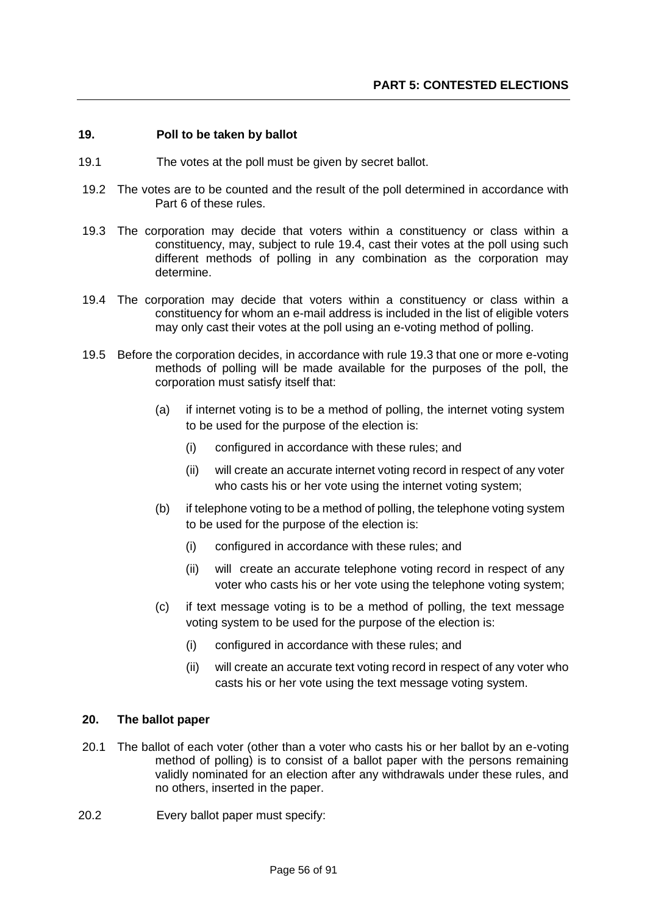## PART 5: CONTESTED ELECTIONS

### 19. Poll to be taken by ballot

19.1 The votes at the poll must be given by secret ballot.

19.2 The votes are to be counted and the result of the poll determined in accordance with Part 6 of these rules.

19.3 The corporation may decide that voters within a constituency or class within a constituency, may, subject to rule 19.4, cast their votes at the poll using such different methods of polling in any combination as the corporation may determine.

19.4 The corporation may decide that voters within a constituency or class within a constituency for whom an e-mail address is included in the list of eligible voters may only cast their votes at the poll using an e-voting method of polling.

19.5 Before the corporation decides, in accordance with rule 19.3 that one or more e-voting methods of polling will be made available for the purposes of the poll, the corporation must satisfy itself that:

- (a) if internet voting is to be a method of polling, the internet voting system to be used for the purpose of the election is:
  - (i) configured in accordance with these rules; and
  - (ii) will create an accurate internet voting record in respect of any voter who casts his or her vote using the internet voting system;
- (b) if telephone voting to be a method of polling, the telephone voting system to be used for the purpose of the election is:
  - (i) configured in accordance with these rules; and
  - (ii) will create an accurate telephone voting record in respect of any voter who casts his or her vote using the telephone voting system;
- (c) if text message voting is to be a method of polling, the text message voting system to be used for the purpose of the election is:
  - (i) configured in accordance with these rules; and
  - (ii) will create an accurate text voting record in respect of any voter who casts his or her vote using the text message voting system.

### 20. The ballot paper

20.1 The ballot of each voter (other than a voter who casts his or her ballot by an e-voting method of polling) is to consist of a ballot paper with the persons remaining validly nominated for an election after any withdrawals under these rules, and no others, inserted in the paper.

20.2 Every ballot paper must specify: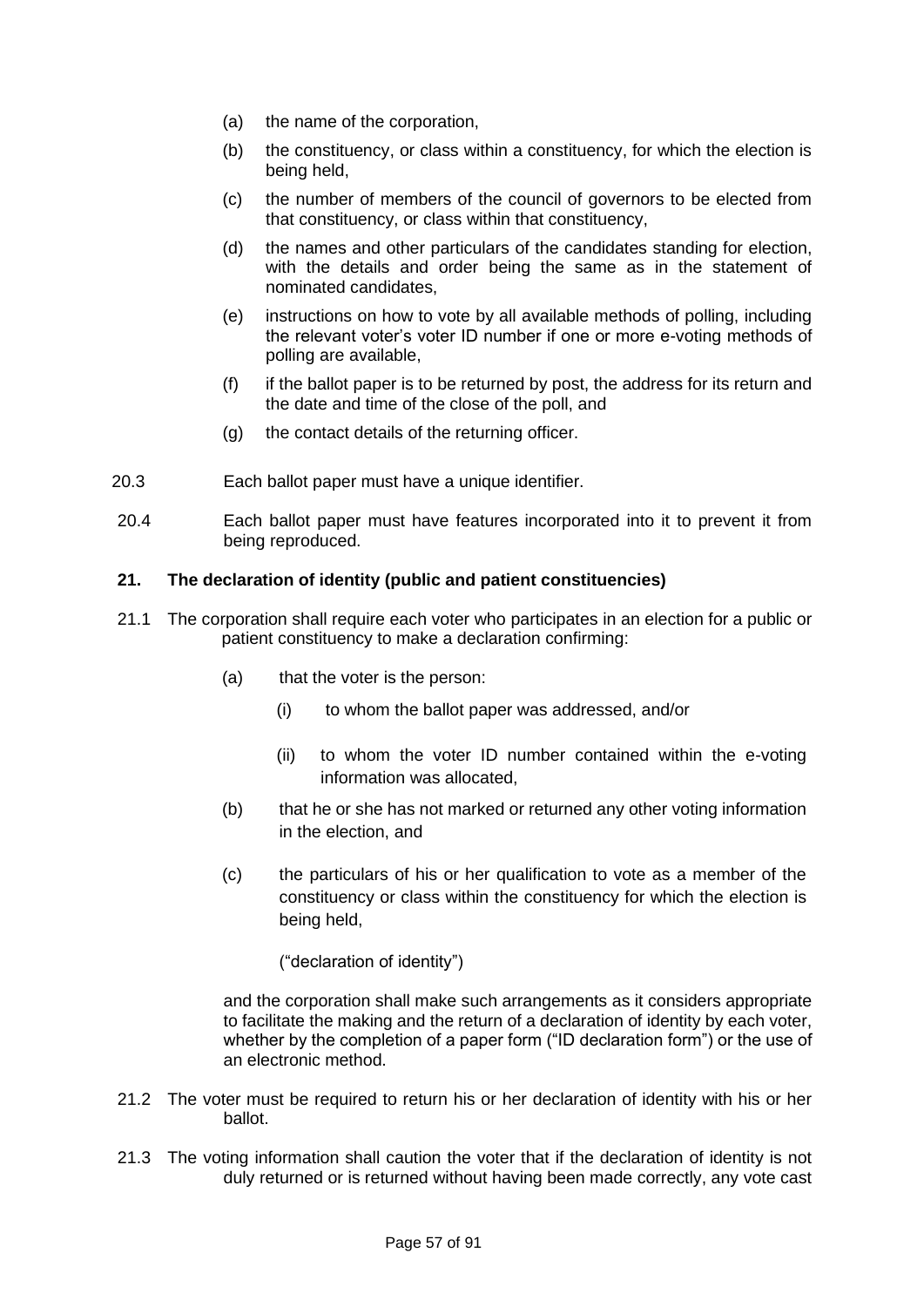(a) the name of the corporation,

(b) the constituency, or class within a constituency, for which the election is being held,

(c) the number of members of the council of governors to be elected from that constituency, or class within that constituency,

(d) the names and other particulars of the candidates standing for election, with the details and order being the same as in the statement of nominated candidates,

(e) instructions on how to vote by all available methods of polling, including the relevant voter's voter ID number if one or more e-voting methods of polling are available,

(f) if the ballot paper is to be returned by post, the address for its return and the date and time of the close of the poll, and

(g) the contact details of the returning officer.

20.3 Each ballot paper must have a unique identifier.

20.4 Each ballot paper must have features incorporated into it to prevent it from being reproduced.

**21. The declaration of identity (public and patient constituencies)**

21.1 The corporation shall require each voter who participates in an election for a public or patient constituency to make a declaration confirming:

(a) that the voter is the person:

(i) to whom the ballot paper was addressed, and/or

(ii) to whom the voter ID number contained within the e-voting information was allocated,

(b) that he or she has not marked or returned any other voting information in the election, and

(c) the particulars of his or her qualification to vote as a member of the constituency or class within the constituency for which the election is being held,

("declaration of identity")

and the corporation shall make such arrangements as it considers appropriate to facilitate the making and the return of a declaration of identity by each voter, whether by the completion of a paper form ("ID declaration form") or the use of an electronic method.

21.2 The voter must be required to return his or her declaration of identity with his or her ballot.

21.3 The voting information shall caution the voter that if the declaration of identity is not duly returned or is returned without having been made correctly, any vote cast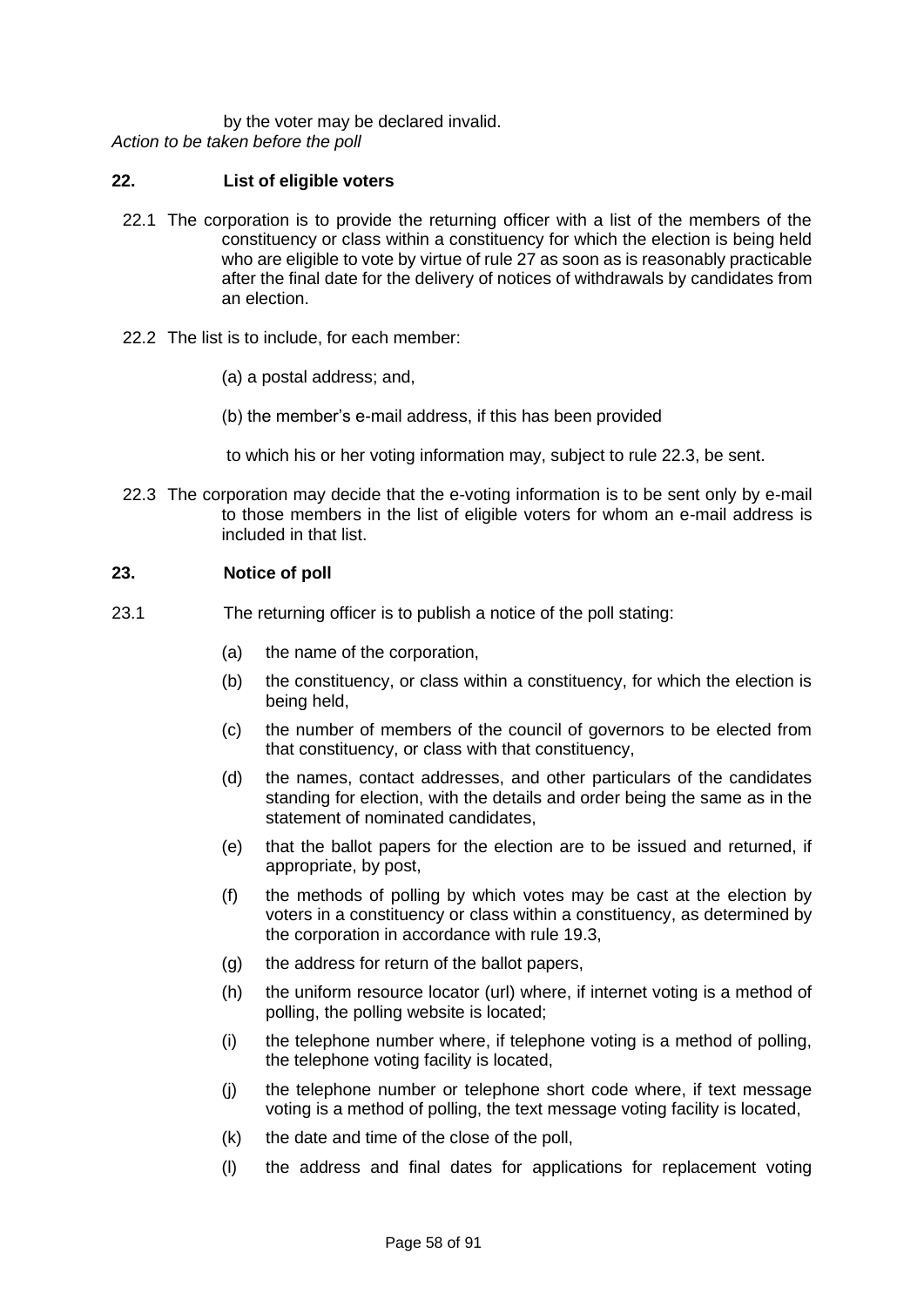by the voter may be declared invalid.

*Action to be taken before the poll*

**22. List of eligible voters**

22.1 The corporation is to provide the returning officer with a list of the members of the constituency or class within a constituency for which the election is being held who are eligible to vote by virtue of rule 27 as soon as is reasonably practicable after the final date for the delivery of notices of withdrawals by candidates from an election.

22.2 The list is to include, for each member:

(a) a postal address; and,

(b) the member's e-mail address, if this has been provided

to which his or her voting information may, subject to rule 22.3, be sent.

22.3 The corporation may decide that the e-voting information is to be sent only by e-mail to those members in the list of eligible voters for whom an e-mail address is included in that list.

**23. Notice of poll**

23.1 The returning officer is to publish a notice of the poll stating:

(a) the name of the corporation,

(b) the constituency, or class within a constituency, for which the election is being held,

(c) the number of members of the council of governors to be elected from that constituency, or class with that constituency,

(d) the names, contact addresses, and other particulars of the candidates standing for election, with the details and order being the same as in the statement of nominated candidates,

(e) that the ballot papers for the election are to be issued and returned, if appropriate, by post,

(f) the methods of polling by which votes may be cast at the election by voters in a constituency or class within a constituency, as determined by the corporation in accordance with rule 19.3,

(g) the address for return of the ballot papers,

(h) the uniform resource locator (url) where, if internet voting is a method of polling, the polling website is located;

(i) the telephone number where, if telephone voting is a method of polling, the telephone voting facility is located,

(j) the telephone number or telephone short code where, if text message voting is a method of polling, the text message voting facility is located,

(k) the date and time of the close of the poll,

(l) the address and final dates for applications for replacement voting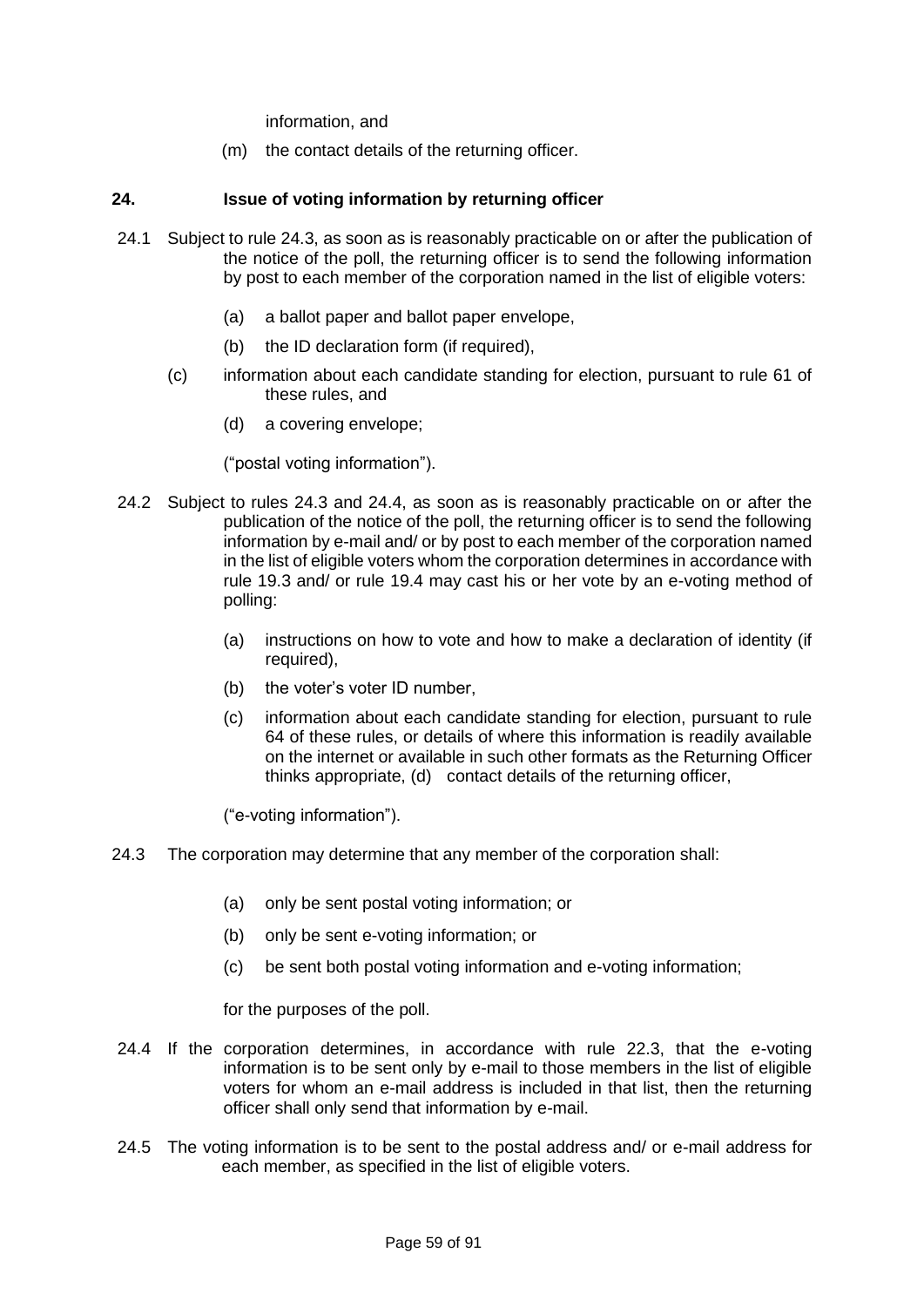information, and

(m) the contact details of the returning officer.

## 24. Issue of voting information by returning officer

24.1 Subject to rule 24.3, as soon as is reasonably practicable on or after the publication of the notice of the poll, the returning officer is to send the following information by post to each member of the corporation named in the list of eligible voters:

(a) a ballot paper and ballot paper envelope,

(b) the ID declaration form (if required),

(c) information about each candidate standing for election, pursuant to rule 61 of these rules, and

(d) a covering envelope;

("postal voting information").

24.2 Subject to rules 24.3 and 24.4, as soon as is reasonably practicable on or after the publication of the notice of the poll, the returning officer is to send the following information by e-mail and/ or by post to each member of the corporation named in the list of eligible voters whom the corporation determines in accordance with rule 19.3 and/ or rule 19.4 may cast his or her vote by an e-voting method of polling:

(a) instructions on how to vote and how to make a declaration of identity (if required),

(b) the voter's voter ID number,

(c) information about each candidate standing for election, pursuant to rule 64 of these rules, or details of where this information is readily available on the internet or available in such other formats as the Returning Officer thinks appropriate, (d) contact details of the returning officer,

("e-voting information").

24.3 The corporation may determine that any member of the corporation shall:

(a) only be sent postal voting information; or

(b) only be sent e-voting information; or

(c) be sent both postal voting information and e-voting information;

for the purposes of the poll.

24.4 If the corporation determines, in accordance with rule 22.3, that the e-voting information is to be sent only by e-mail to those members in the list of eligible voters for whom an e-mail address is included in that list, then the returning officer shall only send that information by e-mail.

24.5 The voting information is to be sent to the postal address and/ or e-mail address for each member, as specified in the list of eligible voters.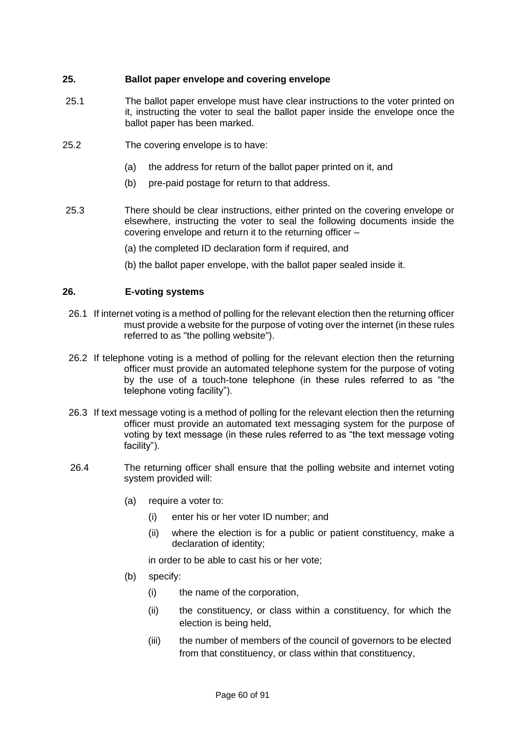**25. Ballot paper envelope and covering envelope**

25.1 The ballot paper envelope must have clear instructions to the voter printed on it, instructing the voter to seal the ballot paper inside the envelope once the ballot paper has been marked.

25.2 The covering envelope is to have:

(a) the address for return of the ballot paper printed on it, and

(b) pre-paid postage for return to that address.

25.3 There should be clear instructions, either printed on the covering envelope or elsewhere, instructing the voter to seal the following documents inside the covering envelope and return it to the returning officer –

(a) the completed ID declaration form if required, and

(b) the ballot paper envelope, with the ballot paper sealed inside it.

**26. E-voting systems**

26.1 If internet voting is a method of polling for the relevant election then the returning officer must provide a website for the purpose of voting over the internet (in these rules referred to as "the polling website").

26.2 If telephone voting is a method of polling for the relevant election then the returning officer must provide an automated telephone system for the purpose of voting by the use of a touch-tone telephone (in these rules referred to as "the telephone voting facility").

26.3 If text message voting is a method of polling for the relevant election then the returning officer must provide an automated text messaging system for the purpose of voting by text message (in these rules referred to as "the text message voting facility").

26.4 The returning officer shall ensure that the polling website and internet voting system provided will:

(a) require a voter to:

(i) enter his or her voter ID number; and

(ii) where the election is for a public or patient constituency, make a declaration of identity;

in order to be able to cast his or her vote;

(b) specify:

(i) the name of the corporation,

(ii) the constituency, or class within a constituency, for which the election is being held,

(iii) the number of members of the council of governors to be elected from that constituency, or class within that constituency,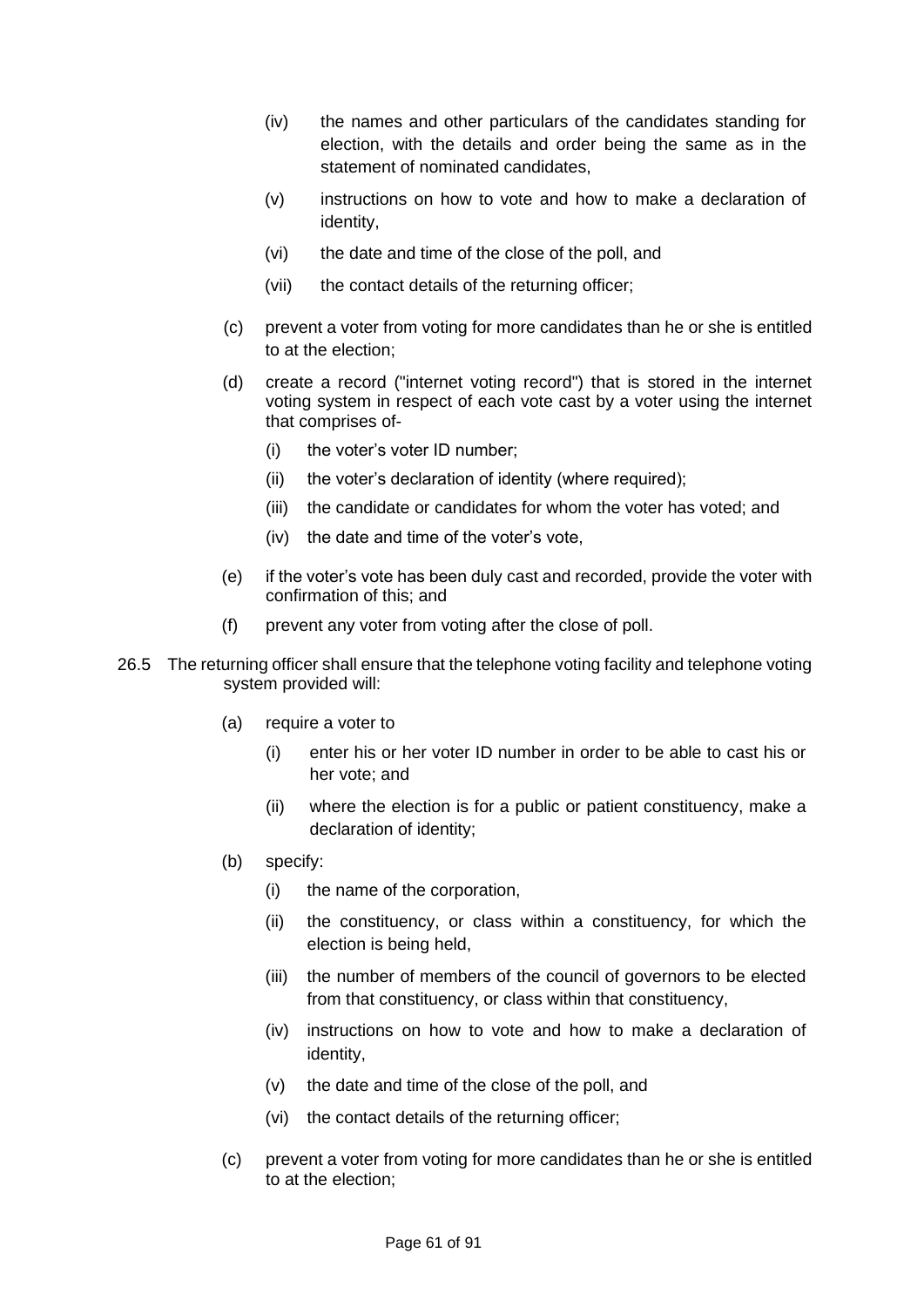(iv) the names and other particulars of the candidates standing for election, with the details and order being the same as in the statement of nominated candidates,

(v) instructions on how to vote and how to make a declaration of identity,

(vi) the date and time of the close of the poll, and

(vii) the contact details of the returning officer;

(c) prevent a voter from voting for more candidates than he or she is entitled to at the election;

(d) create a record ("internet voting record") that is stored in the internet voting system in respect of each vote cast by a voter using the internet that comprises of-

(i) the voter's voter ID number;

(ii) the voter's declaration of identity (where required);

(iii) the candidate or candidates for whom the voter has voted; and

(iv) the date and time of the voter's vote,

(e) if the voter's vote has been duly cast and recorded, provide the voter with confirmation of this; and

(f) prevent any voter from voting after the close of poll.

26.5 The returning officer shall ensure that the telephone voting facility and telephone voting system provided will:

(a) require a voter to

(i) enter his or her voter ID number in order to be able to cast his or her vote; and

(ii) where the election is for a public or patient constituency, make a declaration of identity;

(b) specify:

(i) the name of the corporation,

(ii) the constituency, or class within a constituency, for which the election is being held,

(iii) the number of members of the council of governors to be elected from that constituency, or class within that constituency,

(iv) instructions on how to vote and how to make a declaration of identity,

(v) the date and time of the close of the poll, and

(vi) the contact details of the returning officer;

(c) prevent a voter from voting for more candidates than he or she is entitled to at the election;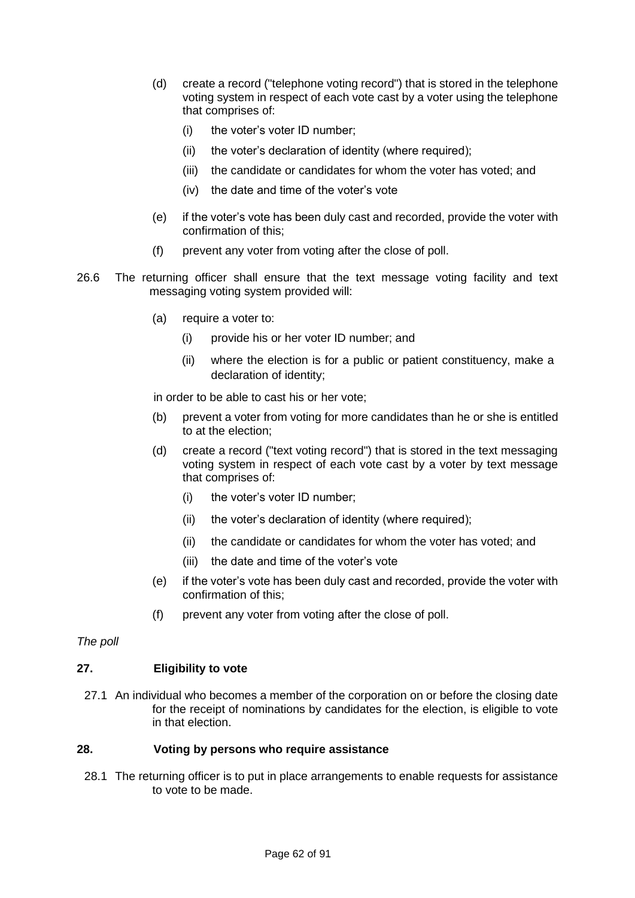(d) create a record ("telephone voting record") that is stored in the telephone voting system in respect of each vote cast by a voter using the telephone that comprises of:

   (i) the voter's voter ID number;

   (ii) the voter's declaration of identity (where required);

   (iii) the candidate or candidates for whom the voter has voted; and

   (iv) the date and time of the voter's vote

(e) if the voter's vote has been duly cast and recorded, provide the voter with confirmation of this;

(f) prevent any voter from voting after the close of poll.

26.6 The returning officer shall ensure that the text message voting facility and text messaging voting system provided will:

(a) require a voter to:

   (i) provide his or her voter ID number; and

   (ii) where the election is for a public or patient constituency, make a declaration of identity;

in order to be able to cast his or her vote;

(b) prevent a voter from voting for more candidates than he or she is entitled to at the election;

(d) create a record ("text voting record") that is stored in the text messaging voting system in respect of each vote cast by a voter by text message that comprises of:

   (i) the voter's voter ID number;

   (ii) the voter's declaration of identity (where required);

   (ii) the candidate or candidates for whom the voter has voted; and

   (iii) the date and time of the voter's vote

(e) if the voter's vote has been duly cast and recorded, provide the voter with confirmation of this;

(f) prevent any voter from voting after the close of poll.

*The poll*

**27. Eligibility to vote**

27.1 An individual who becomes a member of the corporation on or before the closing date for the receipt of nominations by candidates for the election, is eligible to vote in that election.

**28. Voting by persons who require assistance**

28.1 The returning officer is to put in place arrangements to enable requests for assistance to vote to be made.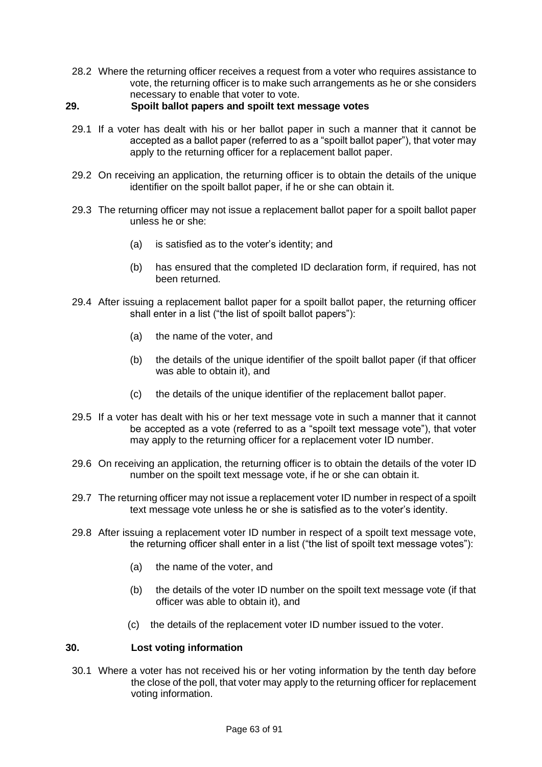28.2 Where the returning officer receives a request from a voter who requires assistance to vote, the returning officer is to make such arrangements as he or she considers necessary to enable that voter to vote.

## 29. Spoilt ballot papers and spoilt text message votes

29.1 If a voter has dealt with his or her ballot paper in such a manner that it cannot be accepted as a ballot paper (referred to as a "spoilt ballot paper"), that voter may apply to the returning officer for a replacement ballot paper.

29.2 On receiving an application, the returning officer is to obtain the details of the unique identifier on the spoilt ballot paper, if he or she can obtain it.

29.3 The returning officer may not issue a replacement ballot paper for a spoilt ballot paper unless he or she:

- (a) is satisfied as to the voter's identity; and
- (b) has ensured that the completed ID declaration form, if required, has not been returned.

29.4 After issuing a replacement ballot paper for a spoilt ballot paper, the returning officer shall enter in a list ("the list of spoilt ballot papers"):

- (a) the name of the voter, and
- (b) the details of the unique identifier of the spoilt ballot paper (if that officer was able to obtain it), and
- (c) the details of the unique identifier of the replacement ballot paper.

29.5 If a voter has dealt with his or her text message vote in such a manner that it cannot be accepted as a vote (referred to as a "spoilt text message vote"), that voter may apply to the returning officer for a replacement voter ID number.

29.6 On receiving an application, the returning officer is to obtain the details of the voter ID number on the spoilt text message vote, if he or she can obtain it.

29.7 The returning officer may not issue a replacement voter ID number in respect of a spoilt text message vote unless he or she is satisfied as to the voter's identity.

29.8 After issuing a replacement voter ID number in respect of a spoilt text message vote, the returning officer shall enter in a list ("the list of spoilt text message votes"):

- (a) the name of the voter, and
- (b) the details of the voter ID number on the spoilt text message vote (if that officer was able to obtain it), and
- (c) the details of the replacement voter ID number issued to the voter.

## 30. Lost voting information

30.1 Where a voter has not received his or her voting information by the tenth day before the close of the poll, that voter may apply to the returning officer for replacement voting information.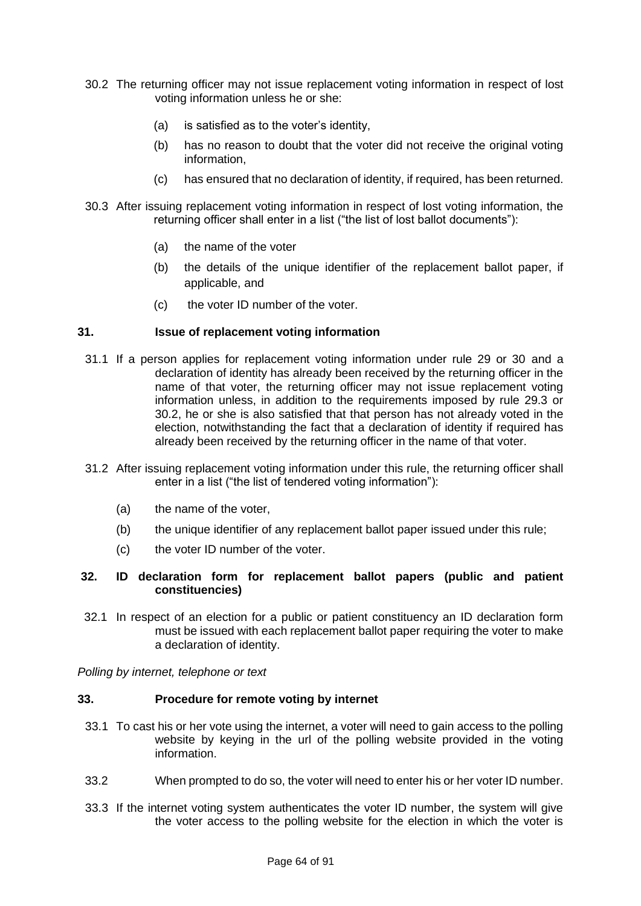30.2 The returning officer may not issue replacement voting information in respect of lost voting information unless he or she:

(a) is satisfied as to the voter's identity,

(b) has no reason to doubt that the voter did not receive the original voting information,

(c) has ensured that no declaration of identity, if required, has been returned.

30.3 After issuing replacement voting information in respect of lost voting information, the returning officer shall enter in a list ("the list of lost ballot documents"):

(a) the name of the voter

(b) the details of the unique identifier of the replacement ballot paper, if applicable, and

(c) the voter ID number of the voter.

### 31. Issue of replacement voting information

31.1 If a person applies for replacement voting information under rule 29 or 30 and a declaration of identity has already been received by the returning officer in the name of that voter, the returning officer may not issue replacement voting information unless, in addition to the requirements imposed by rule 29.3 or 30.2, he or she is also satisfied that that person has not already voted in the election, notwithstanding the fact that a declaration of identity if required has already been received by the returning officer in the name of that voter.

31.2 After issuing replacement voting information under this rule, the returning officer shall enter in a list ("the list of tendered voting information"):

(a) the name of the voter,

(b) the unique identifier of any replacement ballot paper issued under this rule;

(c) the voter ID number of the voter.

### 32. ID declaration form for replacement ballot papers (public and patient constituencies)

32.1 In respect of an election for a public or patient constituency an ID declaration form must be issued with each replacement ballot paper requiring the voter to make a declaration of identity.

*Polling by internet, telephone or text*

### 33. Procedure for remote voting by internet

33.1 To cast his or her vote using the internet, a voter will need to gain access to the polling website by keying in the url of the polling website provided in the voting information.

33.2 When prompted to do so, the voter will need to enter his or her voter ID number.

33.3 If the internet voting system authenticates the voter ID number, the system will give the voter access to the polling website for the election in which the voter is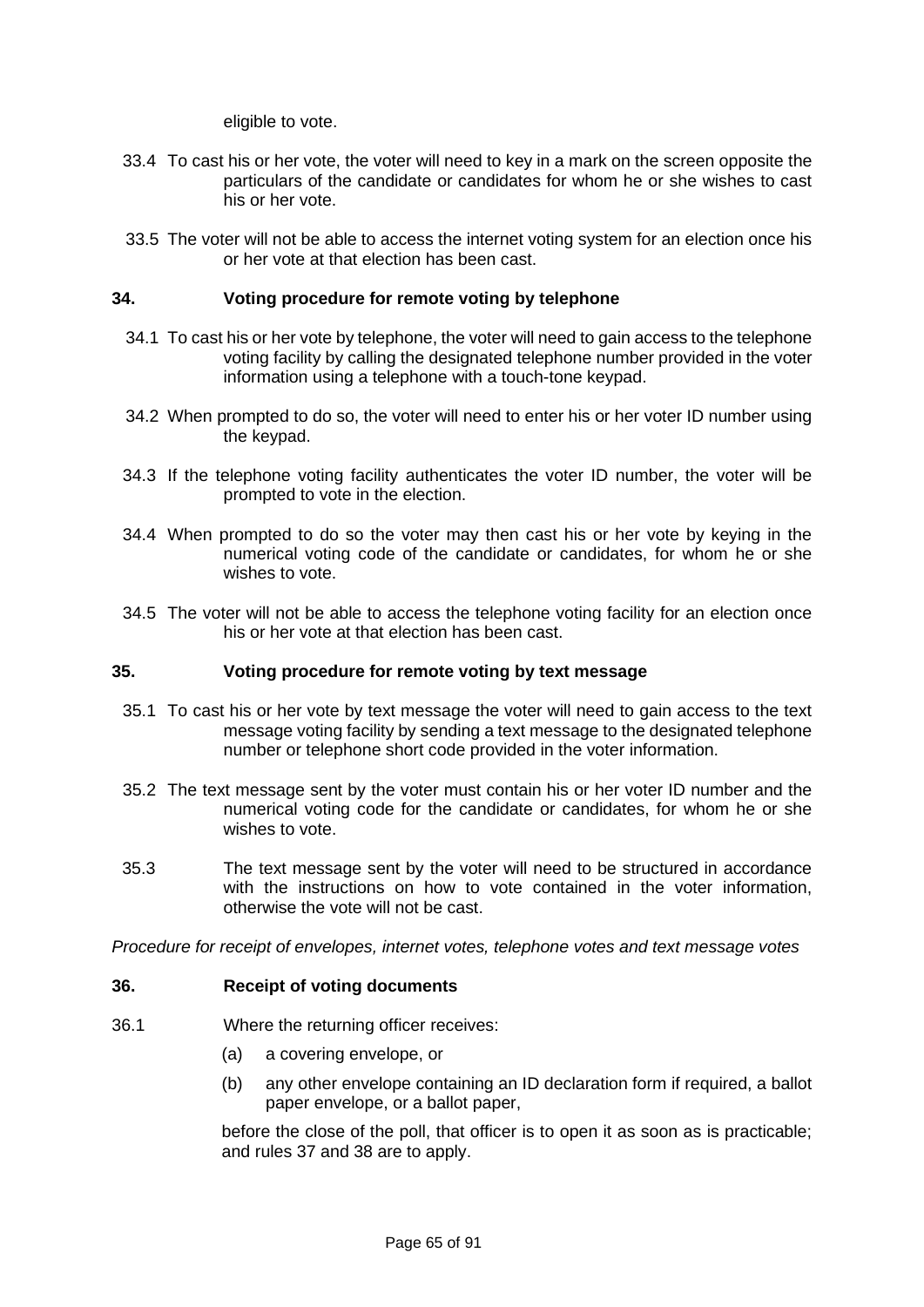eligible to vote.

33.4 To cast his or her vote, the voter will need to key in a mark on the screen opposite the particulars of the candidate or candidates for whom he or she wishes to cast his or her vote.

33.5 The voter will not be able to access the internet voting system for an election once his or her vote at that election has been cast.

### 34. Voting procedure for remote voting by telephone

34.1 To cast his or her vote by telephone, the voter will need to gain access to the telephone voting facility by calling the designated telephone number provided in the voter information using a telephone with a touch-tone keypad.

34.2 When prompted to do so, the voter will need to enter his or her voter ID number using the keypad.

34.3 If the telephone voting facility authenticates the voter ID number, the voter will be prompted to vote in the election.

34.4 When prompted to do so the voter may then cast his or her vote by keying in the numerical voting code of the candidate or candidates, for whom he or she wishes to vote.

34.5 The voter will not be able to access the telephone voting facility for an election once his or her vote at that election has been cast.

### 35. Voting procedure for remote voting by text message

35.1 To cast his or her vote by text message the voter will need to gain access to the text message voting facility by sending a text message to the designated telephone number or telephone short code provided in the voter information.

35.2 The text message sent by the voter must contain his or her voter ID number and the numerical voting code for the candidate or candidates, for whom he or she wishes to vote.

35.3 The text message sent by the voter will need to be structured in accordance with the instructions on how to vote contained in the voter information, otherwise the vote will not be cast.

*Procedure for receipt of envelopes, internet votes, telephone votes and text message votes*

### 36. Receipt of voting documents

36.1 Where the returning officer receives:

(a) a covering envelope, or

(b) any other envelope containing an ID declaration form if required, a ballot paper envelope, or a ballot paper,

before the close of the poll, that officer is to open it as soon as is practicable; and rules 37 and 38 are to apply.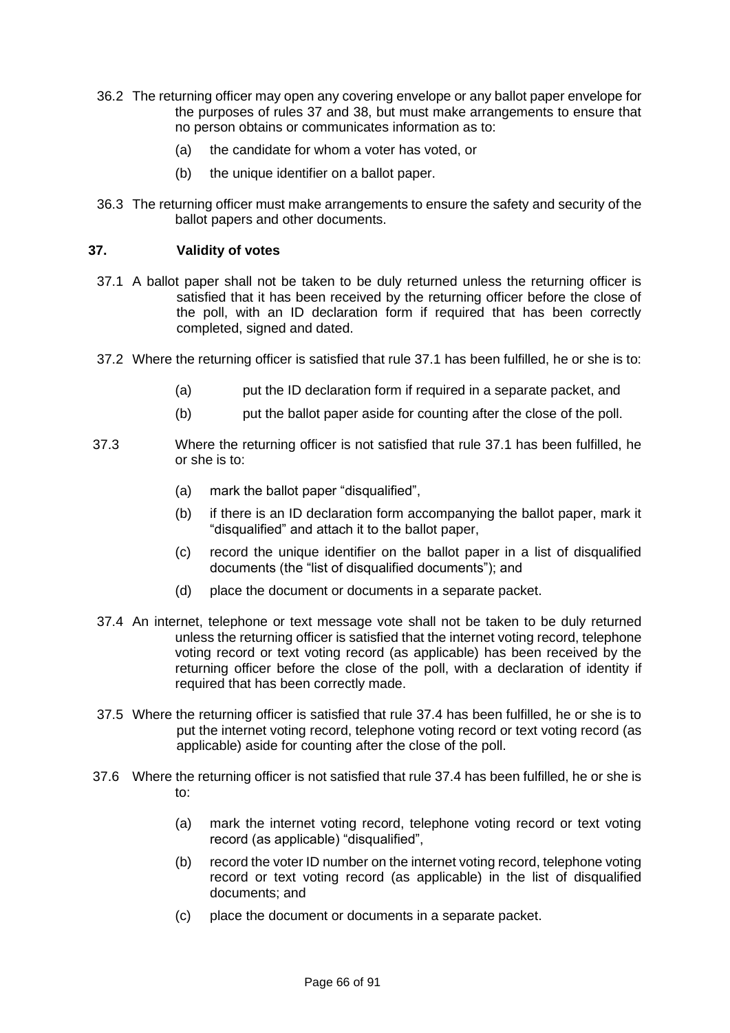36.2 The returning officer may open any covering envelope or any ballot paper envelope for the purposes of rules 37 and 38, but must make arrangements to ensure that no person obtains or communicates information as to:

- (a) the candidate for whom a voter has voted, or
- (b) the unique identifier on a ballot paper.

36.3 The returning officer must make arrangements to ensure the safety and security of the ballot papers and other documents.

### 37. Validity of votes

37.1 A ballot paper shall not be taken to be duly returned unless the returning officer is satisfied that it has been received by the returning officer before the close of the poll, with an ID declaration form if required that has been correctly completed, signed and dated.

37.2 Where the returning officer is satisfied that rule 37.1 has been fulfilled, he or she is to:

- (a) put the ID declaration form if required in a separate packet, and
- (b) put the ballot paper aside for counting after the close of the poll.

37.3 Where the returning officer is not satisfied that rule 37.1 has been fulfilled, he or she is to:

- (a) mark the ballot paper "disqualified",
- (b) if there is an ID declaration form accompanying the ballot paper, mark it "disqualified" and attach it to the ballot paper,
- (c) record the unique identifier on the ballot paper in a list of disqualified documents (the "list of disqualified documents"); and
- (d) place the document or documents in a separate packet.

37.4 An internet, telephone or text message vote shall not be taken to be duly returned unless the returning officer is satisfied that the internet voting record, telephone voting record or text voting record (as applicable) has been received by the returning officer before the close of the poll, with a declaration of identity if required that has been correctly made.

37.5 Where the returning officer is satisfied that rule 37.4 has been fulfilled, he or she is to put the internet voting record, telephone voting record or text voting record (as applicable) aside for counting after the close of the poll.

37.6 Where the returning officer is not satisfied that rule 37.4 has been fulfilled, he or she is to:

- (a) mark the internet voting record, telephone voting record or text voting record (as applicable) "disqualified",
- (b) record the voter ID number on the internet voting record, telephone voting record or text voting record (as applicable) in the list of disqualified documents; and
- (c) place the document or documents in a separate packet.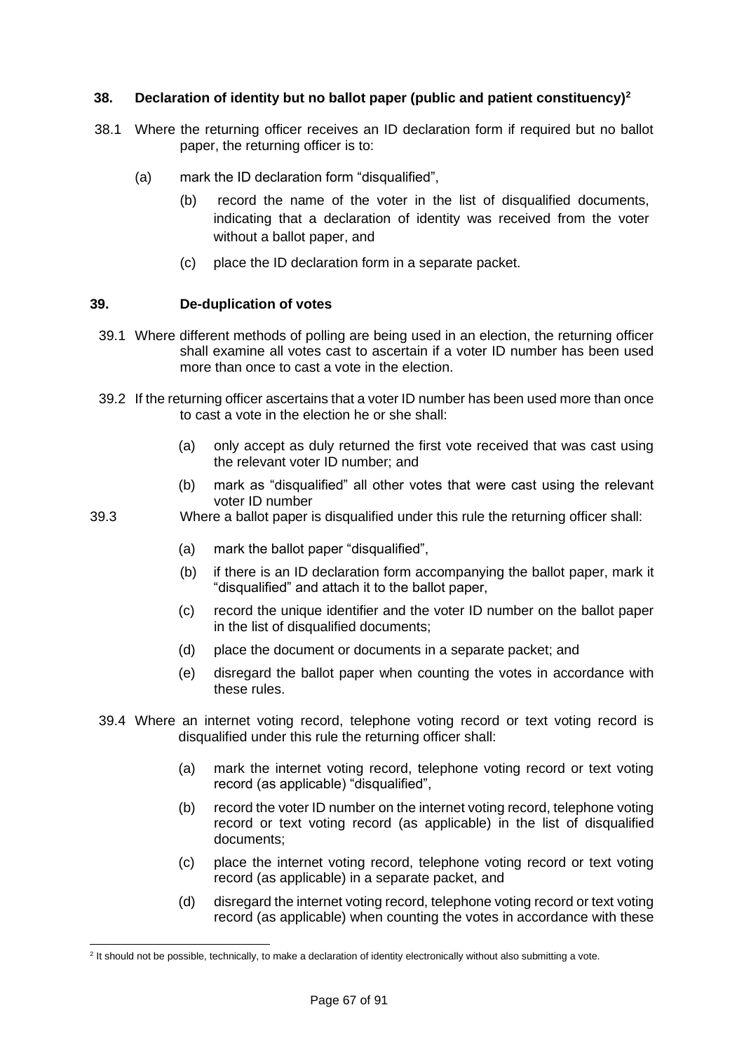## 38. Declaration of identity but no ballot paper (public and patient constituency)[2]

38.1 Where the returning officer receives an ID declaration form if required but no ballot paper, the returning officer is to:

(a) mark the ID declaration form "disqualified",

(b) record the name of the voter in the list of disqualified documents, indicating that a declaration of identity was received from the voter without a ballot paper, and

(c) place the ID declaration form in a separate packet.

## 39. De-duplication of votes

39.1 Where different methods of polling are being used in an election, the returning officer shall examine all votes cast to ascertain if a voter ID number has been used more than once to cast a vote in the election.

39.2 If the returning officer ascertains that a voter ID number has been used more than once to cast a vote in the election he or she shall:

(a) only accept as duly returned the first vote received that was cast using the relevant voter ID number; and

(b) mark as "disqualified" all other votes that were cast using the relevant voter ID number

39.3 Where a ballot paper is disqualified under this rule the returning officer shall:

(a) mark the ballot paper "disqualified",

(b) if there is an ID declaration form accompanying the ballot paper, mark it "disqualified" and attach it to the ballot paper,

(c) record the unique identifier and the voter ID number on the ballot paper in the list of disqualified documents;

(d) place the document or documents in a separate packet; and

(e) disregard the ballot paper when counting the votes in accordance with these rules.

39.4 Where an internet voting record, telephone voting record or text voting record is disqualified under this rule the returning officer shall:

(a) mark the internet voting record, telephone voting record or text voting record (as applicable) "disqualified",

(b) record the voter ID number on the internet voting record, telephone voting record or text voting record (as applicable) in the list of disqualified documents;

(c) place the internet voting record, telephone voting record or text voting record (as applicable) in a separate packet, and

(d) disregard the internet voting record, telephone voting record or text voting record (as applicable) when counting the votes in accordance with these

[2] It should not be possible, technically, to make a declaration of identity electronically without also submitting a vote.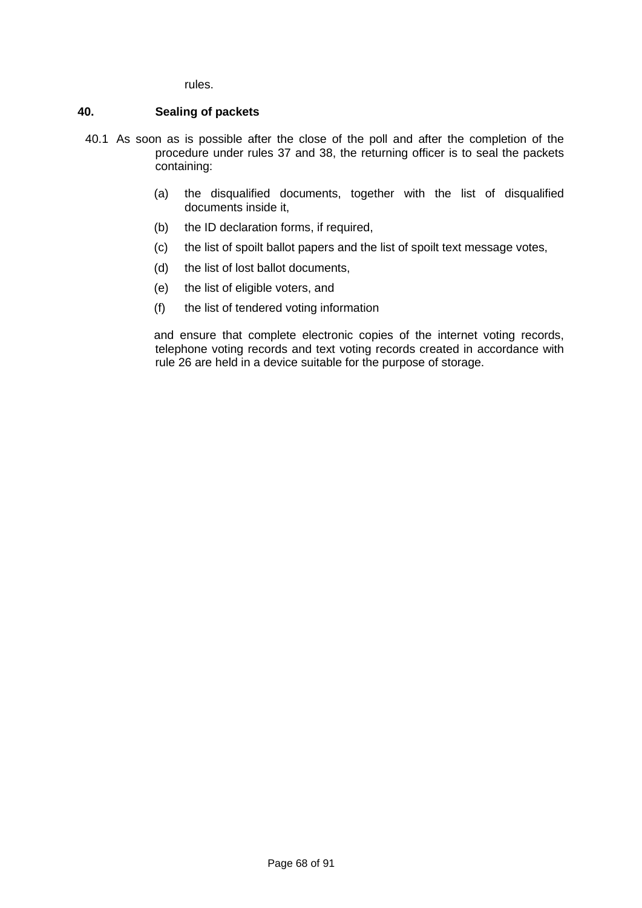rules.

## 40. Sealing of packets

40.1 As soon as is possible after the close of the poll and after the completion of the procedure under rules 37 and 38, the returning officer is to seal the packets containing:

(a) the disqualified documents, together with the list of disqualified documents inside it,

(b) the ID declaration forms, if required,

(c) the list of spoilt ballot papers and the list of spoilt text message votes,

(d) the list of lost ballot documents,

(e) the list of eligible voters, and

(f) the list of tendered voting information

and ensure that complete electronic copies of the internet voting records, telephone voting records and text voting records created in accordance with rule 26 are held in a device suitable for the purpose of storage.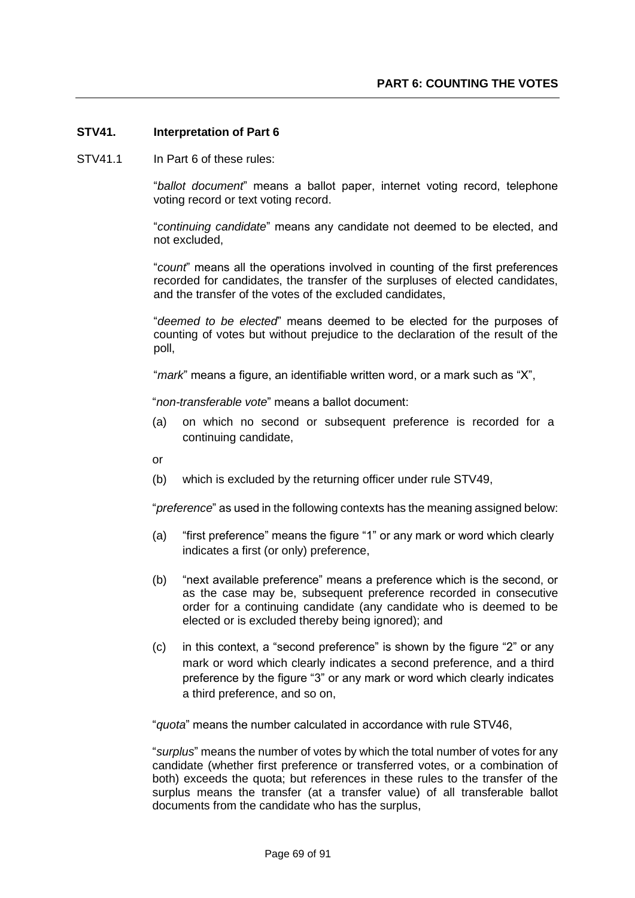## PART 6: COUNTING THE VOTES

### STV41. Interpretation of Part 6

STV41.1 In Part 6 of these rules:

"*ballot document*" means a ballot paper, internet voting record, telephone voting record or text voting record.

"*continuing candidate*" means any candidate not deemed to be elected, and not excluded,

"*count*" means all the operations involved in counting of the first preferences recorded for candidates, the transfer of the surpluses of elected candidates, and the transfer of the votes of the excluded candidates,

"*deemed to be elected*" means deemed to be elected for the purposes of counting of votes but without prejudice to the declaration of the result of the poll,

"*mark*" means a figure, an identifiable written word, or a mark such as "X",

"*non-transferable vote*" means a ballot document:

(a) on which no second or subsequent preference is recorded for a continuing candidate,

or

(b) which is excluded by the returning officer under rule STV49,

"*preference*" as used in the following contexts has the meaning assigned below:

(a) "first preference" means the figure "1" or any mark or word which clearly indicates a first (or only) preference,

(b) "next available preference" means a preference which is the second, or as the case may be, subsequent preference recorded in consecutive order for a continuing candidate (any candidate who is deemed to be elected or is excluded thereby being ignored); and

(c) in this context, a "second preference" is shown by the figure "2" or any mark or word which clearly indicates a second preference, and a third preference by the figure "3" or any mark or word which clearly indicates a third preference, and so on,

"*quota*" means the number calculated in accordance with rule STV46,

"*surplus*" means the number of votes by which the total number of votes for any candidate (whether first preference or transferred votes, or a combination of both) exceeds the quota; but references in these rules to the transfer of the surplus means the transfer (at a transfer value) of all transferable ballot documents from the candidate who has the surplus,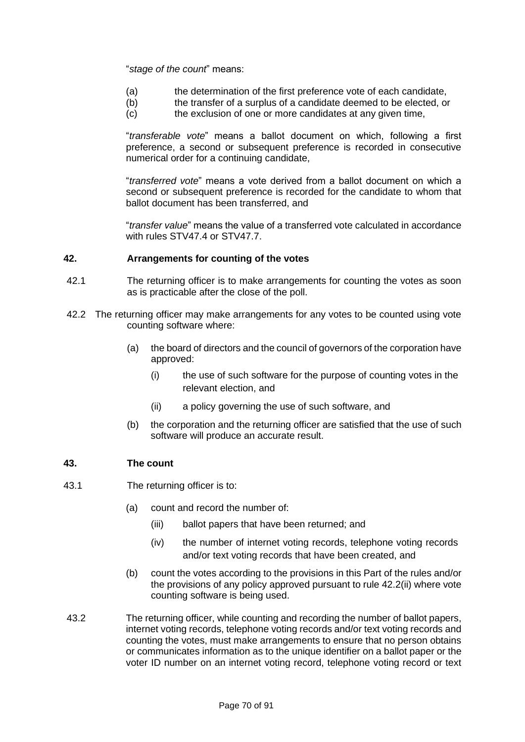"*stage of the count*" means:

(a) the determination of the first preference vote of each candidate,
(b) the transfer of a surplus of a candidate deemed to be elected, or
(c) the exclusion of one or more candidates at any given time,

"*transferable vote*" means a ballot document on which, following a first preference, a second or subsequent preference is recorded in consecutive numerical order for a continuing candidate,

"*transferred vote*" means a vote derived from a ballot document on which a second or subsequent preference is recorded for the candidate to whom that ballot document has been transferred, and

"*transfer value*" means the value of a transferred vote calculated in accordance with rules STV47.4 or STV47.7.

### 42. Arrangements for counting of the votes

42.1 The returning officer is to make arrangements for counting the votes as soon as is practicable after the close of the poll.

42.2 The returning officer may make arrangements for any votes to be counted using vote counting software where:

- (a) the board of directors and the council of governors of the corporation have approved:
  - (i) the use of such software for the purpose of counting votes in the relevant election, and
  - (ii) a policy governing the use of such software, and
- (b) the corporation and the returning officer are satisfied that the use of such software will produce an accurate result.

### 43. The count

43.1 The returning officer is to:

- (a) count and record the number of:
  - (iii) ballot papers that have been returned; and
  - (iv) the number of internet voting records, telephone voting records and/or text voting records that have been created, and
- (b) count the votes according to the provisions in this Part of the rules and/or the provisions of any policy approved pursuant to rule 42.2(ii) where vote counting software is being used.

43.2 The returning officer, while counting and recording the number of ballot papers, internet voting records, telephone voting records and/or text voting records and counting the votes, must make arrangements to ensure that no person obtains or communicates information as to the unique identifier on a ballot paper or the voter ID number on an internet voting record, telephone voting record or text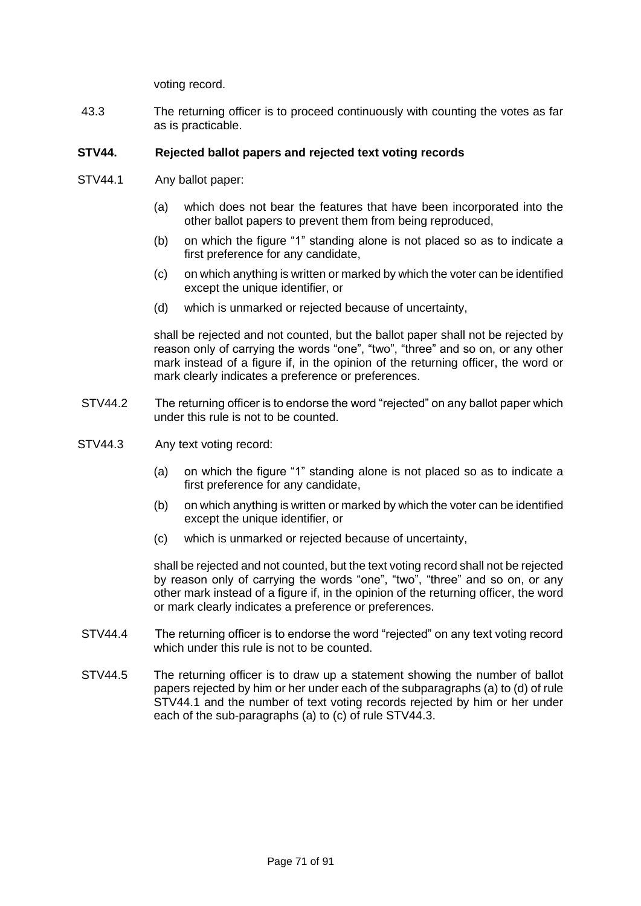voting record.

43.3 The returning officer is to proceed continuously with counting the votes as far as is practicable.

**STV44. Rejected ballot papers and rejected text voting records**

STV44.1 Any ballot paper:

(a) which does not bear the features that have been incorporated into the other ballot papers to prevent them from being reproduced,

(b) on which the figure "1" standing alone is not placed so as to indicate a first preference for any candidate,

(c) on which anything is written or marked by which the voter can be identified except the unique identifier, or

(d) which is unmarked or rejected because of uncertainty,

shall be rejected and not counted, but the ballot paper shall not be rejected by reason only of carrying the words "one", "two", "three" and so on, or any other mark instead of a figure if, in the opinion of the returning officer, the word or mark clearly indicates a preference or preferences.

STV44.2 The returning officer is to endorse the word "rejected" on any ballot paper which under this rule is not to be counted.

STV44.3 Any text voting record:

(a) on which the figure "1" standing alone is not placed so as to indicate a first preference for any candidate,

(b) on which anything is written or marked by which the voter can be identified except the unique identifier, or

(c) which is unmarked or rejected because of uncertainty,

shall be rejected and not counted, but the text voting record shall not be rejected by reason only of carrying the words "one", "two", "three" and so on, or any other mark instead of a figure if, in the opinion of the returning officer, the word or mark clearly indicates a preference or preferences.

STV44.4 The returning officer is to endorse the word "rejected" on any text voting record which under this rule is not to be counted.

STV44.5 The returning officer is to draw up a statement showing the number of ballot papers rejected by him or her under each of the subparagraphs (a) to (d) of rule STV44.1 and the number of text voting records rejected by him or her under each of the sub-paragraphs (a) to (c) of rule STV44.3.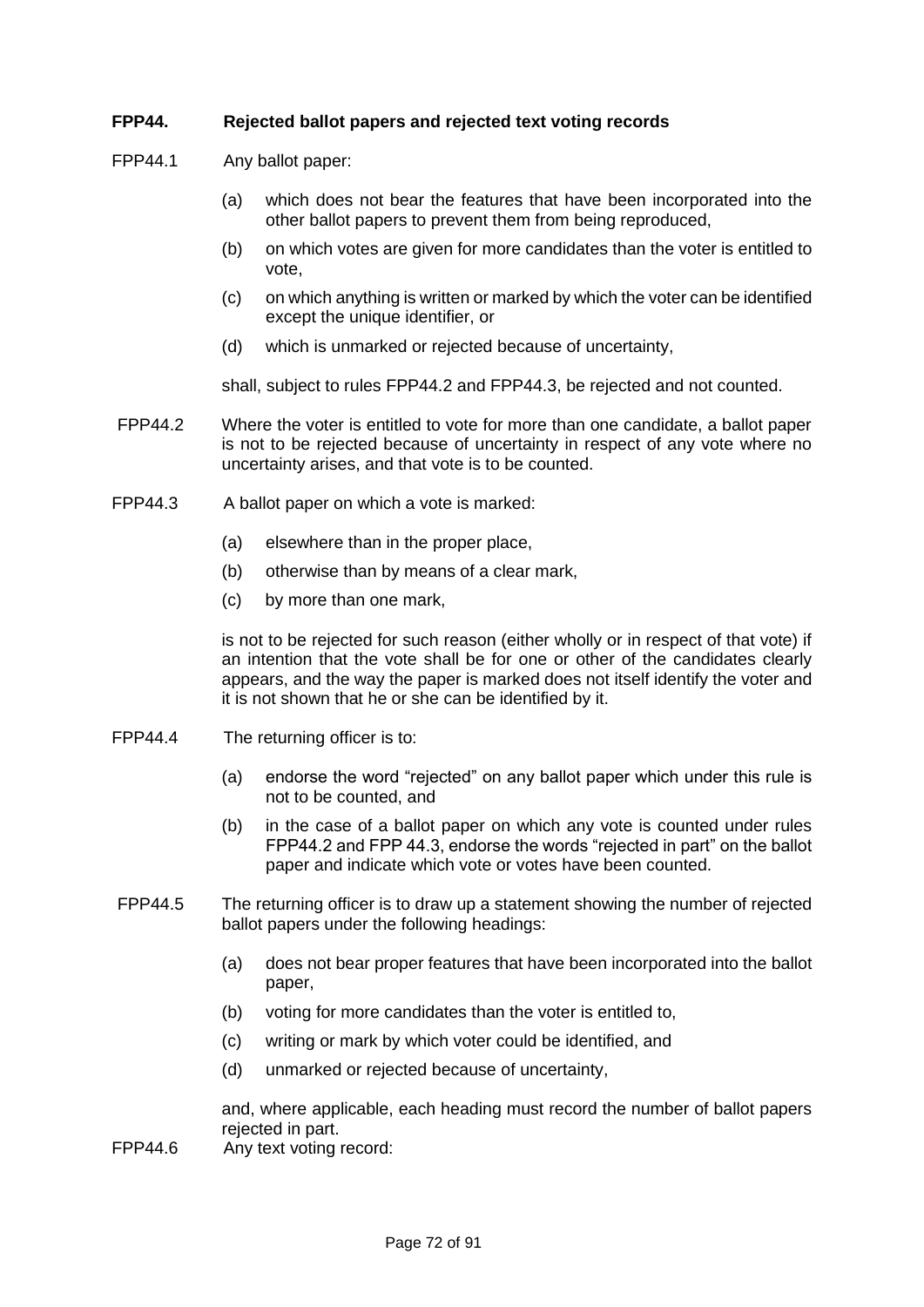**FPP44. Rejected ballot papers and rejected text voting records**

FPP44.1 Any ballot paper:

(a) which does not bear the features that have been incorporated into the other ballot papers to prevent them from being reproduced,

(b) on which votes are given for more candidates than the voter is entitled to vote,

(c) on which anything is written or marked by which the voter can be identified except the unique identifier, or

(d) which is unmarked or rejected because of uncertainty,

shall, subject to rules FPP44.2 and FPP44.3, be rejected and not counted.

FPP44.2 Where the voter is entitled to vote for more than one candidate, a ballot paper is not to be rejected because of uncertainty in respect of any vote where no uncertainty arises, and that vote is to be counted.

FPP44.3 A ballot paper on which a vote is marked:

(a) elsewhere than in the proper place,

(b) otherwise than by means of a clear mark,

(c) by more than one mark,

is not to be rejected for such reason (either wholly or in respect of that vote) if an intention that the vote shall be for one or other of the candidates clearly appears, and the way the paper is marked does not itself identify the voter and it is not shown that he or she can be identified by it.

FPP44.4 The returning officer is to:

(a) endorse the word "rejected" on any ballot paper which under this rule is not to be counted, and

(b) in the case of a ballot paper on which any vote is counted under rules FPP44.2 and FPP 44.3, endorse the words "rejected in part" on the ballot paper and indicate which vote or votes have been counted.

FPP44.5 The returning officer is to draw up a statement showing the number of rejected ballot papers under the following headings:

(a) does not bear proper features that have been incorporated into the ballot paper,

(b) voting for more candidates than the voter is entitled to,

(c) writing or mark by which voter could be identified, and

(d) unmarked or rejected because of uncertainty,

and, where applicable, each heading must record the number of ballot papers rejected in part.

FPP44.6 Any text voting record: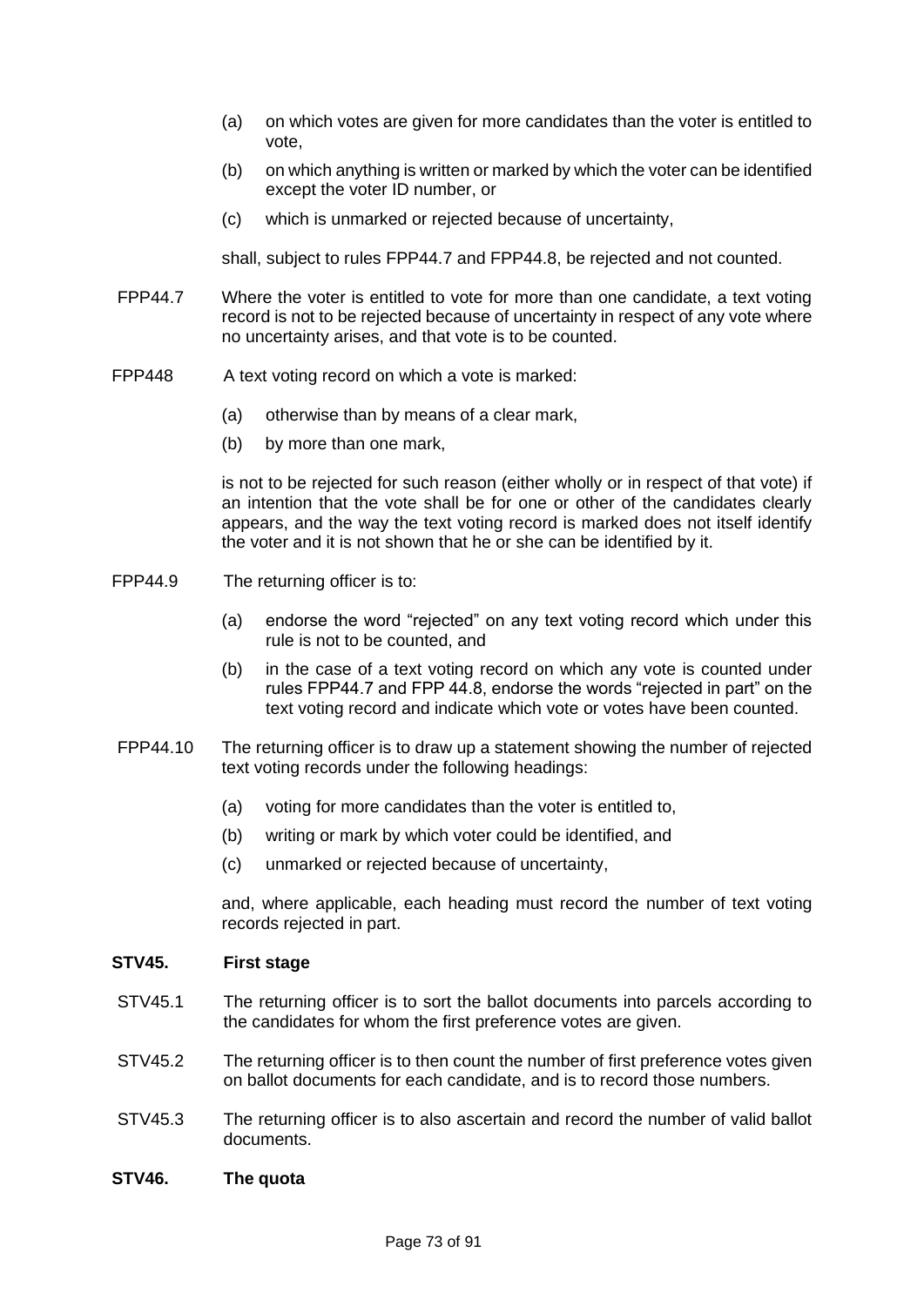(a) on which votes are given for more candidates than the voter is entitled to vote,

(b) on which anything is written or marked by which the voter can be identified except the voter ID number, or

(c) which is unmarked or rejected because of uncertainty,

shall, subject to rules FPP44.7 and FPP44.8, be rejected and not counted.

FPP44.7 Where the voter is entitled to vote for more than one candidate, a text voting record is not to be rejected because of uncertainty in respect of any vote where no uncertainty arises, and that vote is to be counted.

FPP448 A text voting record on which a vote is marked:

(a) otherwise than by means of a clear mark,

(b) by more than one mark,

is not to be rejected for such reason (either wholly or in respect of that vote) if an intention that the vote shall be for one or other of the candidates clearly appears, and the way the text voting record is marked does not itself identify the voter and it is not shown that he or she can be identified by it.

FPP44.9 The returning officer is to:

(a) endorse the word "rejected" on any text voting record which under this rule is not to be counted, and

(b) in the case of a text voting record on which any vote is counted under rules FPP44.7 and FPP 44.8, endorse the words "rejected in part" on the text voting record and indicate which vote or votes have been counted.

FPP44.10 The returning officer is to draw up a statement showing the number of rejected text voting records under the following headings:

(a) voting for more candidates than the voter is entitled to,

(b) writing or mark by which voter could be identified, and

(c) unmarked or rejected because of uncertainty,

and, where applicable, each heading must record the number of text voting records rejected in part.

**STV45. First stage**

STV45.1 The returning officer is to sort the ballot documents into parcels according to the candidates for whom the first preference votes are given.

STV45.2 The returning officer is to then count the number of first preference votes given on ballot documents for each candidate, and is to record those numbers.

STV45.3 The returning officer is to also ascertain and record the number of valid ballot documents.

**STV46. The quota**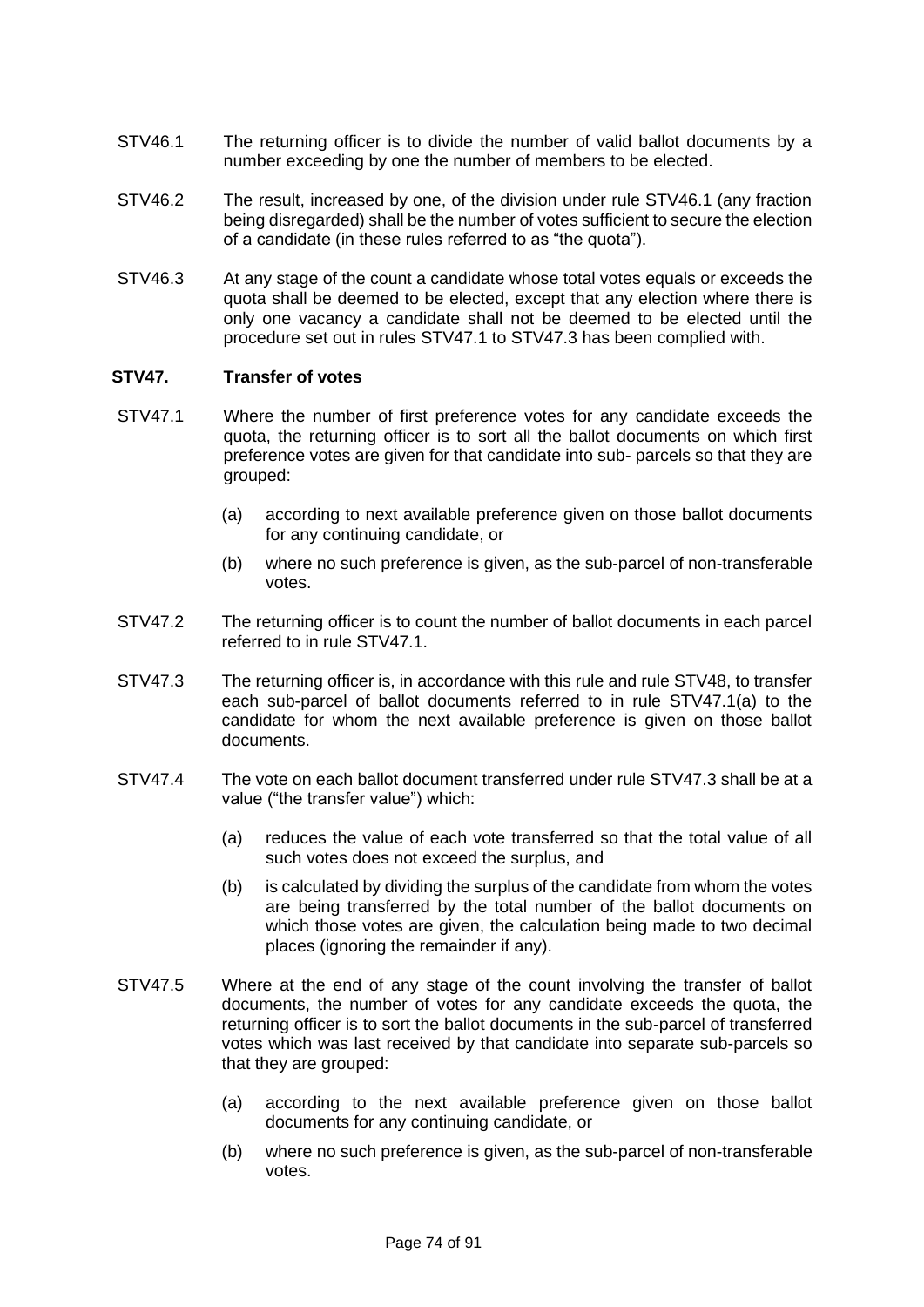STV46.1 The returning officer is to divide the number of valid ballot documents by a number exceeding by one the number of members to be elected.

STV46.2 The result, increased by one, of the division under rule STV46.1 (any fraction being disregarded) shall be the number of votes sufficient to secure the election of a candidate (in these rules referred to as "the quota").

STV46.3 At any stage of the count a candidate whose total votes equals or exceeds the quota shall be deemed to be elected, except that any election where there is only one vacancy a candidate shall not be deemed to be elected until the procedure set out in rules STV47.1 to STV47.3 has been complied with.

**STV47. Transfer of votes**

STV47.1 Where the number of first preference votes for any candidate exceeds the quota, the returning officer is to sort all the ballot documents on which first preference votes are given for that candidate into sub- parcels so that they are grouped:

(a) according to next available preference given on those ballot documents for any continuing candidate, or

(b) where no such preference is given, as the sub-parcel of non-transferable votes.

STV47.2 The returning officer is to count the number of ballot documents in each parcel referred to in rule STV47.1.

STV47.3 The returning officer is, in accordance with this rule and rule STV48, to transfer each sub-parcel of ballot documents referred to in rule STV47.1(a) to the candidate for whom the next available preference is given on those ballot documents.

STV47.4 The vote on each ballot document transferred under rule STV47.3 shall be at a value ("the transfer value") which:

(a) reduces the value of each vote transferred so that the total value of all such votes does not exceed the surplus, and

(b) is calculated by dividing the surplus of the candidate from whom the votes are being transferred by the total number of the ballot documents on which those votes are given, the calculation being made to two decimal places (ignoring the remainder if any).

STV47.5 Where at the end of any stage of the count involving the transfer of ballot documents, the number of votes for any candidate exceeds the quota, the returning officer is to sort the ballot documents in the sub-parcel of transferred votes which was last received by that candidate into separate sub-parcels so that they are grouped:

(a) according to the next available preference given on those ballot documents for any continuing candidate, or

(b) where no such preference is given, as the sub-parcel of non-transferable votes.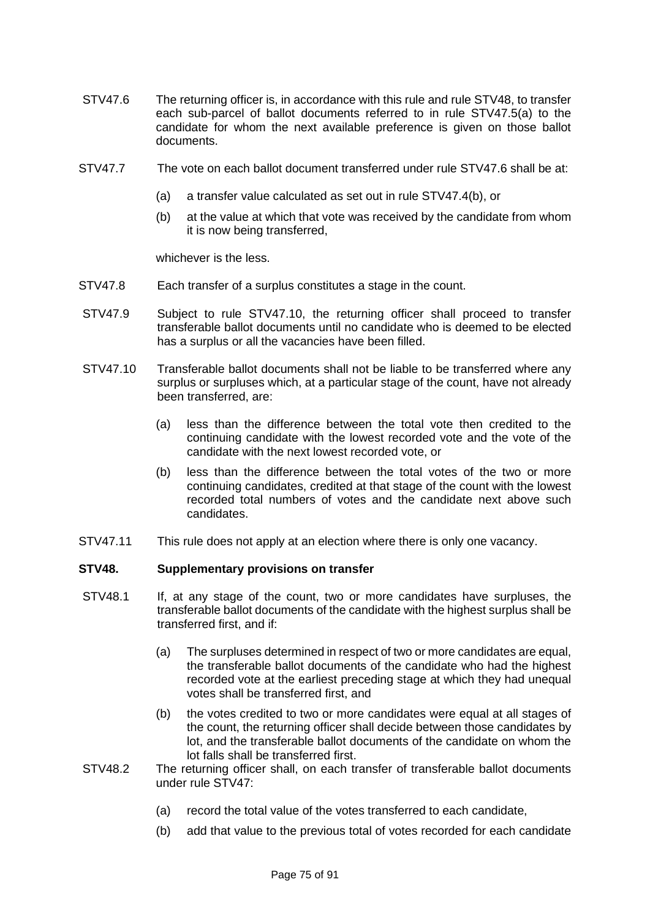STV47.6 The returning officer is, in accordance with this rule and rule STV48, to transfer each sub-parcel of ballot documents referred to in rule STV47.5(a) to the candidate for whom the next available preference is given on those ballot documents.

STV47.7 The vote on each ballot document transferred under rule STV47.6 shall be at:

(a) a transfer value calculated as set out in rule STV47.4(b), or

(b) at the value at which that vote was received by the candidate from whom it is now being transferred,

whichever is the less.

STV47.8 Each transfer of a surplus constitutes a stage in the count.

STV47.9 Subject to rule STV47.10, the returning officer shall proceed to transfer transferable ballot documents until no candidate who is deemed to be elected has a surplus or all the vacancies have been filled.

STV47.10 Transferable ballot documents shall not be liable to be transferred where any surplus or surpluses which, at a particular stage of the count, have not already been transferred, are:

(a) less than the difference between the total vote then credited to the continuing candidate with the lowest recorded vote and the vote of the candidate with the next lowest recorded vote, or

(b) less than the difference between the total votes of the two or more continuing candidates, credited at that stage of the count with the lowest recorded total numbers of votes and the candidate next above such candidates.

STV47.11 This rule does not apply at an election where there is only one vacancy.

**STV48. Supplementary provisions on transfer**

STV48.1 If, at any stage of the count, two or more candidates have surpluses, the transferable ballot documents of the candidate with the highest surplus shall be transferred first, and if:

(a) The surpluses determined in respect of two or more candidates are equal, the transferable ballot documents of the candidate who had the highest recorded vote at the earliest preceding stage at which they had unequal votes shall be transferred first, and

(b) the votes credited to two or more candidates were equal at all stages of the count, the returning officer shall decide between those candidates by lot, and the transferable ballot documents of the candidate on whom the lot falls shall be transferred first.

STV48.2 The returning officer shall, on each transfer of transferable ballot documents under rule STV47:

(a) record the total value of the votes transferred to each candidate,

(b) add that value to the previous total of votes recorded for each candidate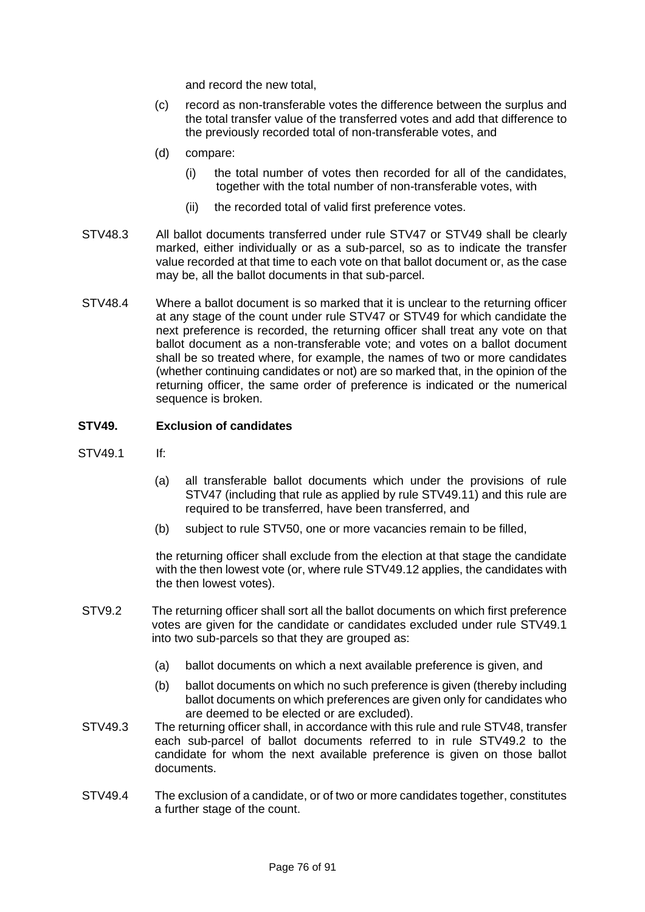and record the new total,

(c) record as non-transferable votes the difference between the surplus and the total transfer value of the transferred votes and add that difference to the previously recorded total of non-transferable votes, and

(d) compare:

   (i) the total number of votes then recorded for all of the candidates, together with the total number of non-transferable votes, with

   (ii) the recorded total of valid first preference votes.

STV48.3 All ballot documents transferred under rule STV47 or STV49 shall be clearly marked, either individually or as a sub-parcel, so as to indicate the transfer value recorded at that time to each vote on that ballot document or, as the case may be, all the ballot documents in that sub-parcel.

STV48.4 Where a ballot document is so marked that it is unclear to the returning officer at any stage of the count under rule STV47 or STV49 for which candidate the next preference is recorded, the returning officer shall treat any vote on that ballot document as a non-transferable vote; and votes on a ballot document shall be so treated where, for example, the names of two or more candidates (whether continuing candidates or not) are so marked that, in the opinion of the returning officer, the same order of preference is indicated or the numerical sequence is broken.

**STV49. Exclusion of candidates**

STV49.1 If:

(a) all transferable ballot documents which under the provisions of rule STV47 (including that rule as applied by rule STV49.11) and this rule are required to be transferred, have been transferred, and

(b) subject to rule STV50, one or more vacancies remain to be filled,

the returning officer shall exclude from the election at that stage the candidate with the then lowest vote (or, where rule STV49.12 applies, the candidates with the then lowest votes).

STV9.2 The returning officer shall sort all the ballot documents on which first preference votes are given for the candidate or candidates excluded under rule STV49.1 into two sub-parcels so that they are grouped as:

(a) ballot documents on which a next available preference is given, and

(b) ballot documents on which no such preference is given (thereby including ballot documents on which preferences are given only for candidates who are deemed to be elected or are excluded).

STV49.3 The returning officer shall, in accordance with this rule and rule STV48, transfer each sub-parcel of ballot documents referred to in rule STV49.2 to the candidate for whom the next available preference is given on those ballot documents.

STV49.4 The exclusion of a candidate, or of two or more candidates together, constitutes a further stage of the count.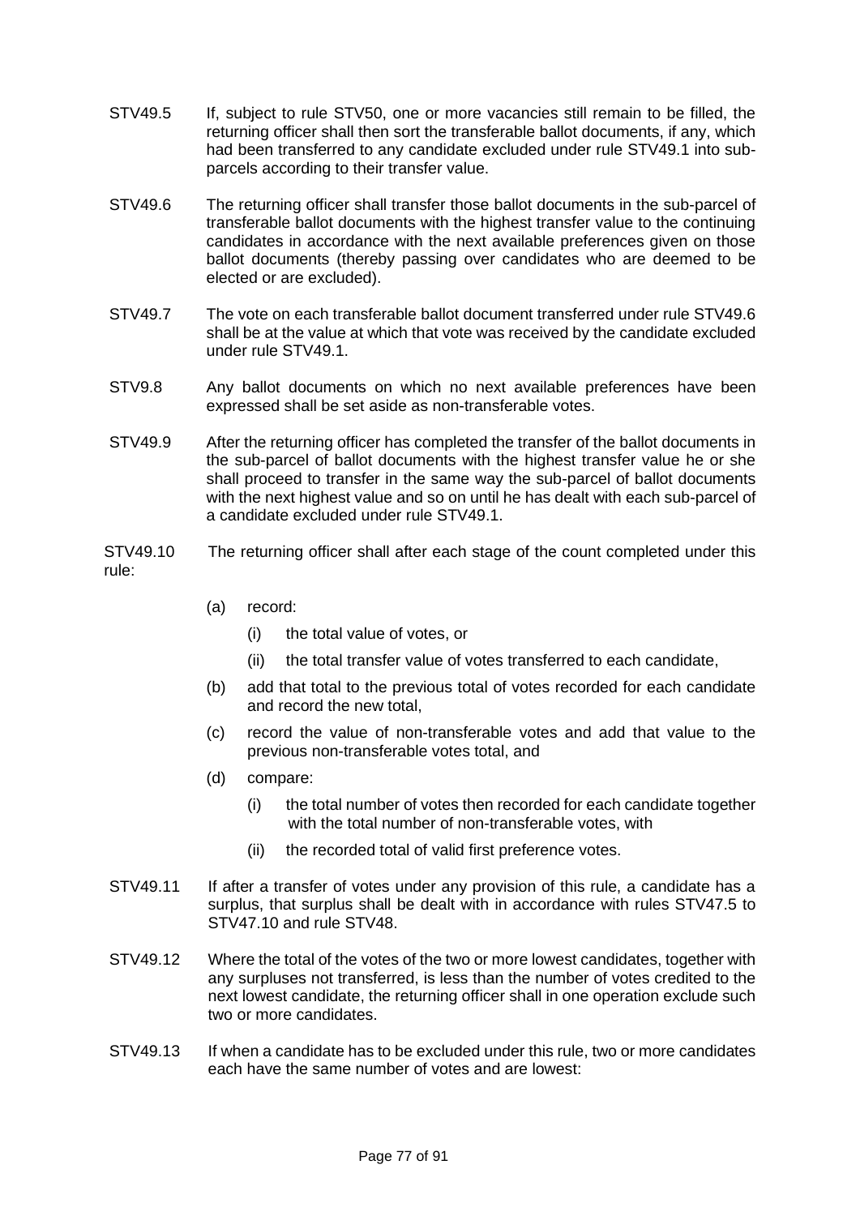STV49.5 If, subject to rule STV50, one or more vacancies still remain to be filled, the returning officer shall then sort the transferable ballot documents, if any, which had been transferred to any candidate excluded under rule STV49.1 into sub-parcels according to their transfer value.

STV49.6 The returning officer shall transfer those ballot documents in the sub-parcel of transferable ballot documents with the highest transfer value to the continuing candidates in accordance with the next available preferences given on those ballot documents (thereby passing over candidates who are deemed to be elected or are excluded).

STV49.7 The vote on each transferable ballot document transferred under rule STV49.6 shall be at the value at which that vote was received by the candidate excluded under rule STV49.1.

STV9.8 Any ballot documents on which no next available preferences have been expressed shall be set aside as non-transferable votes.

STV49.9 After the returning officer has completed the transfer of the ballot documents in the sub-parcel of ballot documents with the highest transfer value he or she shall proceed to transfer in the same way the sub-parcel of ballot documents with the next highest value and so on until he has dealt with each sub-parcel of a candidate excluded under rule STV49.1.

STV49.10 The returning officer shall after each stage of the count completed under this rule:

- (a) record:
  - (i) the total value of votes, or
  - (ii) the total transfer value of votes transferred to each candidate,
- (b) add that total to the previous total of votes recorded for each candidate and record the new total,
- (c) record the value of non-transferable votes and add that value to the previous non-transferable votes total, and
- (d) compare:
  - (i) the total number of votes then recorded for each candidate together with the total number of non-transferable votes, with
  - (ii) the recorded total of valid first preference votes.

STV49.11 If after a transfer of votes under any provision of this rule, a candidate has a surplus, that surplus shall be dealt with in accordance with rules STV47.5 to STV47.10 and rule STV48.

STV49.12 Where the total of the votes of the two or more lowest candidates, together with any surpluses not transferred, is less than the number of votes credited to the next lowest candidate, the returning officer shall in one operation exclude such two or more candidates.

STV49.13 If when a candidate has to be excluded under this rule, two or more candidates each have the same number of votes and are lowest: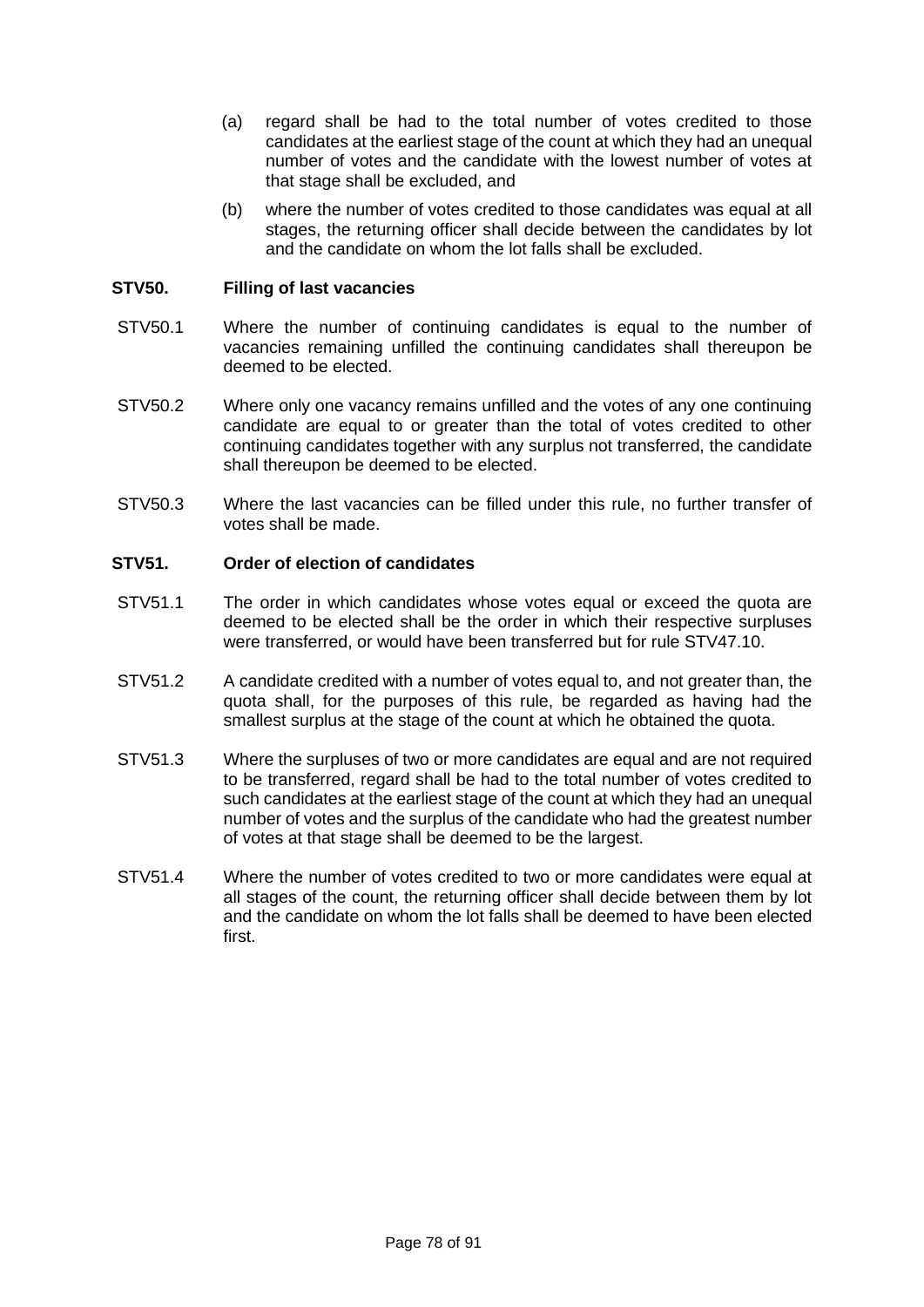(a) regard shall be had to the total number of votes credited to those candidates at the earliest stage of the count at which they had an unequal number of votes and the candidate with the lowest number of votes at that stage shall be excluded, and

(b) where the number of votes credited to those candidates was equal at all stages, the returning officer shall decide between the candidates by lot and the candidate on whom the lot falls shall be excluded.

**STV50. Filling of last vacancies**

STV50.1 Where the number of continuing candidates is equal to the number of vacancies remaining unfilled the continuing candidates shall thereupon be deemed to be elected.

STV50.2 Where only one vacancy remains unfilled and the votes of any one continuing candidate are equal to or greater than the total of votes credited to other continuing candidates together with any surplus not transferred, the candidate shall thereupon be deemed to be elected.

STV50.3 Where the last vacancies can be filled under this rule, no further transfer of votes shall be made.

**STV51. Order of election of candidates**

STV51.1 The order in which candidates whose votes equal or exceed the quota are deemed to be elected shall be the order in which their respective surpluses were transferred, or would have been transferred but for rule STV47.10.

STV51.2 A candidate credited with a number of votes equal to, and not greater than, the quota shall, for the purposes of this rule, be regarded as having had the smallest surplus at the stage of the count at which he obtained the quota.

STV51.3 Where the surpluses of two or more candidates are equal and are not required to be transferred, regard shall be had to the total number of votes credited to such candidates at the earliest stage of the count at which they had an unequal number of votes and the surplus of the candidate who had the greatest number of votes at that stage shall be deemed to be the largest.

STV51.4 Where the number of votes credited to two or more candidates were equal at all stages of the count, the returning officer shall decide between them by lot and the candidate on whom the lot falls shall be deemed to have been elected first.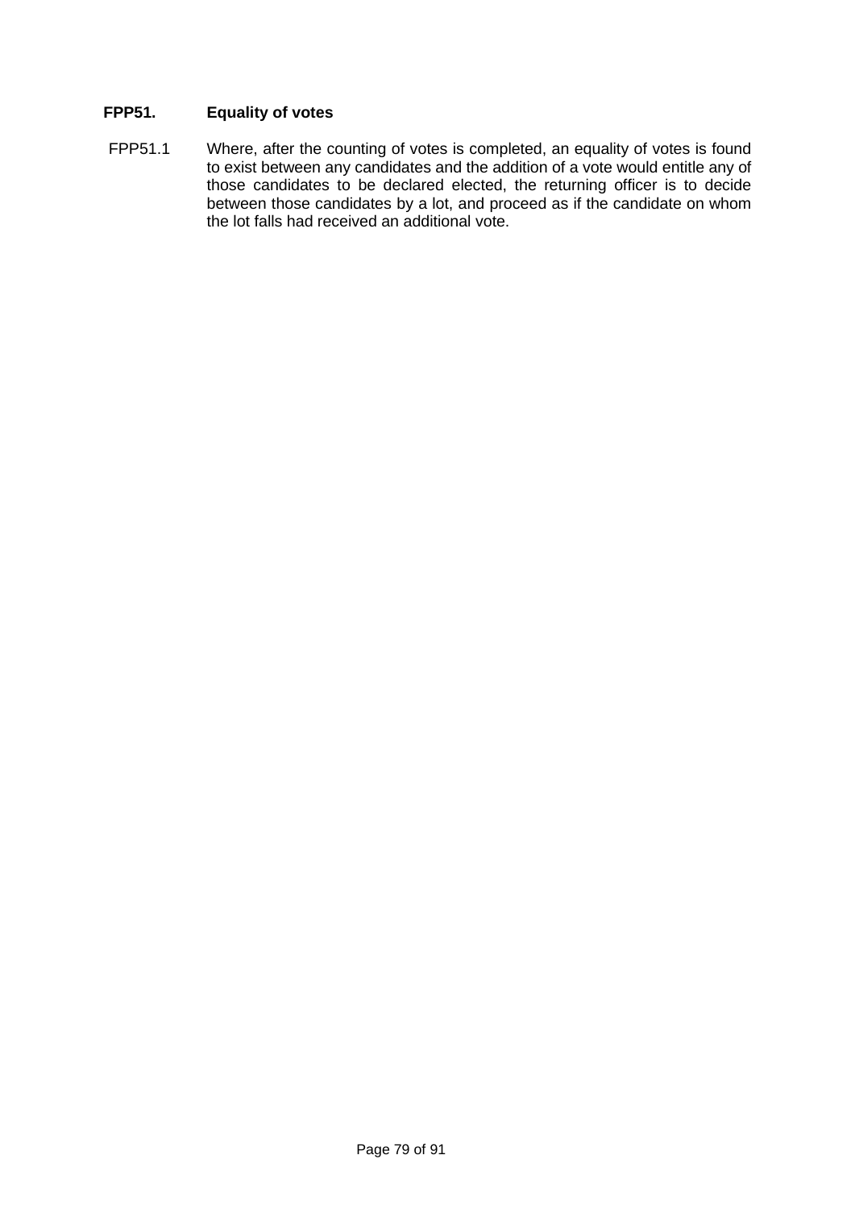**FPP51. Equality of votes**

FPP51.1 Where, after the counting of votes is completed, an equality of votes is found to exist between any candidates and the addition of a vote would entitle any of those candidates to be declared elected, the returning officer is to decide between those candidates by a lot, and proceed as if the candidate on whom the lot falls had received an additional vote.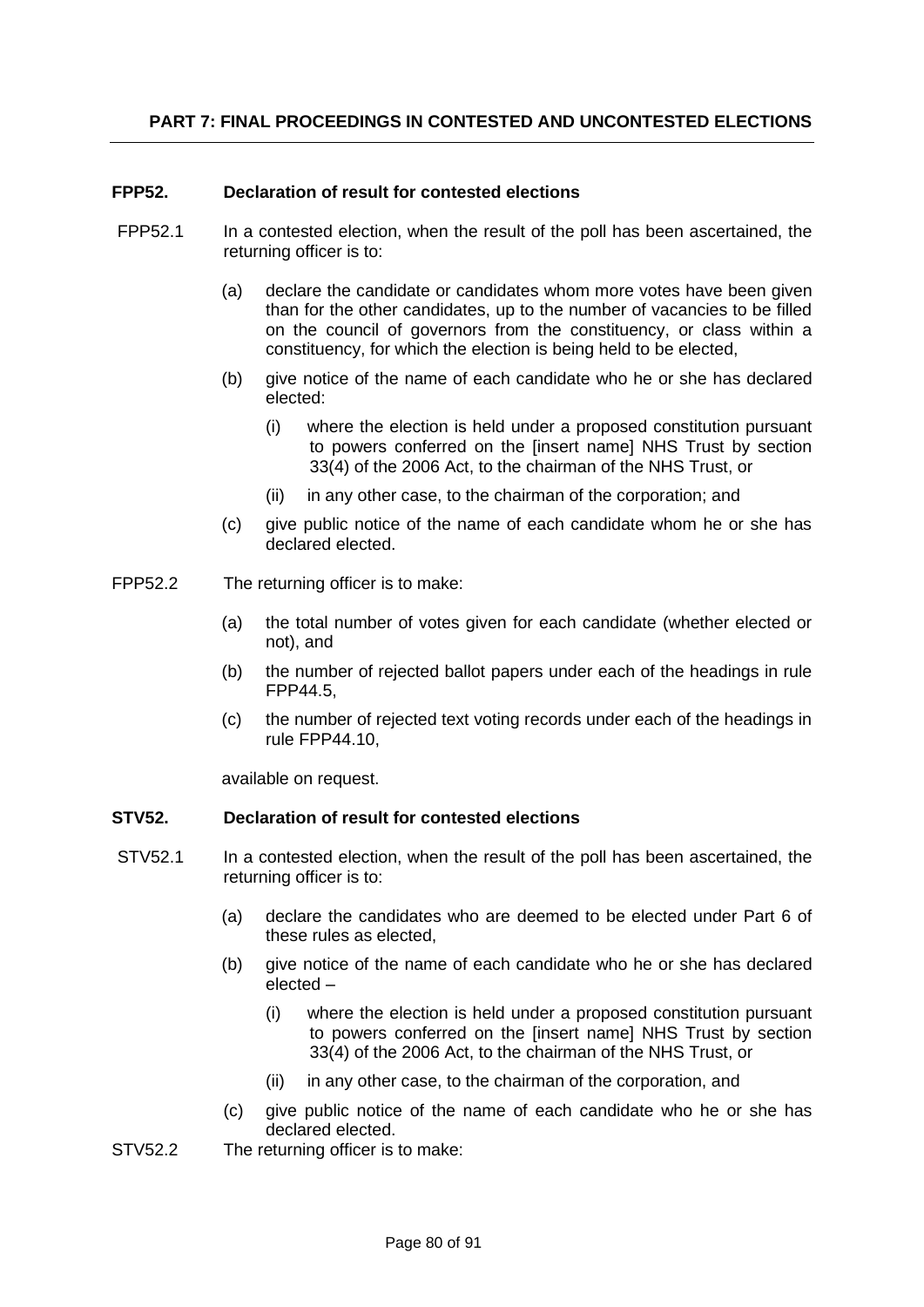## PART 7: FINAL PROCEEDINGS IN CONTESTED AND UNCONTESTED ELECTIONS

### FPP52. Declaration of result for contested elections

FPP52.1 In a contested election, when the result of the poll has been ascertained, the returning officer is to:

(a) declare the candidate or candidates whom more votes have been given than for the other candidates, up to the number of vacancies to be filled on the council of governors from the constituency, or class within a constituency, for which the election is being held to be elected,

(b) give notice of the name of each candidate who he or she has declared elected:

(i) where the election is held under a proposed constitution pursuant to powers conferred on the [insert name] NHS Trust by section 33(4) of the 2006 Act, to the chairman of the NHS Trust, or

(ii) in any other case, to the chairman of the corporation; and

(c) give public notice of the name of each candidate whom he or she has declared elected.

FPP52.2 The returning officer is to make:

(a) the total number of votes given for each candidate (whether elected or not), and

(b) the number of rejected ballot papers under each of the headings in rule FPP44.5,

(c) the number of rejected text voting records under each of the headings in rule FPP44.10,

available on request.

### STV52. Declaration of result for contested elections

STV52.1 In a contested election, when the result of the poll has been ascertained, the returning officer is to:

(a) declare the candidates who are deemed to be elected under Part 6 of these rules as elected,

(b) give notice of the name of each candidate who he or she has declared elected –

(i) where the election is held under a proposed constitution pursuant to powers conferred on the [insert name] NHS Trust by section 33(4) of the 2006 Act, to the chairman of the NHS Trust, or

(ii) in any other case, to the chairman of the corporation, and

(c) give public notice of the name of each candidate who he or she has declared elected.

STV52.2 The returning officer is to make: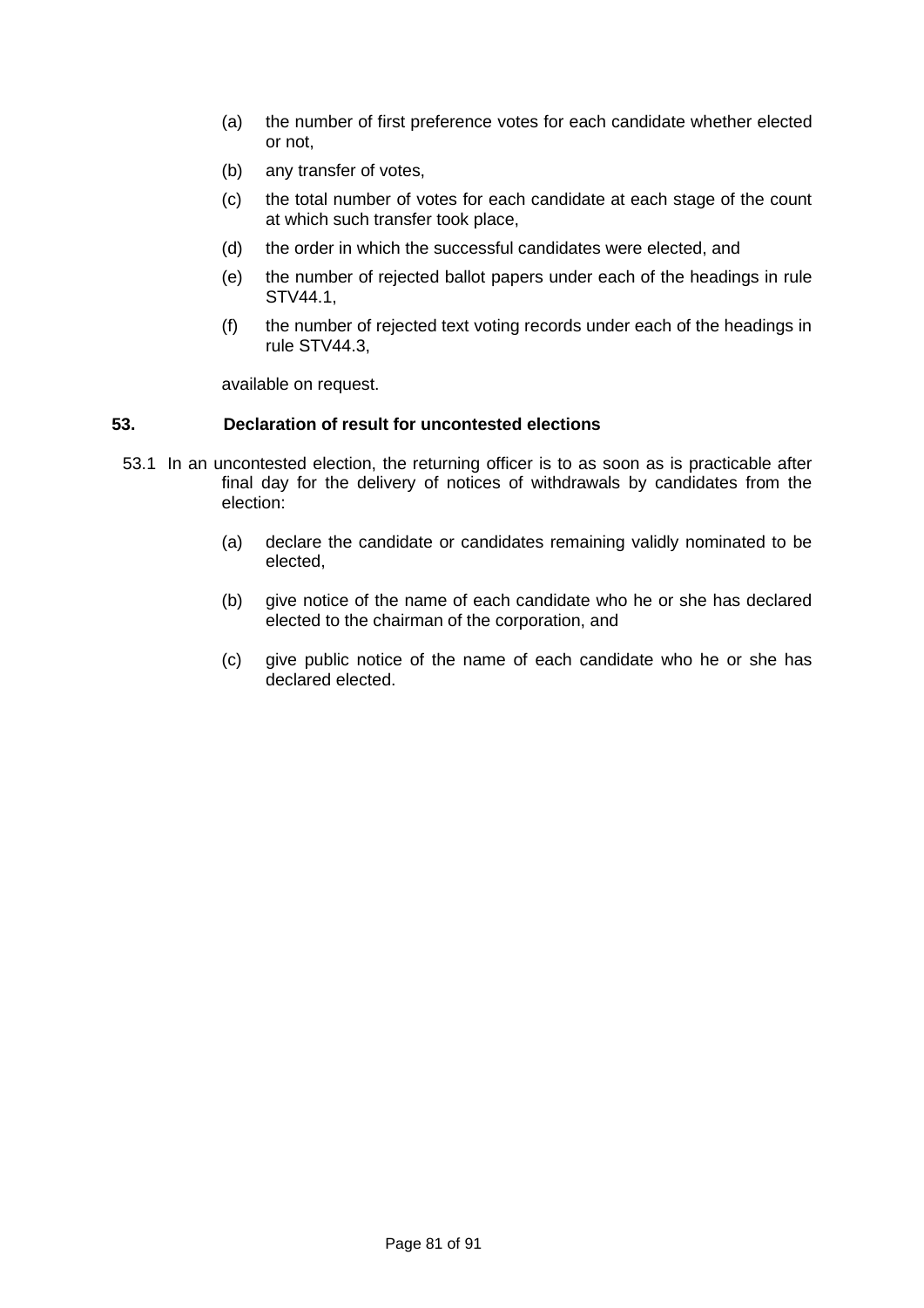(a) the number of first preference votes for each candidate whether elected or not,

(b) any transfer of votes,

(c) the total number of votes for each candidate at each stage of the count at which such transfer took place,

(d) the order in which the successful candidates were elected, and

(e) the number of rejected ballot papers under each of the headings in rule STV44.1,

(f) the number of rejected text voting records under each of the headings in rule STV44.3,

available on request.

**53. Declaration of result for uncontested elections**

53.1 In an uncontested election, the returning officer is to as soon as is practicable after final day for the delivery of notices of withdrawals by candidates from the election:

(a) declare the candidate or candidates remaining validly nominated to be elected,

(b) give notice of the name of each candidate who he or she has declared elected to the chairman of the corporation, and

(c) give public notice of the name of each candidate who he or she has declared elected.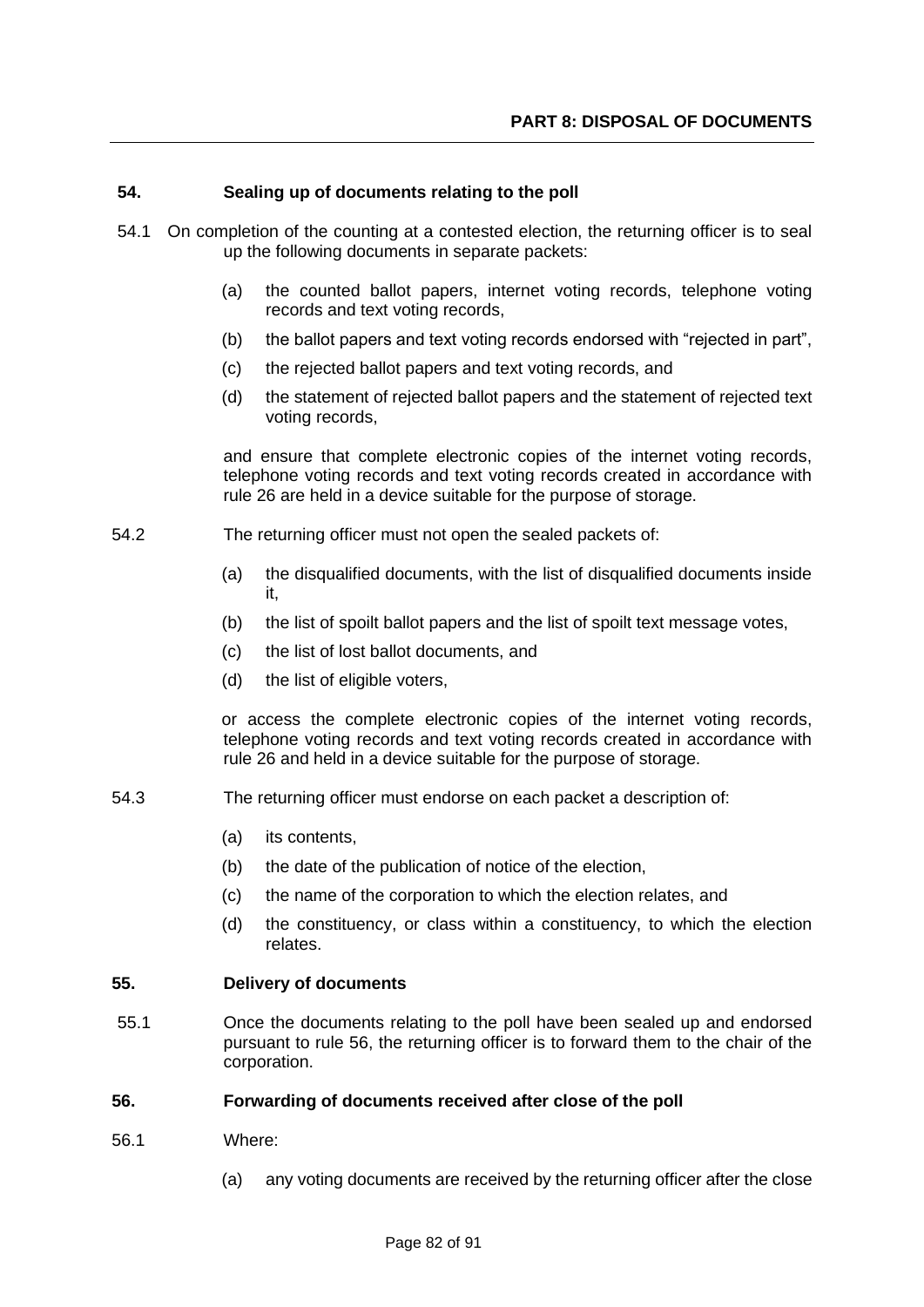## PART 8: DISPOSAL OF DOCUMENTS

### 54. Sealing up of documents relating to the poll

54.1 On completion of the counting at a contested election, the returning officer is to seal up the following documents in separate packets:

- (a) the counted ballot papers, internet voting records, telephone voting records and text voting records,
- (b) the ballot papers and text voting records endorsed with "rejected in part",
- (c) the rejected ballot papers and text voting records, and
- (d) the statement of rejected ballot papers and the statement of rejected text voting records,

and ensure that complete electronic copies of the internet voting records, telephone voting records and text voting records created in accordance with rule 26 are held in a device suitable for the purpose of storage.

54.2 The returning officer must not open the sealed packets of:

- (a) the disqualified documents, with the list of disqualified documents inside it,
- (b) the list of spoilt ballot papers and the list of spoilt text message votes,
- (c) the list of lost ballot documents, and
- (d) the list of eligible voters,

or access the complete electronic copies of the internet voting records, telephone voting records and text voting records created in accordance with rule 26 and held in a device suitable for the purpose of storage.

54.3 The returning officer must endorse on each packet a description of:

- (a) its contents,
- (b) the date of the publication of notice of the election,
- (c) the name of the corporation to which the election relates, and
- (d) the constituency, or class within a constituency, to which the election relates.

### 55. Delivery of documents

55.1 Once the documents relating to the poll have been sealed up and endorsed pursuant to rule 56, the returning officer is to forward them to the chair of the corporation.

### 56. Forwarding of documents received after close of the poll

56.1 Where:

- (a) any voting documents are received by the returning officer after the close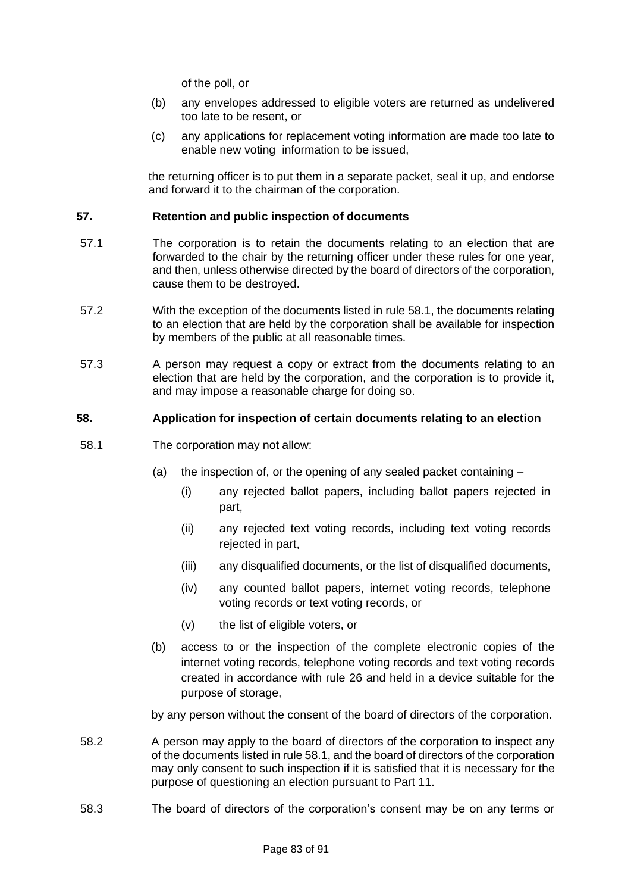of the poll, or

(b) any envelopes addressed to eligible voters are returned as undelivered too late to be resent, or

(c) any applications for replacement voting information are made too late to enable new voting information to be issued,

the returning officer is to put them in a separate packet, seal it up, and endorse and forward it to the chairman of the corporation.

**57. Retention and public inspection of documents**

57.1 The corporation is to retain the documents relating to an election that are forwarded to the chair by the returning officer under these rules for one year, and then, unless otherwise directed by the board of directors of the corporation, cause them to be destroyed.

57.2 With the exception of the documents listed in rule 58.1, the documents relating to an election that are held by the corporation shall be available for inspection by members of the public at all reasonable times.

57.3 A person may request a copy or extract from the documents relating to an election that are held by the corporation, and the corporation is to provide it, and may impose a reasonable charge for doing so.

**58. Application for inspection of certain documents relating to an election**

58.1 The corporation may not allow:

(a) the inspection of, or the opening of any sealed packet containing –

(i) any rejected ballot papers, including ballot papers rejected in part,

(ii) any rejected text voting records, including text voting records rejected in part,

(iii) any disqualified documents, or the list of disqualified documents,

(iv) any counted ballot papers, internet voting records, telephone voting records or text voting records, or

(v) the list of eligible voters, or

(b) access to or the inspection of the complete electronic copies of the internet voting records, telephone voting records and text voting records created in accordance with rule 26 and held in a device suitable for the purpose of storage,

by any person without the consent of the board of directors of the corporation.

58.2 A person may apply to the board of directors of the corporation to inspect any of the documents listed in rule 58.1, and the board of directors of the corporation may only consent to such inspection if it is satisfied that it is necessary for the purpose of questioning an election pursuant to Part 11.

58.3 The board of directors of the corporation's consent may be on any terms or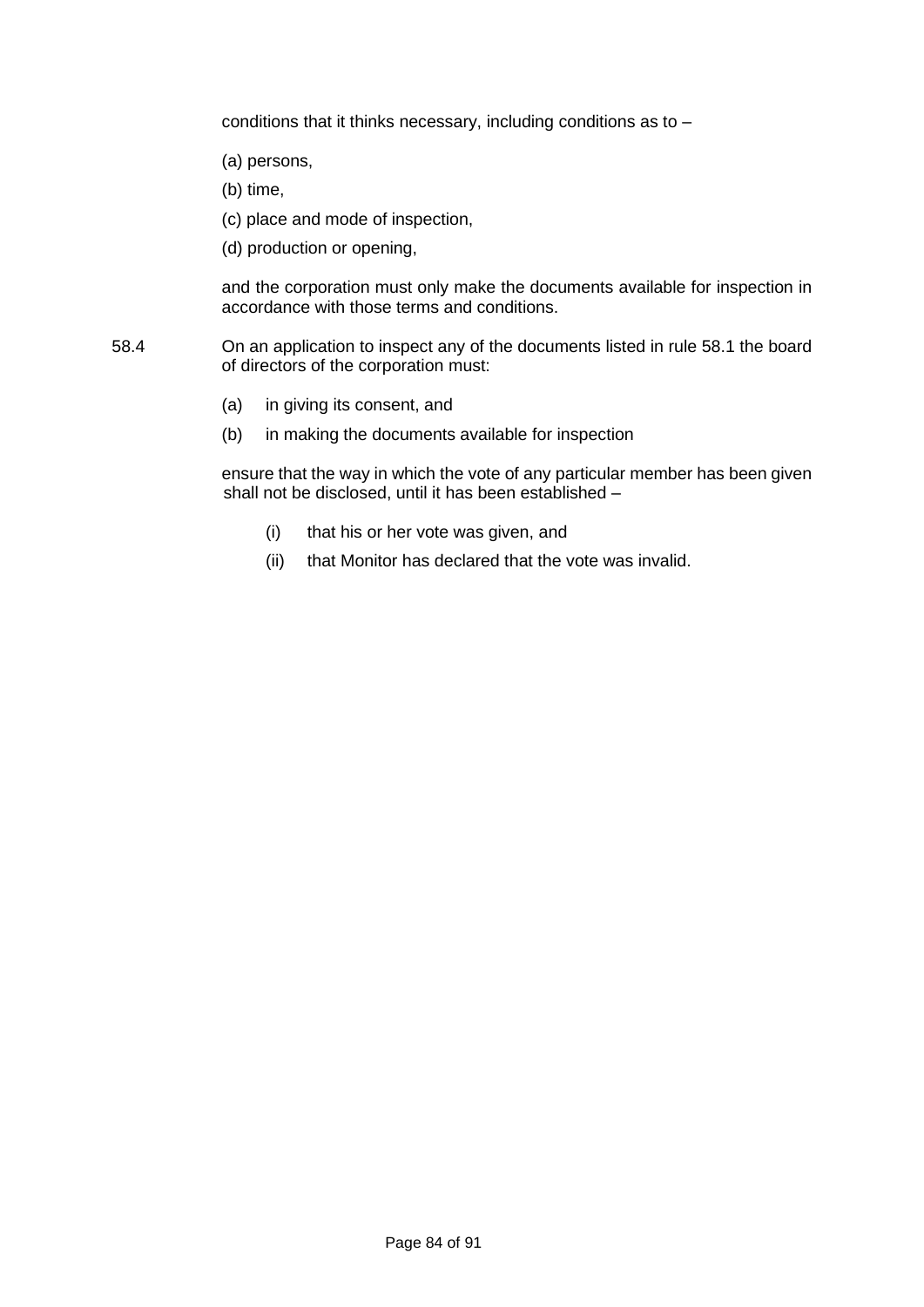conditions that it thinks necessary, including conditions as to –

(a) persons,

(b) time,

(c) place and mode of inspection,

(d) production or opening,

and the corporation must only make the documents available for inspection in accordance with those terms and conditions.

58.4 On an application to inspect any of the documents listed in rule 58.1 the board of directors of the corporation must:

(a) in giving its consent, and

(b) in making the documents available for inspection

ensure that the way in which the vote of any particular member has been given shall not be disclosed, until it has been established –

(i) that his or her vote was given, and

(ii) that Monitor has declared that the vote was invalid.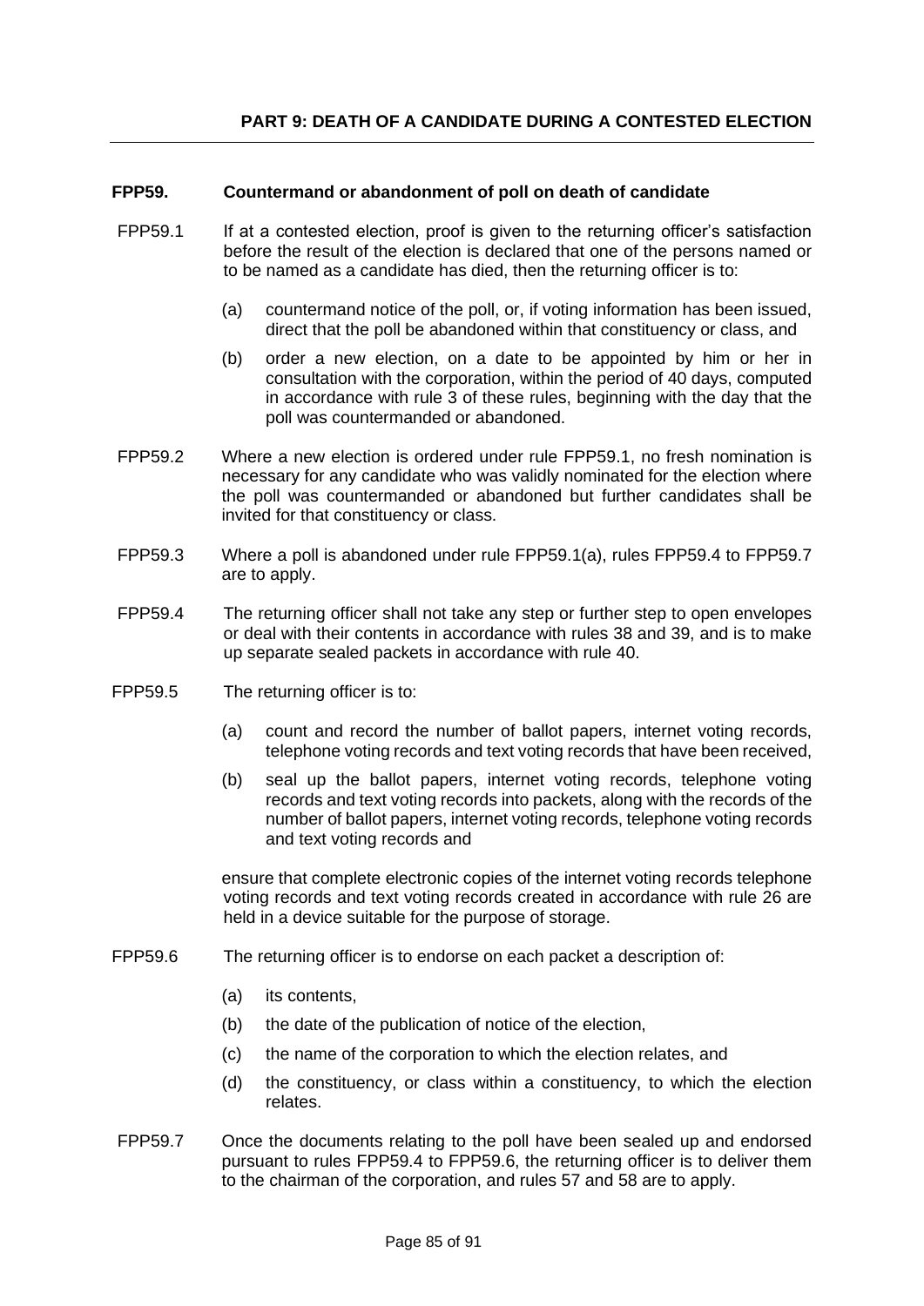## PART 9: DEATH OF A CANDIDATE DURING A CONTESTED ELECTION

### FPP59. Countermand or abandonment of poll on death of candidate

FPP59.1 If at a contested election, proof is given to the returning officer's satisfaction before the result of the election is declared that one of the persons named or to be named as a candidate has died, then the returning officer is to:

(a) countermand notice of the poll, or, if voting information has been issued, direct that the poll be abandoned within that constituency or class, and

(b) order a new election, on a date to be appointed by him or her in consultation with the corporation, within the period of 40 days, computed in accordance with rule 3 of these rules, beginning with the day that the poll was countermanded or abandoned.

FPP59.2 Where a new election is ordered under rule FPP59.1, no fresh nomination is necessary for any candidate who was validly nominated for the election where the poll was countermanded or abandoned but further candidates shall be invited for that constituency or class.

FPP59.3 Where a poll is abandoned under rule FPP59.1(a), rules FPP59.4 to FPP59.7 are to apply.

FPP59.4 The returning officer shall not take any step or further step to open envelopes or deal with their contents in accordance with rules 38 and 39, and is to make up separate sealed packets in accordance with rule 40.

FPP59.5 The returning officer is to:

(a) count and record the number of ballot papers, internet voting records, telephone voting records and text voting records that have been received,

(b) seal up the ballot papers, internet voting records, telephone voting records and text voting records into packets, along with the records of the number of ballot papers, internet voting records, telephone voting records and text voting records and

ensure that complete electronic copies of the internet voting records telephone voting records and text voting records created in accordance with rule 26 are held in a device suitable for the purpose of storage.

FPP59.6 The returning officer is to endorse on each packet a description of:

(a) its contents,

(b) the date of the publication of notice of the election,

(c) the name of the corporation to which the election relates, and

(d) the constituency, or class within a constituency, to which the election relates.

FPP59.7 Once the documents relating to the poll have been sealed up and endorsed pursuant to rules FPP59.4 to FPP59.6, the returning officer is to deliver them to the chairman of the corporation, and rules 57 and 58 are to apply.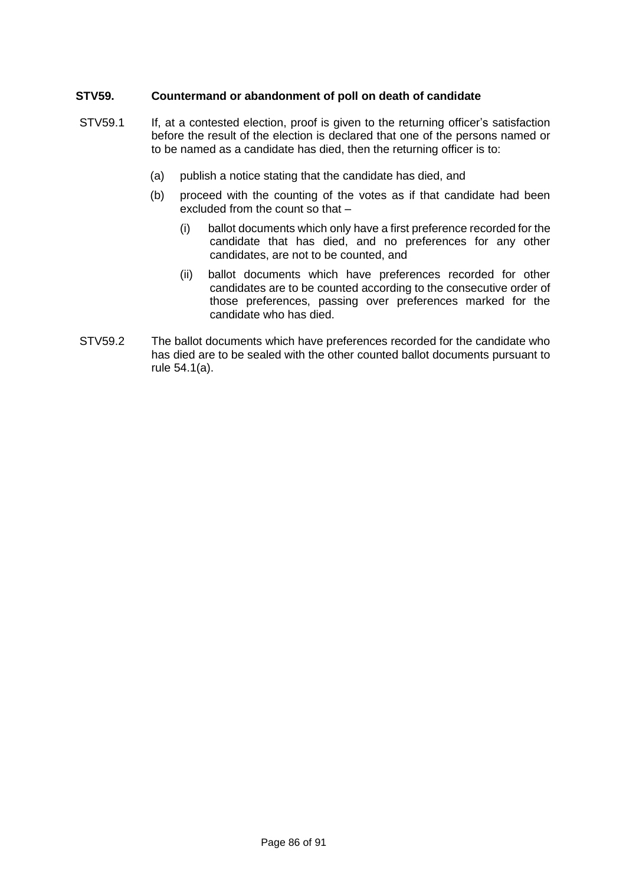**STV59. Countermand or abandonment of poll on death of candidate**

STV59.1 If, at a contested election, proof is given to the returning officer's satisfaction before the result of the election is declared that one of the persons named or to be named as a candidate has died, then the returning officer is to:

(a) publish a notice stating that the candidate has died, and

(b) proceed with the counting of the votes as if that candidate had been excluded from the count so that –

(i) ballot documents which only have a first preference recorded for the candidate that has died, and no preferences for any other candidates, are not to be counted, and

(ii) ballot documents which have preferences recorded for other candidates are to be counted according to the consecutive order of those preferences, passing over preferences marked for the candidate who has died.

STV59.2 The ballot documents which have preferences recorded for the candidate who has died are to be sealed with the other counted ballot documents pursuant to rule 54.1(a).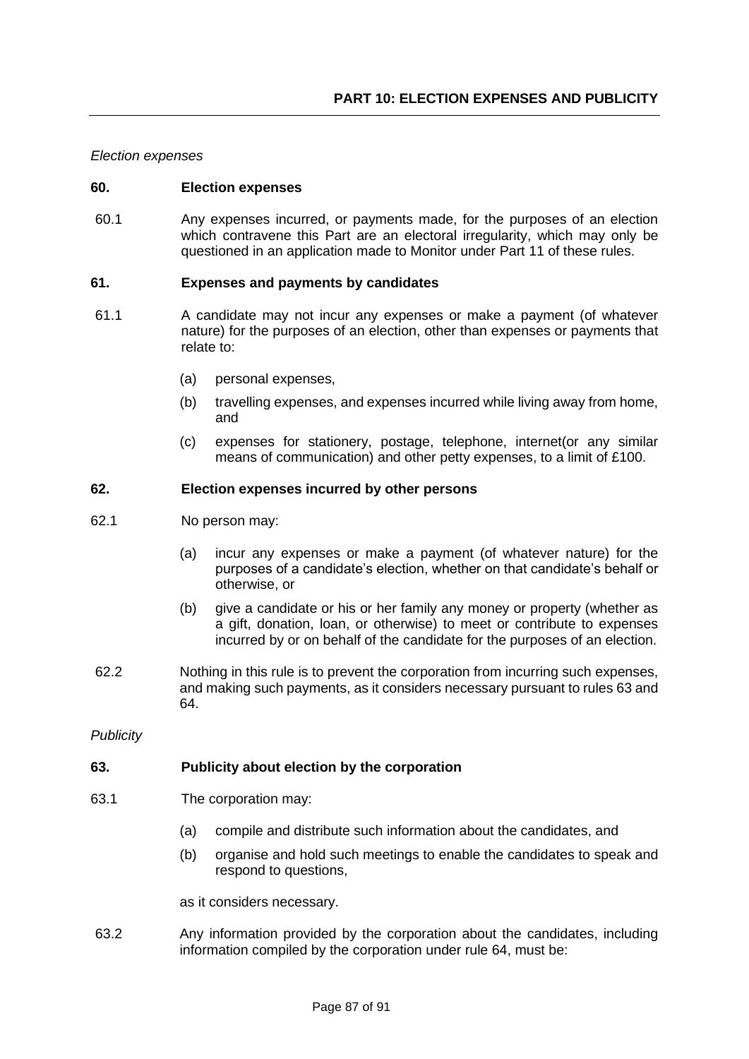## PART 10: ELECTION EXPENSES AND PUBLICITY

*Election expenses*

### 60. Election expenses

60.1 Any expenses incurred, or payments made, for the purposes of an election which contravene this Part are an electoral irregularity, which may only be questioned in an application made to Monitor under Part 11 of these rules.

### 61. Expenses and payments by candidates

61.1 A candidate may not incur any expenses or make a payment (of whatever nature) for the purposes of an election, other than expenses or payments that relate to:

(a) personal expenses,

(b) travelling expenses, and expenses incurred while living away from home, and

(c) expenses for stationery, postage, telephone, internet(or any similar means of communication) and other petty expenses, to a limit of £100.

### 62. Election expenses incurred by other persons

62.1 No person may:

(a) incur any expenses or make a payment (of whatever nature) for the purposes of a candidate's election, whether on that candidate's behalf or otherwise, or

(b) give a candidate or his or her family any money or property (whether as a gift, donation, loan, or otherwise) to meet or contribute to expenses incurred by or on behalf of the candidate for the purposes of an election.

62.2 Nothing in this rule is to prevent the corporation from incurring such expenses, and making such payments, as it considers necessary pursuant to rules 63 and 64.

*Publicity*

### 63. Publicity about election by the corporation

63.1 The corporation may:

(a) compile and distribute such information about the candidates, and

(b) organise and hold such meetings to enable the candidates to speak and respond to questions,

as it considers necessary.

63.2 Any information provided by the corporation about the candidates, including information compiled by the corporation under rule 64, must be: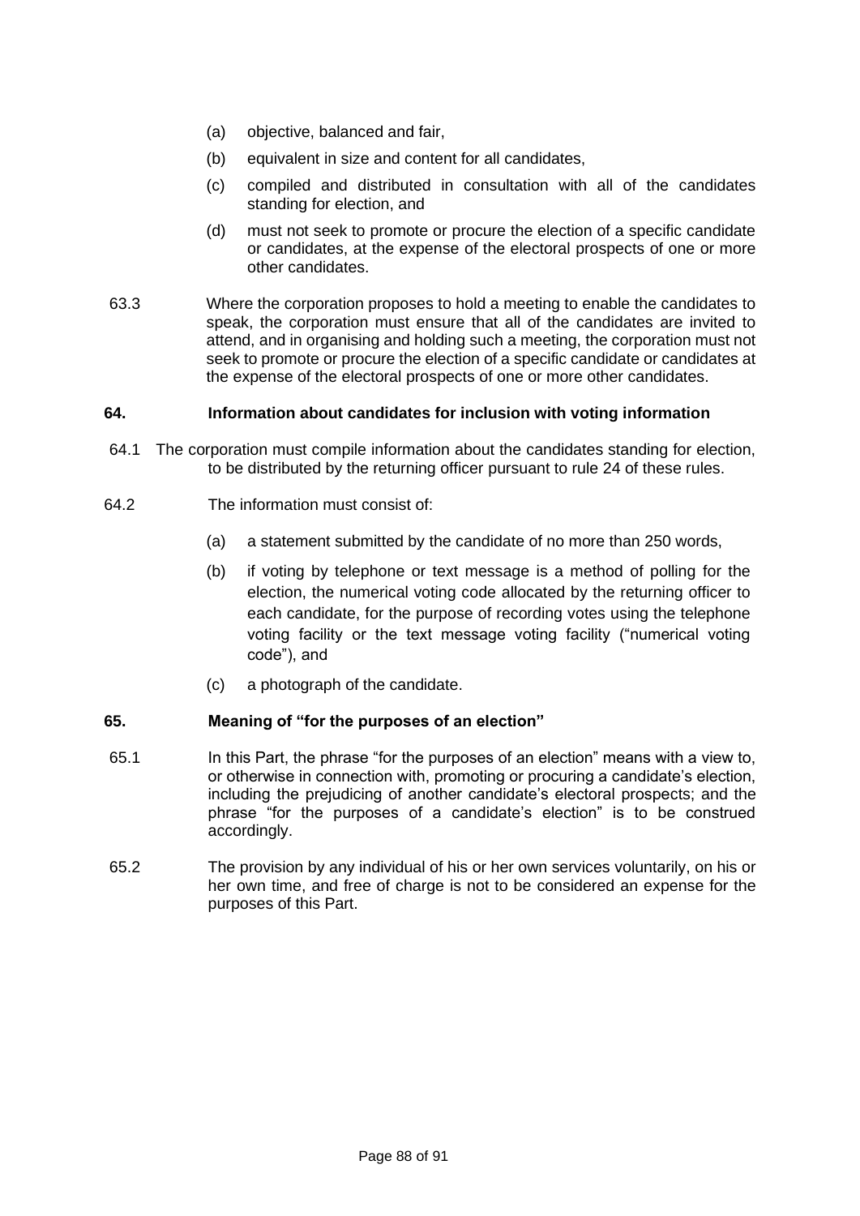(a) objective, balanced and fair,

(b) equivalent in size and content for all candidates,

(c) compiled and distributed in consultation with all of the candidates standing for election, and

(d) must not seek to promote or procure the election of a specific candidate or candidates, at the expense of the electoral prospects of one or more other candidates.

63.3 Where the corporation proposes to hold a meeting to enable the candidates to speak, the corporation must ensure that all of the candidates are invited to attend, and in organising and holding such a meeting, the corporation must not seek to promote or procure the election of a specific candidate or candidates at the expense of the electoral prospects of one or more other candidates.

### 64. Information about candidates for inclusion with voting information

64.1 The corporation must compile information about the candidates standing for election, to be distributed by the returning officer pursuant to rule 24 of these rules.

64.2 The information must consist of:

(a) a statement submitted by the candidate of no more than 250 words,

(b) if voting by telephone or text message is a method of polling for the election, the numerical voting code allocated by the returning officer to each candidate, for the purpose of recording votes using the telephone voting facility or the text message voting facility ("numerical voting code"), and

(c) a photograph of the candidate.

### 65. Meaning of "for the purposes of an election"

65.1 In this Part, the phrase "for the purposes of an election" means with a view to, or otherwise in connection with, promoting or procuring a candidate's election, including the prejudicing of another candidate's electoral prospects; and the phrase "for the purposes of a candidate's election" is to be construed accordingly.

65.2 The provision by any individual of his or her own services voluntarily, on his or her own time, and free of charge is not to be considered an expense for the purposes of this Part.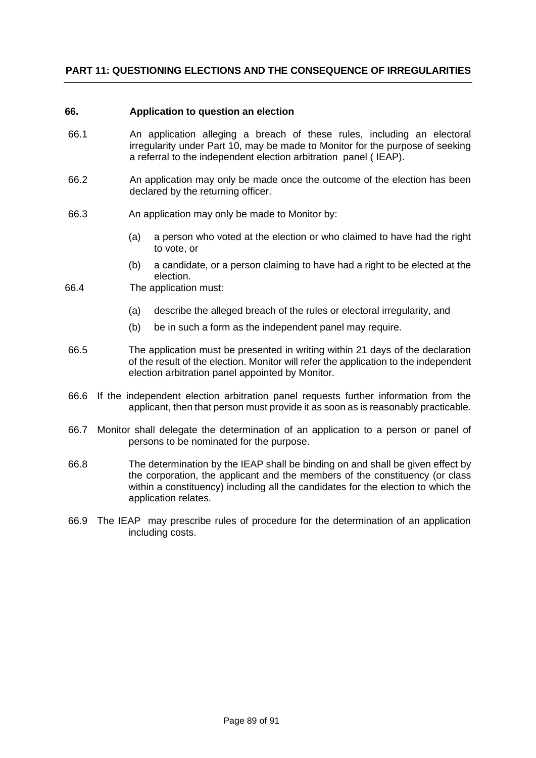## PART 11: QUESTIONING ELECTIONS AND THE CONSEQUENCE OF IRREGULARITIES

### 66. Application to question an election

66.1 An application alleging a breach of these rules, including an electoral irregularity under Part 10, may be made to Monitor for the purpose of seeking a referral to the independent election arbitration panel ( IEAP).

66.2 An application may only be made once the outcome of the election has been declared by the returning officer.

66.3 An application may only be made to Monitor by:

- (a) a person who voted at the election or who claimed to have had the right to vote, or
- (b) a candidate, or a person claiming to have had a right to be elected at the election.

66.4 The application must:

- (a) describe the alleged breach of the rules or electoral irregularity, and
- (b) be in such a form as the independent panel may require.

66.5 The application must be presented in writing within 21 days of the declaration of the result of the election. Monitor will refer the application to the independent election arbitration panel appointed by Monitor.

66.6 If the independent election arbitration panel requests further information from the applicant, then that person must provide it as soon as is reasonably practicable.

66.7 Monitor shall delegate the determination of an application to a person or panel of persons to be nominated for the purpose.

66.8 The determination by the IEAP shall be binding on and shall be given effect by the corporation, the applicant and the members of the constituency (or class within a constituency) including all the candidates for the election to which the application relates.

66.9 The IEAP may prescribe rules of procedure for the determination of an application including costs.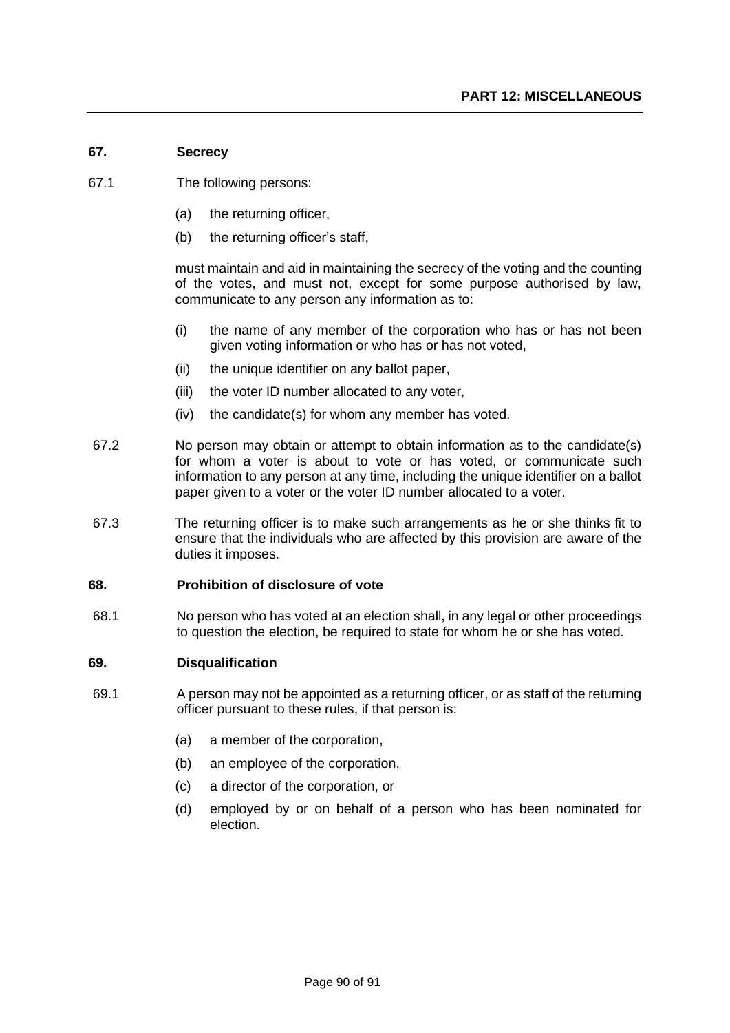## PART 12: MISCELLANEOUS

### 67. Secrecy

67.1 The following persons:

(a) the returning officer,

(b) the returning officer's staff,

must maintain and aid in maintaining the secrecy of the voting and the counting of the votes, and must not, except for some purpose authorised by law, communicate to any person any information as to:

(i) the name of any member of the corporation who has or has not been given voting information or who has or has not voted,

(ii) the unique identifier on any ballot paper,

(iii) the voter ID number allocated to any voter,

(iv) the candidate(s) for whom any member has voted.

67.2 No person may obtain or attempt to obtain information as to the candidate(s) for whom a voter is about to vote or has voted, or communicate such information to any person at any time, including the unique identifier on a ballot paper given to a voter or the voter ID number allocated to a voter.

67.3 The returning officer is to make such arrangements as he or she thinks fit to ensure that the individuals who are affected by this provision are aware of the duties it imposes.

### 68. Prohibition of disclosure of vote

68.1 No person who has voted at an election shall, in any legal or other proceedings to question the election, be required to state for whom he or she has voted.

### 69. Disqualification

69.1 A person may not be appointed as a returning officer, or as staff of the returning officer pursuant to these rules, if that person is:

(a) a member of the corporation,

(b) an employee of the corporation,

(c) a director of the corporation, or

(d) employed by or on behalf of a person who has been nominated for election.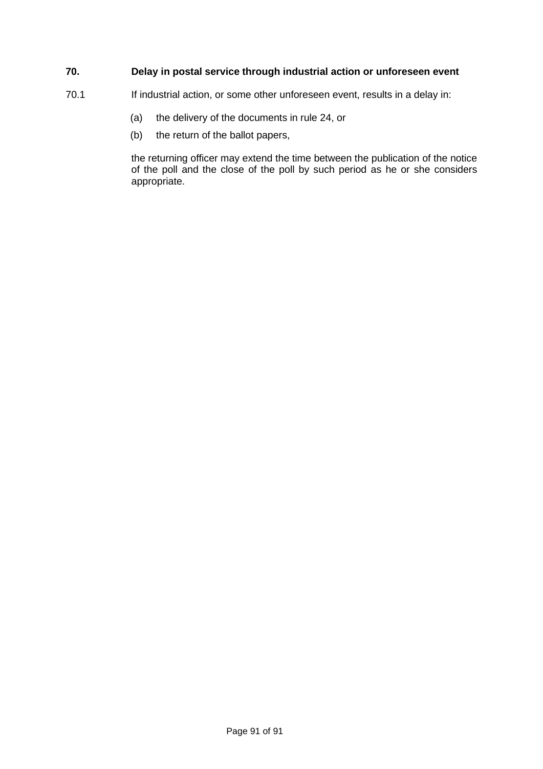## 70. Delay in postal service through industrial action or unforeseen event

70.1 If industrial action, or some other unforeseen event, results in a delay in:

(a) the delivery of the documents in rule 24, or

(b) the return of the ballot papers,

the returning officer may extend the time between the publication of the notice of the poll and the close of the poll by such period as he or she considers appropriate.